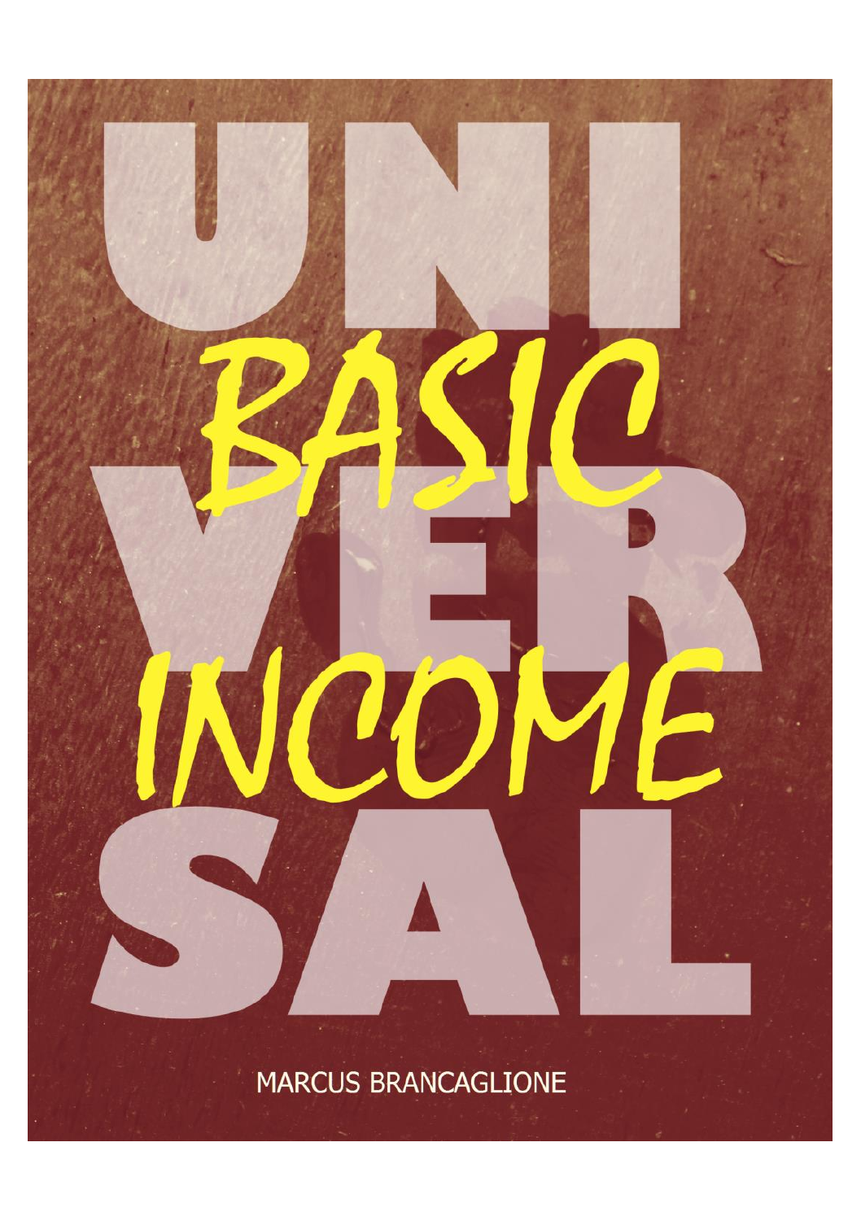# UNIVERSAL BASIC INCOME

MARCUS BRANCAGLIONE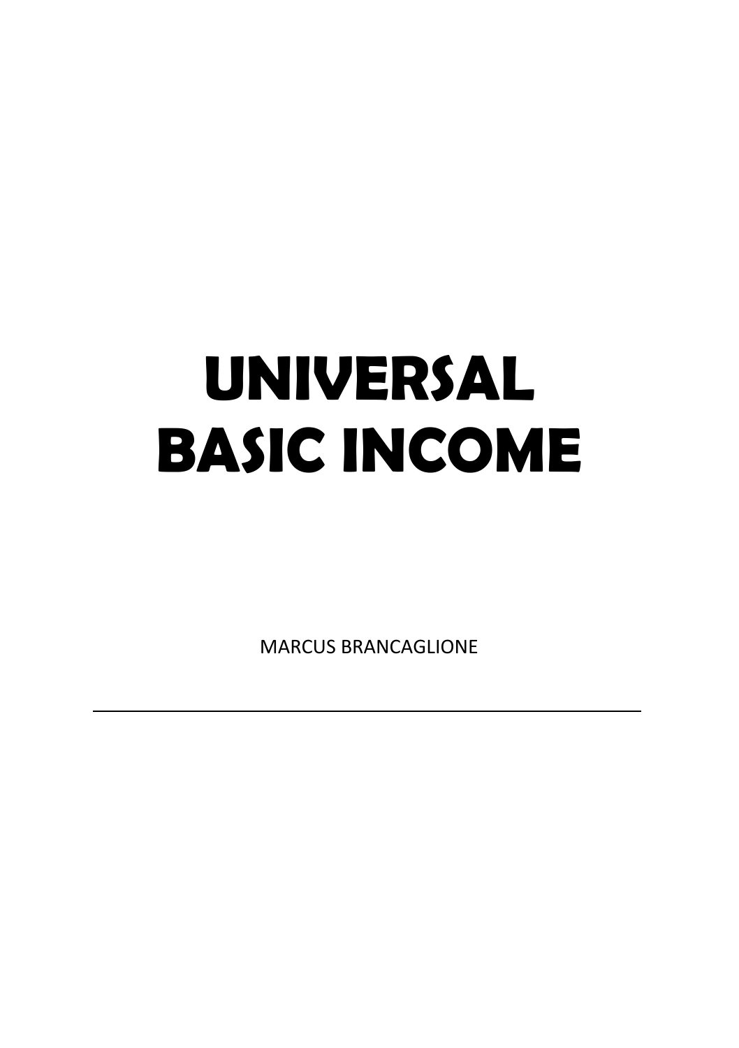# UNIVERSAL BASIC INCOME

MARCUS BRANCAGLIONE

---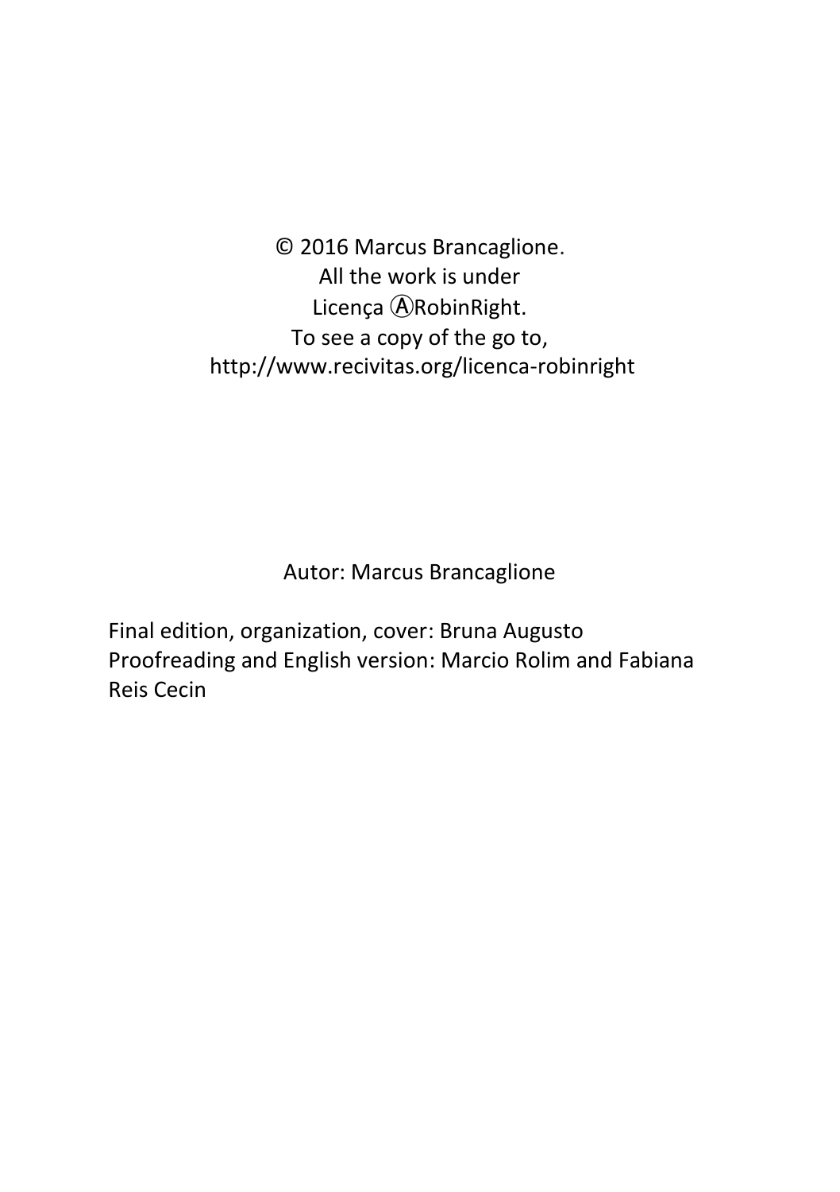© 2016 Marcus Brancaglione.
All the work is under
Licença ⒶRobinRight.
To see a copy of the go to,
http://www.recivitas.org/licenca-robinright

Autor: Marcus Brancaglione

Final edition, organization, cover: Bruna Augusto
Proofreading and English version: Marcio Rolim and Fabiana Reis Cecin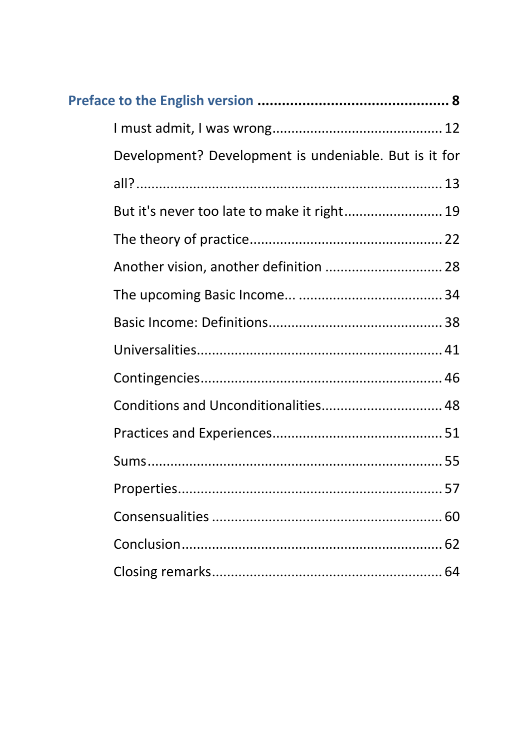**Preface to the English version ............................................ 8**

- I must admit, I was wrong ........................................... 12
- Development? Development is undeniable. But is it for all? ........................................................................... 13
- But it's never too late to make it right ......................... 19
- The theory of practice ................................................. 22
- Another vision, another definition .............................. 28
- The upcoming Basic Income... ..................................... 34
- Basic Income: Definitions ............................................ 38
- Universalities ............................................................. 41
- Contingencies ............................................................. 46
- Conditions and Unconditionalities .............................. 48
- Practices and Experiences ........................................... 51
- Sums ........................................................................... 55
- Properties .................................................................... 57
- Consensualities ........................................................... 60
- Conclusion ................................................................... 62
- Closing remarks ........................................................... 64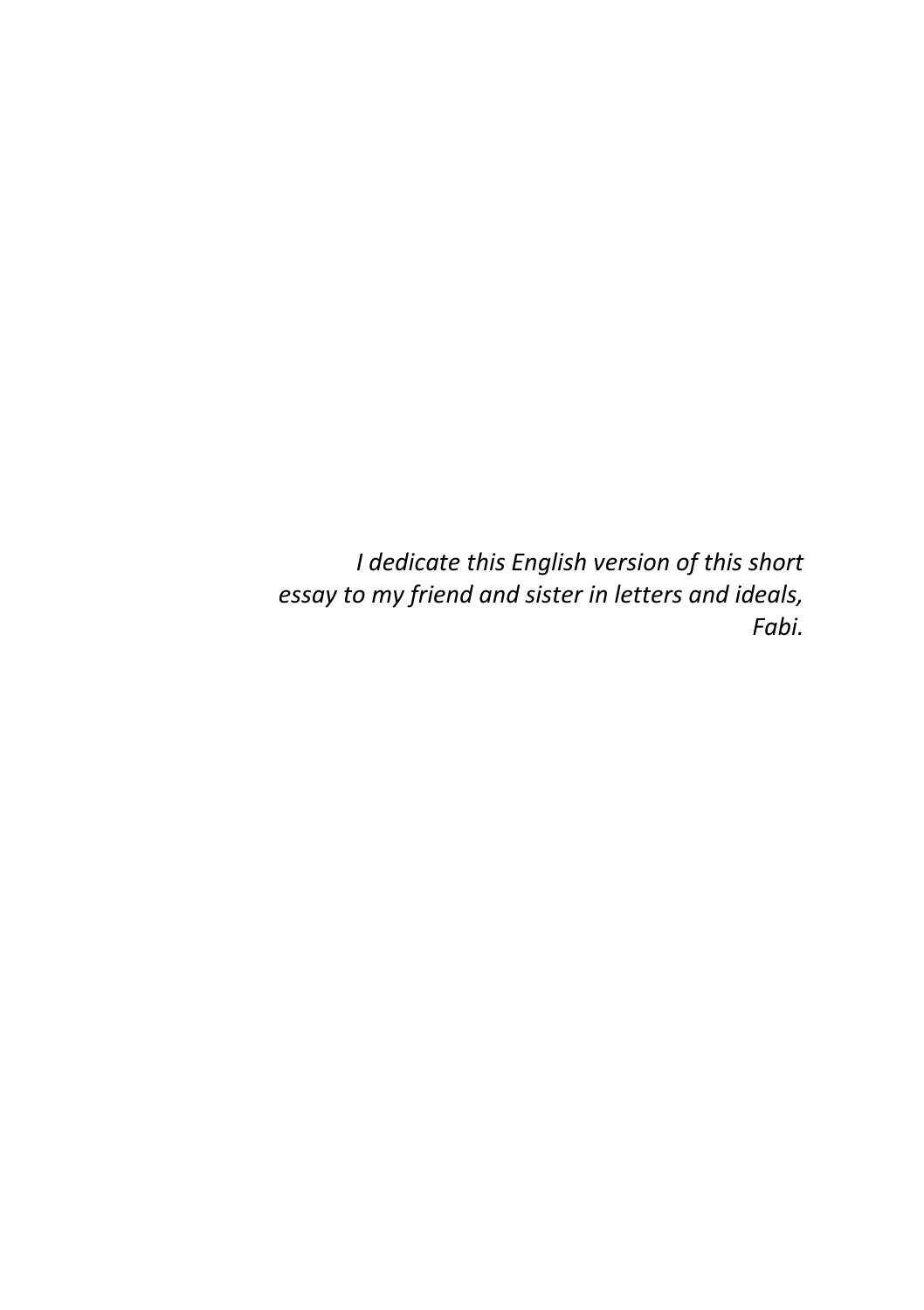*I dedicate this English version of this short essay to my friend and sister in letters and ideals, Fabi.*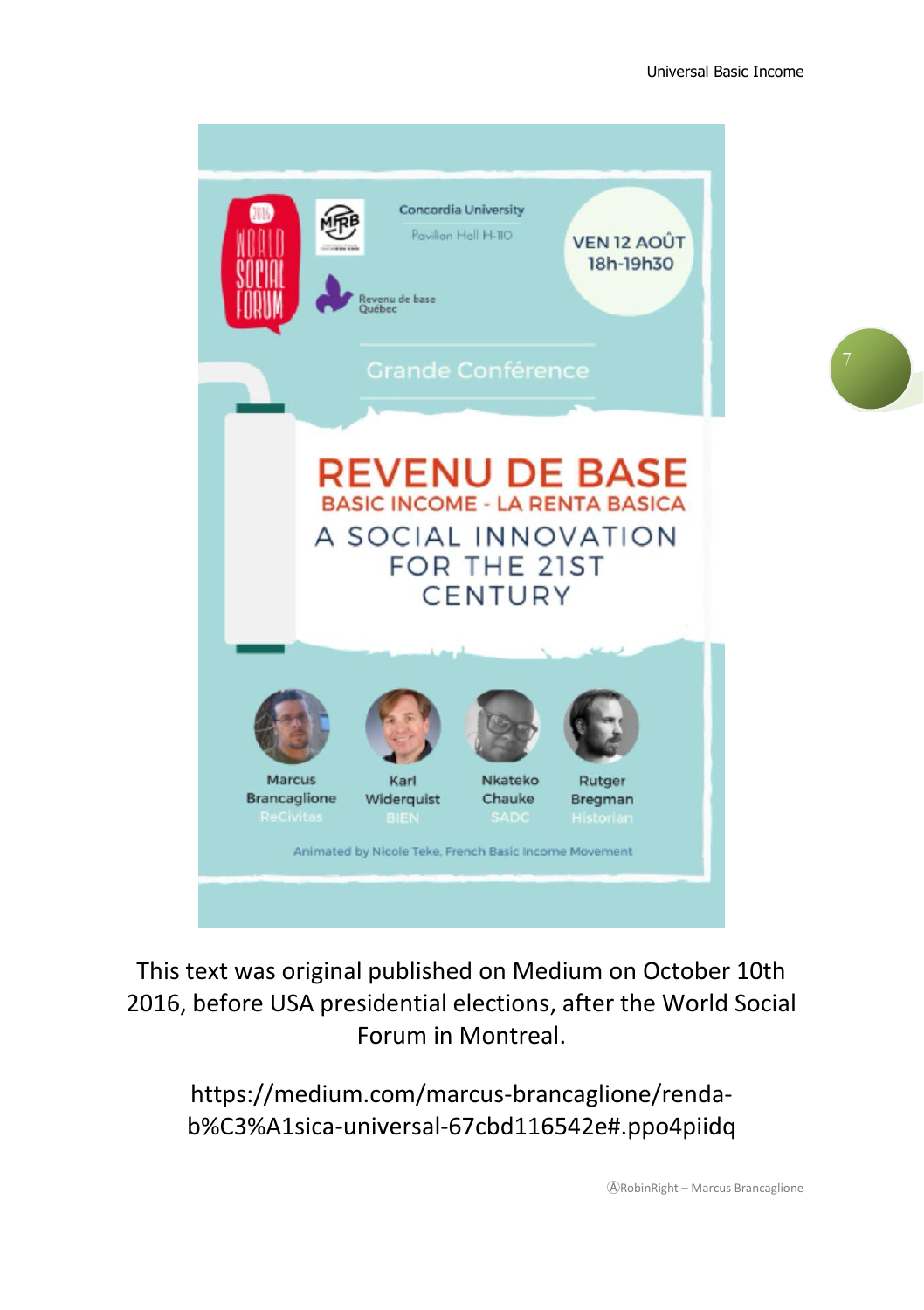2016 WORLD SOCIAL FORUM

MFRB

Revenu de base Québec

Concordia University

Pavilion Hall H-110

VEN 12 AOÛT 18h-19h30

Grande Conférence

# REVENU DE BASE

## BASIC INCOME - LA RENTA BASICA

## A SOCIAL INNOVATION FOR THE 21ST CENTURY

Marcus Brancaglione
ReCivitas

Karl Widerquist
BIEN

Nkateko Chauke
SADC

Rutger Bregman
Historian

Animated by Nicole Teke, French Basic Income Movement

This text was original published on Medium on October 10th 2016, before USA presidential elections, after the World Social Forum in Montreal.

https://medium.com/marcus-brancaglione/renda-b%C3%A1sica-universal-67cbd116542e#.ppo4piidq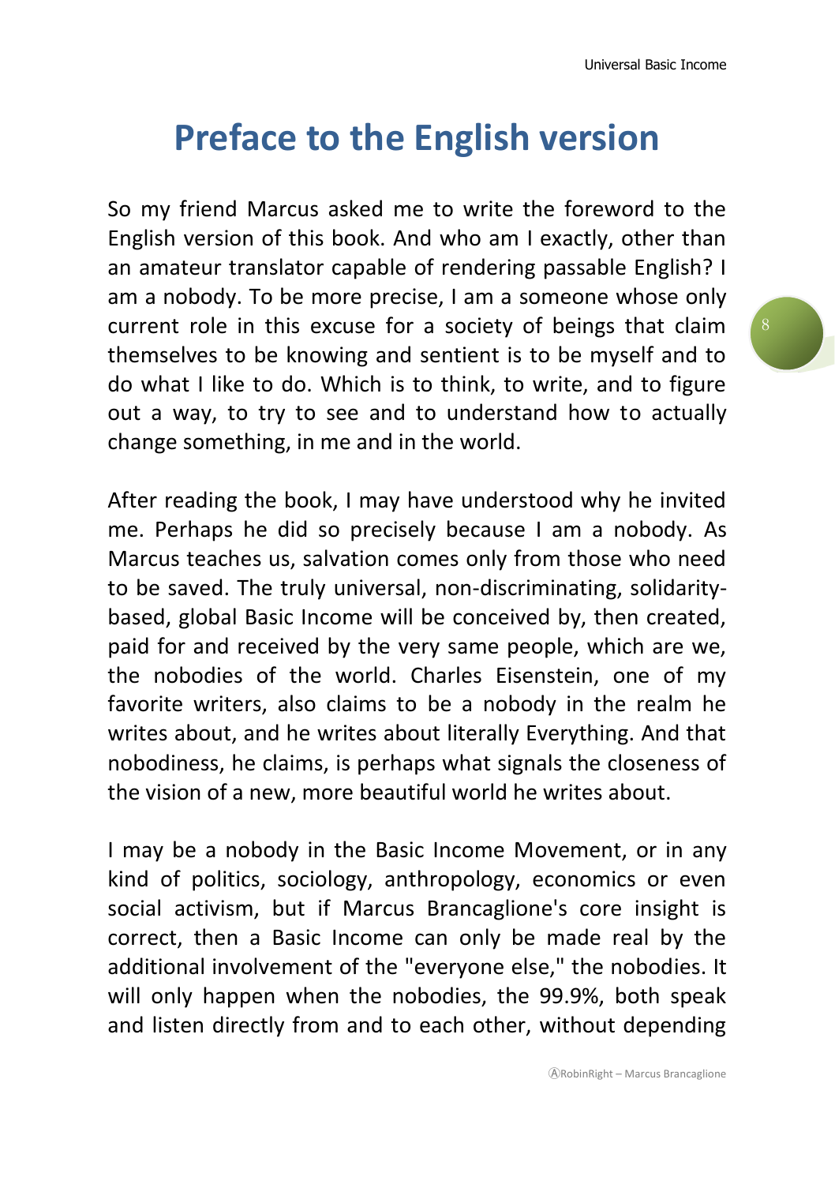# Preface to the English version

So my friend Marcus asked me to write the foreword to the English version of this book. And who am I exactly, other than an amateur translator capable of rendering passable English? I am a nobody. To be more precise, I am a someone whose only current role in this excuse for a society of beings that claim themselves to be knowing and sentient is to be myself and to do what I like to do. Which is to think, to write, and to figure out a way, to try to see and to understand how to actually change something, in me and in the world.

After reading the book, I may have understood why he invited me. Perhaps he did so precisely because I am a nobody. As Marcus teaches us, salvation comes only from those who need to be saved. The truly universal, non-discriminating, solidarity-based, global Basic Income will be conceived by, then created, paid for and received by the very same people, which are we, the nobodies of the world. Charles Eisenstein, one of my favorite writers, also claims to be a nobody in the realm he writes about, and he writes about literally Everything. And that nobodiness, he claims, is perhaps what signals the closeness of the vision of a new, more beautiful world he writes about.

I may be a nobody in the Basic Income Movement, or in any kind of politics, sociology, anthropology, economics or even social activism, but if Marcus Brancaglione's core insight is correct, then a Basic Income can only be made real by the additional involvement of the "everyone else," the nobodies. It will only happen when the nobodies, the 99.9%, both speak and listen directly from and to each other, without depending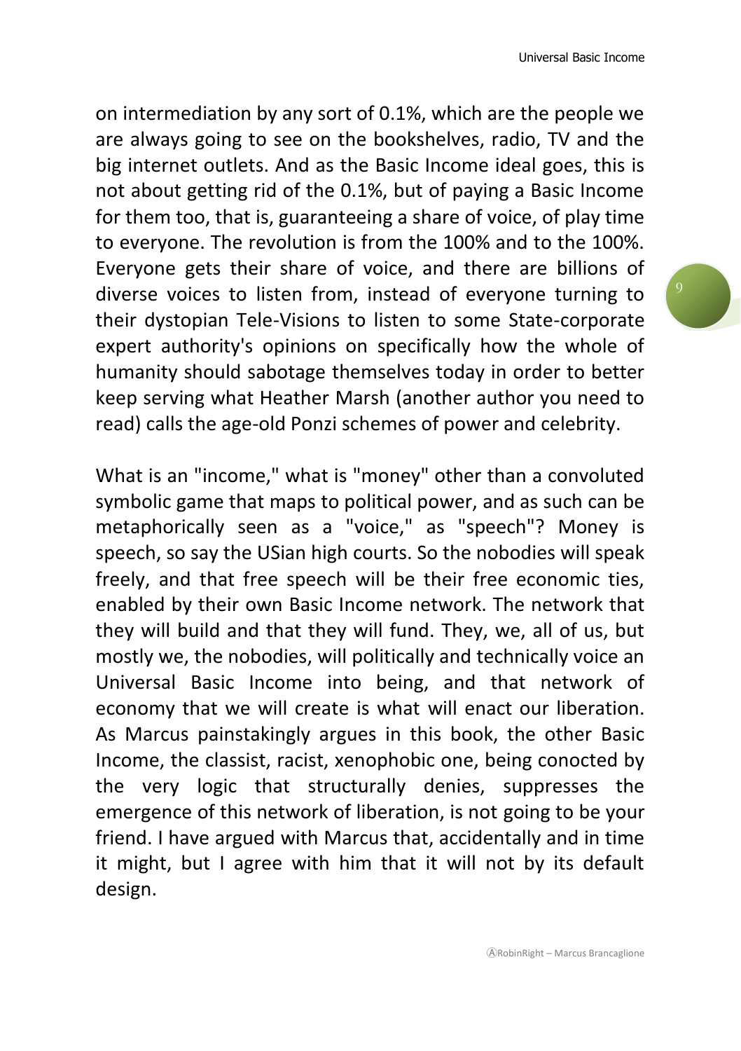on intermediation by any sort of 0.1%, which are the people we are always going to see on the bookshelves, radio, TV and the big internet outlets. And as the Basic Income ideal goes, this is not about getting rid of the 0.1%, but of paying a Basic Income for them too, that is, guaranteeing a share of voice, of play time to everyone. The revolution is from the 100% and to the 100%. Everyone gets their share of voice, and there are billions of diverse voices to listen from, instead of everyone turning to their dystopian Tele-Visions to listen to some State-corporate expert authority's opinions on specifically how the whole of humanity should sabotage themselves today in order to better keep serving what Heather Marsh (another author you need to read) calls the age-old Ponzi schemes of power and celebrity.

What is an "income," what is "money" other than a convoluted symbolic game that maps to political power, and as such can be metaphorically seen as a "voice," as "speech"? Money is speech, so say the USian high courts. So the nobodies will speak freely, and that free speech will be their free economic ties, enabled by their own Basic Income network. The network that they will build and that they will fund. They, we, all of us, but mostly we, the nobodies, will politically and technically voice an Universal Basic Income into being, and that network of economy that we will create is what will enact our liberation. As Marcus painstakingly argues in this book, the other Basic Income, the classist, racist, xenophobic one, being conocted by the very logic that structurally denies, suppresses the emergence of this network of liberation, is not going to be your friend. I have argued with Marcus that, accidentally and in time it might, but I agree with him that it will not by its default design.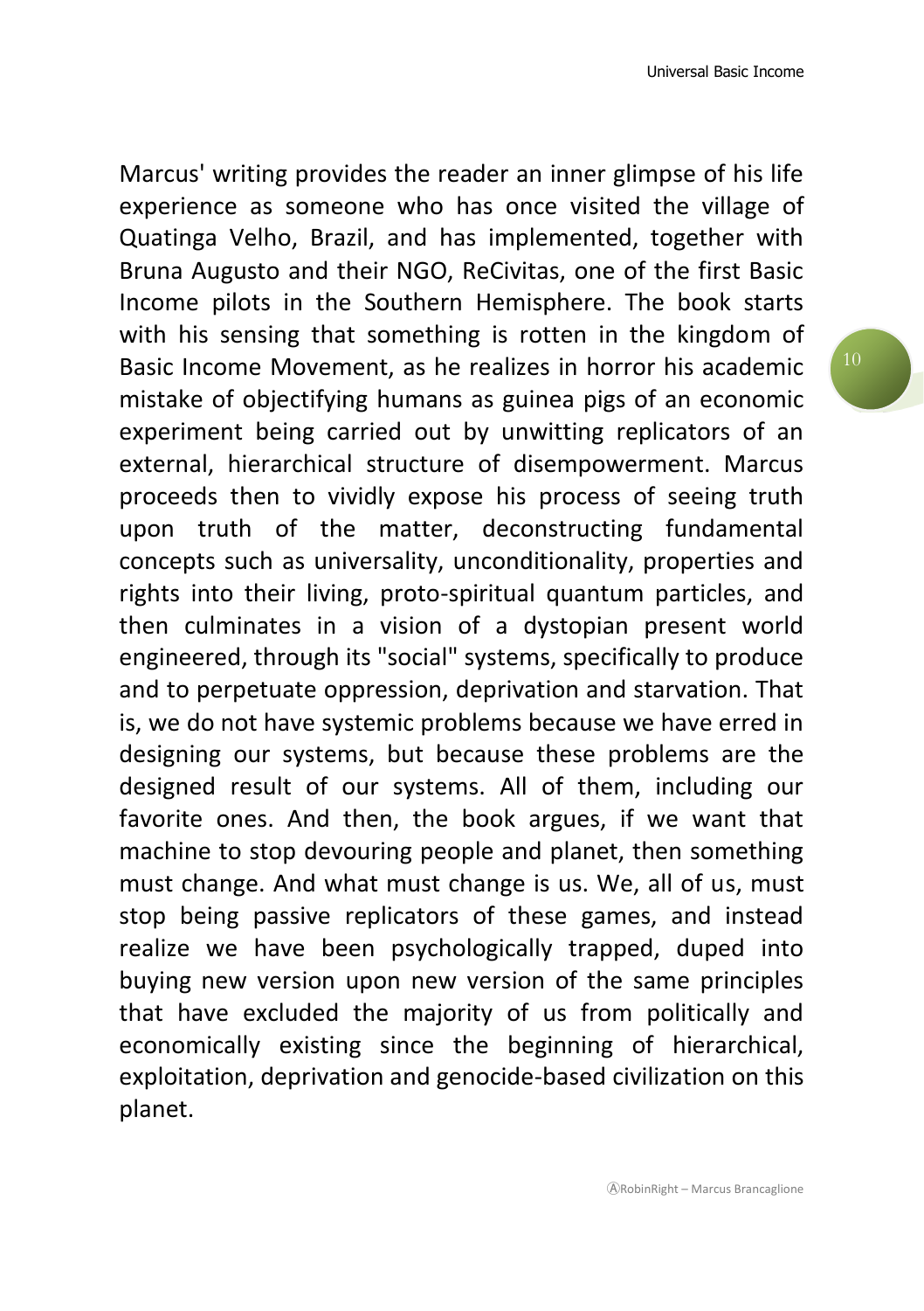Marcus' writing provides the reader an inner glimpse of his life experience as someone who has once visited the village of Quatinga Velho, Brazil, and has implemented, together with Bruna Augusto and their NGO, ReCivitas, one of the first Basic Income pilots in the Southern Hemisphere. The book starts with his sensing that something is rotten in the kingdom of Basic Income Movement, as he realizes in horror his academic mistake of objectifying humans as guinea pigs of an economic experiment being carried out by unwitting replicators of an external, hierarchical structure of disempowerment. Marcus proceeds then to vividly expose his process of seeing truth upon truth of the matter, deconstructing fundamental concepts such as universality, unconditionality, properties and rights into their living, proto-spiritual quantum particles, and then culminates in a vision of a dystopian present world engineered, through its "social" systems, specifically to produce and to perpetuate oppression, deprivation and starvation. That is, we do not have systemic problems because we have erred in designing our systems, but because these problems are the designed result of our systems. All of them, including our favorite ones. And then, the book argues, if we want that machine to stop devouring people and planet, then something must change. And what must change is us. We, all of us, must stop being passive replicators of these games, and instead realize we have been psychologically trapped, duped into buying new version upon new version of the same principles that have excluded the majority of us from politically and economically existing since the beginning of hierarchical, exploitation, deprivation and genocide-based civilization on this planet.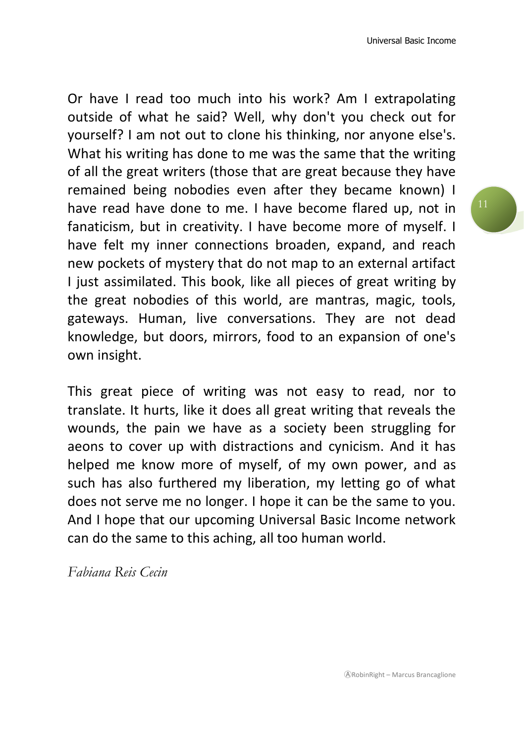Or have I read too much into his work? Am I extrapolating outside of what he said? Well, why don't you check out for yourself? I am not out to clone his thinking, nor anyone else's. What his writing has done to me was the same that the writing of all the great writers (those that are great because they have remained being nobodies even after they became known) I have read have done to me. I have become flared up, not in fanaticism, but in creativity. I have become more of myself. I have felt my inner connections broaden, expand, and reach new pockets of mystery that do not map to an external artifact I just assimilated. This book, like all pieces of great writing by the great nobodies of this world, are mantras, magic, tools, gateways. Human, live conversations. They are not dead knowledge, but doors, mirrors, food to an expansion of one's own insight.

This great piece of writing was not easy to read, nor to translate. It hurts, like it does all great writing that reveals the wounds, the pain we have as a society been struggling for aeons to cover up with distractions and cynicism. And it has helped me know more of myself, of my own power, and as such has also furthered my liberation, my letting go of what does not serve me no longer. I hope it can be the same to you. And I hope that our upcoming Universal Basic Income network can do the same to this aching, all too human world.

*Fabiana Reis Cecin*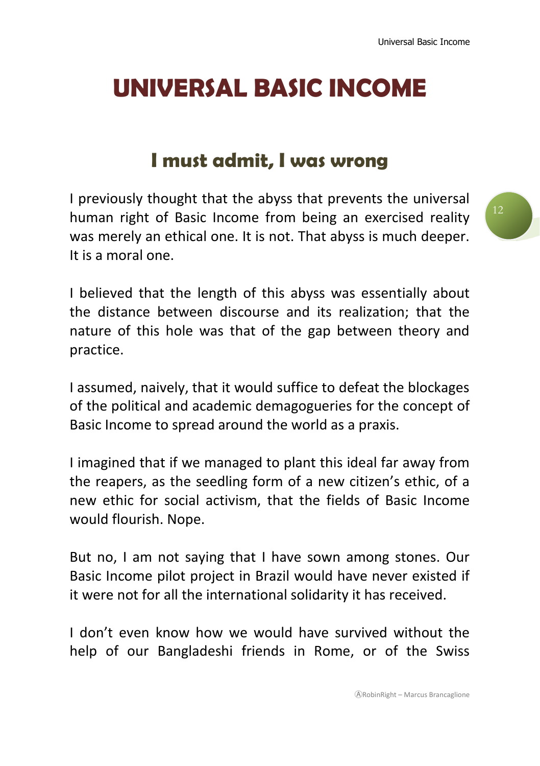# UNIVERSAL BASIC INCOME

## I must admit, I was wrong

I previously thought that the abyss that prevents the universal human right of Basic Income from being an exercised reality was merely an ethical one. It is not. That abyss is much deeper. It is a moral one.

I believed that the length of this abyss was essentially about the distance between discourse and its realization; that the nature of this hole was that of the gap between theory and practice.

I assumed, naively, that it would suffice to defeat the blockages of the political and academic demagogueries for the concept of Basic Income to spread around the world as a praxis.

I imagined that if we managed to plant this ideal far away from the reapers, as the seedling form of a new citizen's ethic, of a new ethic for social activism, that the fields of Basic Income would flourish. Nope.

But no, I am not saying that I have sown among stones. Our Basic Income pilot project in Brazil would have never existed if it were not for all the international solidarity it has received.

I don't even know how we would have survived without the help of our Bangladeshi friends in Rome, or of the Swiss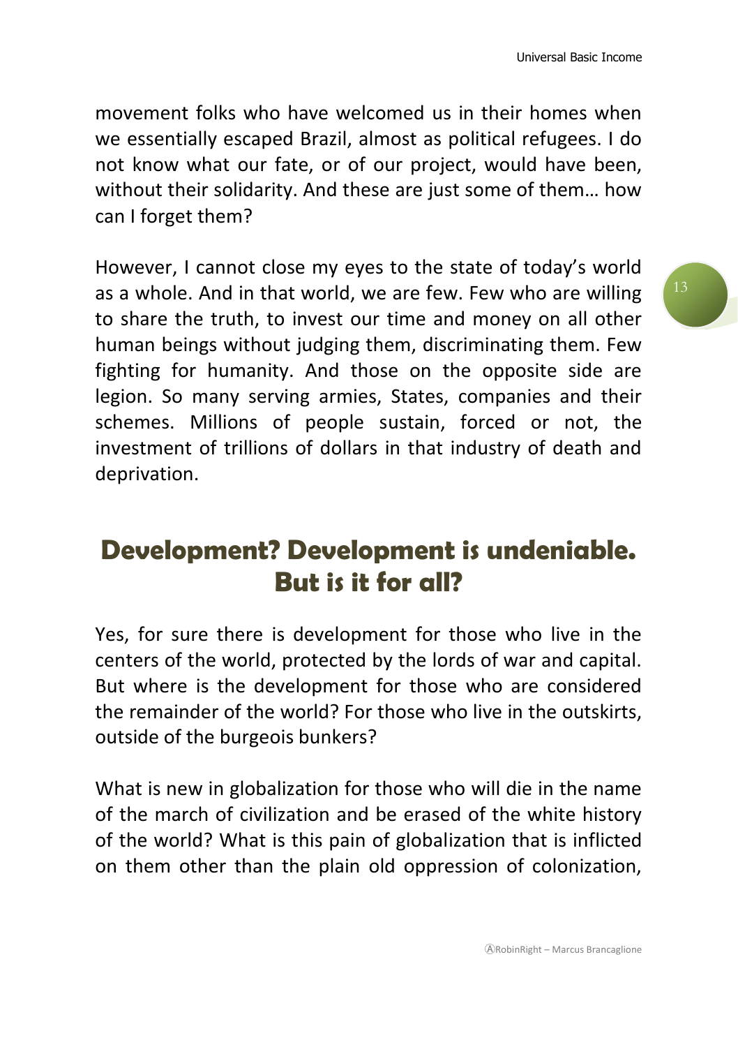movement folks who have welcomed us in their homes when we essentially escaped Brazil, almost as political refugees. I do not know what our fate, or of our project, would have been, without their solidarity. And these are just some of them… how can I forget them?

However, I cannot close my eyes to the state of today's world as a whole. And in that world, we are few. Few who are willing to share the truth, to invest our time and money on all other human beings without judging them, discriminating them. Few fighting for humanity. And those on the opposite side are legion. So many serving armies, States, companies and their schemes. Millions of people sustain, forced or not, the investment of trillions of dollars in that industry of death and deprivation.

## Development? Development is undeniable. But is it for all?

Yes, for sure there is development for those who live in the centers of the world, protected by the lords of war and capital. But where is the development for those who are considered the remainder of the world? For those who live in the outskirts, outside of the burgeois bunkers?

What is new in globalization for those who will die in the name of the march of civilization and be erased of the white history of the world? What is this pain of globalization that is inflicted on them other than the plain old oppression of colonization,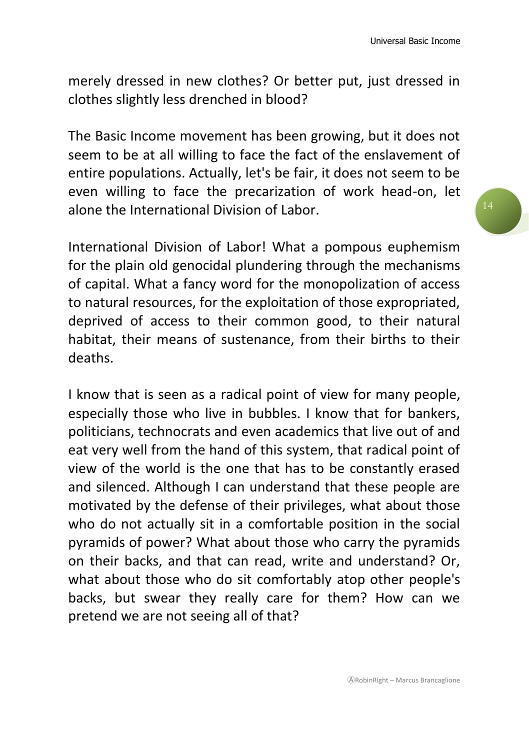merely dressed in new clothes? Or better put, just dressed in clothes slightly less drenched in blood?

The Basic Income movement has been growing, but it does not seem to be at all willing to face the fact of the enslavement of entire populations. Actually, let's be fair, it does not seem to be even willing to face the precarization of work head-on, let alone the International Division of Labor.

International Division of Labor! What a pompous euphemism for the plain old genocidal plundering through the mechanisms of capital. What a fancy word for the monopolization of access to natural resources, for the exploitation of those expropriated, deprived of access to their common good, to their natural habitat, their means of sustenance, from their births to their deaths.

I know that is seen as a radical point of view for many people, especially those who live in bubbles. I know that for bankers, politicians, technocrats and even academics that live out of and eat very well from the hand of this system, that radical point of view of the world is the one that has to be constantly erased and silenced. Although I can understand that these people are motivated by the defense of their privileges, what about those who do not actually sit in a comfortable position in the social pyramids of power? What about those who carry the pyramids on their backs, and that can read, write and understand? Or, what about those who do sit comfortably atop other people's backs, but swear they really care for them? How can we pretend we are not seeing all of that?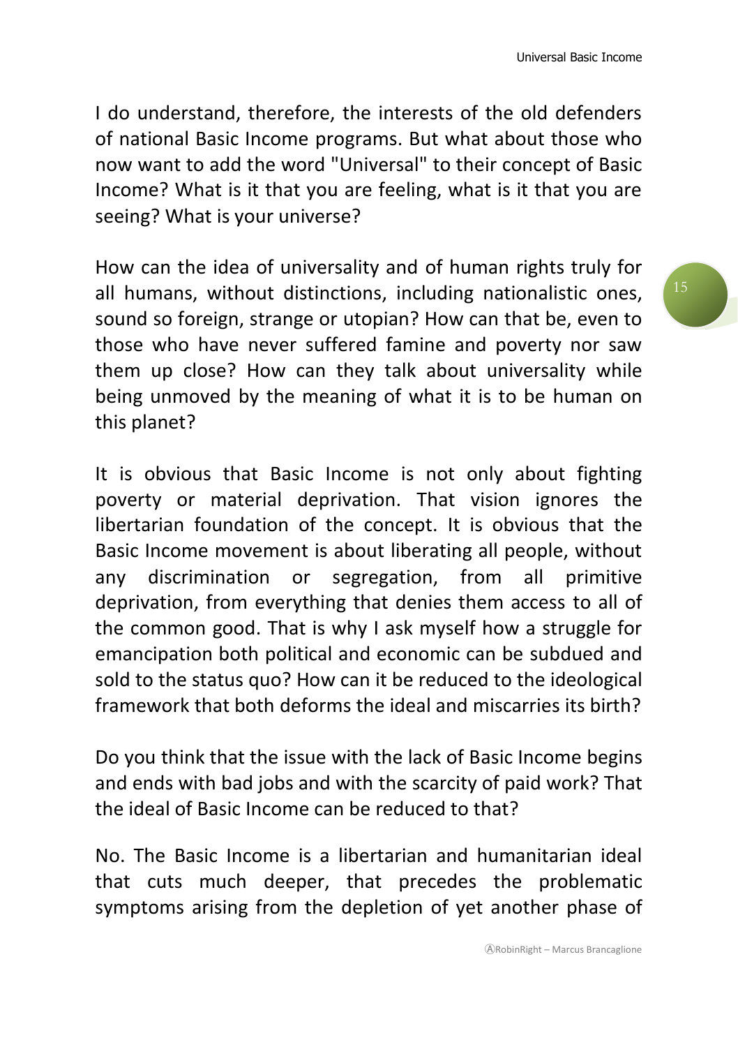I do understand, therefore, the interests of the old defenders of national Basic Income programs. But what about those who now want to add the word "Universal" to their concept of Basic Income? What is it that you are feeling, what is it that you are seeing? What is your universe?

How can the idea of universality and of human rights truly for all humans, without distinctions, including nationalistic ones, sound so foreign, strange or utopian? How can that be, even to those who have never suffered famine and poverty nor saw them up close? How can they talk about universality while being unmoved by the meaning of what it is to be human on this planet?

It is obvious that Basic Income is not only about fighting poverty or material deprivation. That vision ignores the libertarian foundation of the concept. It is obvious that the Basic Income movement is about liberating all people, without any discrimination or segregation, from all primitive deprivation, from everything that denies them access to all of the common good. That is why I ask myself how a struggle for emancipation both political and economic can be subdued and sold to the status quo? How can it be reduced to the ideological framework that both deforms the ideal and miscarries its birth?

Do you think that the issue with the lack of Basic Income begins and ends with bad jobs and with the scarcity of paid work? That the ideal of Basic Income can be reduced to that?

No. The Basic Income is a libertarian and humanitarian ideal that cuts much deeper, that precedes the problematic symptoms arising from the depletion of yet another phase of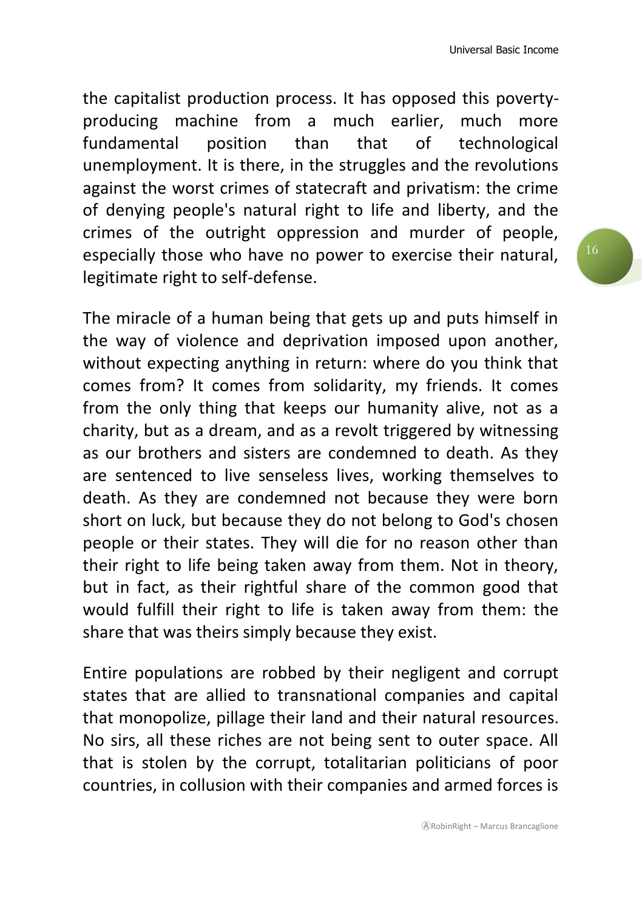the capitalist production process. It has opposed this poverty-producing machine from a much earlier, much more fundamental position than that of technological unemployment. It is there, in the struggles and the revolutions against the worst crimes of statecraft and privatism: the crime of denying people's natural right to life and liberty, and the crimes of the outright oppression and murder of people, especially those who have no power to exercise their natural, legitimate right to self-defense.

The miracle of a human being that gets up and puts himself in the way of violence and deprivation imposed upon another, without expecting anything in return: where do you think that comes from? It comes from solidarity, my friends. It comes from the only thing that keeps our humanity alive, not as a charity, but as a dream, and as a revolt triggered by witnessing as our brothers and sisters are condemned to death. As they are sentenced to live senseless lives, working themselves to death. As they are condemned not because they were born short on luck, but because they do not belong to God's chosen people or their states. They will die for no reason other than their right to life being taken away from them. Not in theory, but in fact, as their rightful share of the common good that would fulfill their right to life is taken away from them: the share that was theirs simply because they exist.

Entire populations are robbed by their negligent and corrupt states that are allied to transnational companies and capital that monopolize, pillage their land and their natural resources. No sirs, all these riches are not being sent to outer space. All that is stolen by the corrupt, totalitarian politicians of poor countries, in collusion with their companies and armed forces is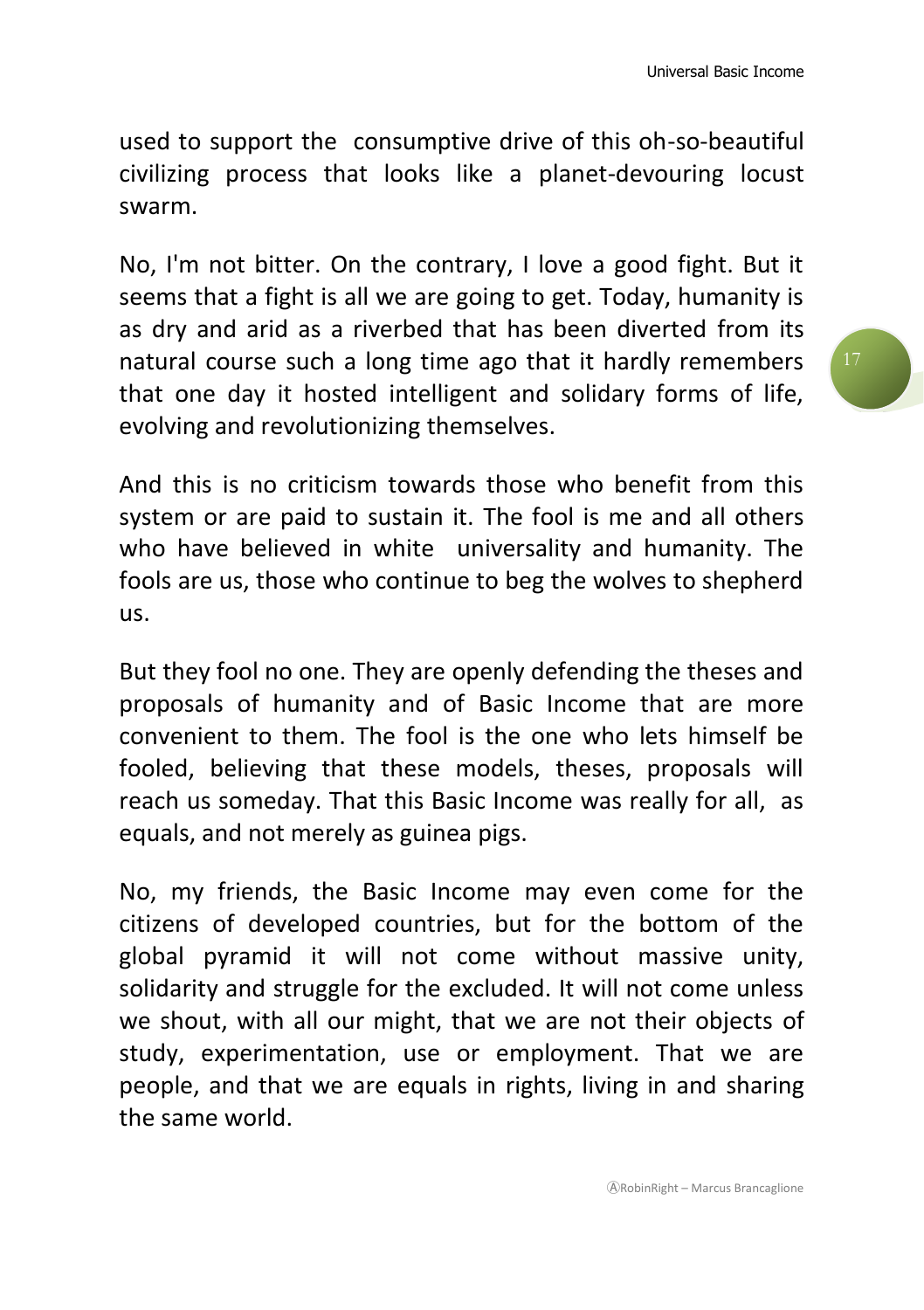used to support the consumptive drive of this oh-so-beautiful civilizing process that looks like a planet-devouring locust swarm.

No, I'm not bitter. On the contrary, I love a good fight. But it seems that a fight is all we are going to get. Today, humanity is as dry and arid as a riverbed that has been diverted from its natural course such a long time ago that it hardly remembers that one day it hosted intelligent and solidary forms of life, evolving and revolutionizing themselves.

And this is no criticism towards those who benefit from this system or are paid to sustain it. The fool is me and all others who have believed in white universality and humanity. The fools are us, those who continue to beg the wolves to shepherd us.

But they fool no one. They are openly defending the theses and proposals of humanity and of Basic Income that are more convenient to them. The fool is the one who lets himself be fooled, believing that these models, theses, proposals will reach us someday. That this Basic Income was really for all, as equals, and not merely as guinea pigs.

No, my friends, the Basic Income may even come for the citizens of developed countries, but for the bottom of the global pyramid it will not come without massive unity, solidarity and struggle for the excluded. It will not come unless we shout, with all our might, that we are not their objects of study, experimentation, use or employment. That we are people, and that we are equals in rights, living in and sharing the same world.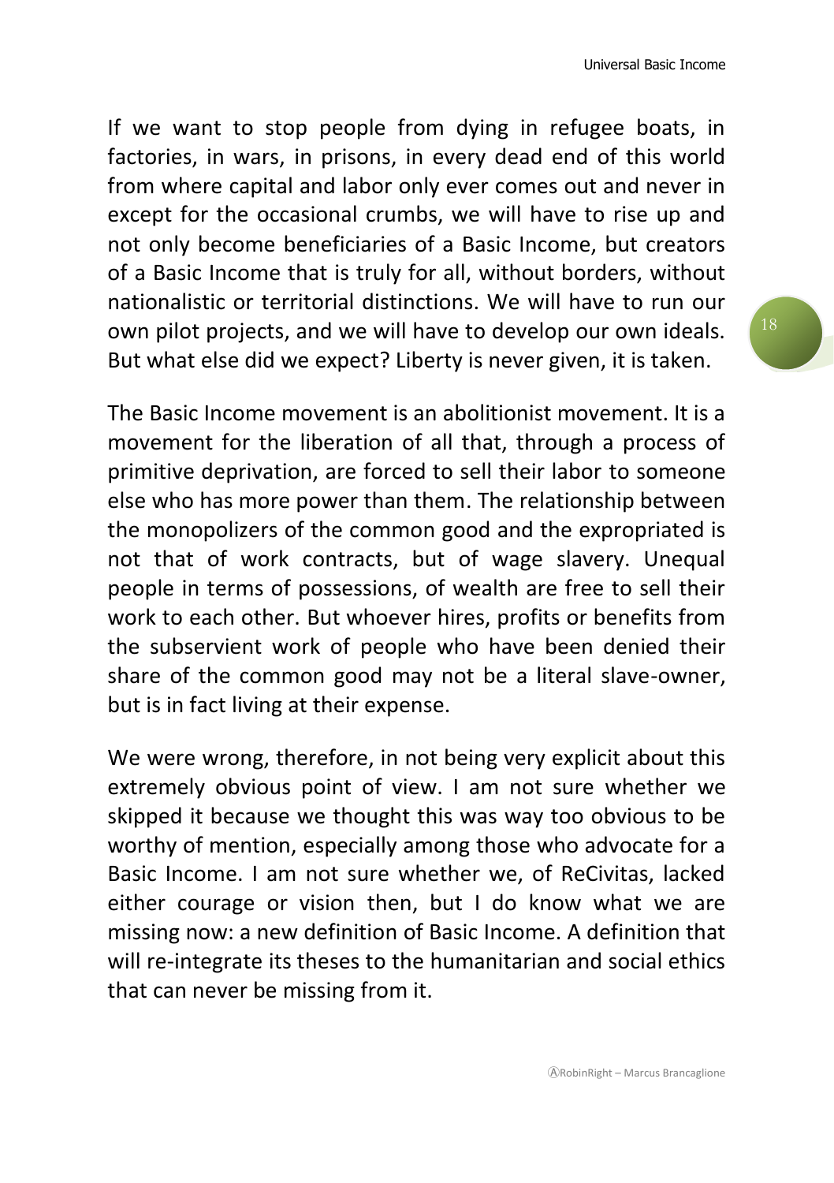If we want to stop people from dying in refugee boats, in factories, in wars, in prisons, in every dead end of this world from where capital and labor only ever comes out and never in except for the occasional crumbs, we will have to rise up and not only become beneficiaries of a Basic Income, but creators of a Basic Income that is truly for all, without borders, without nationalistic or territorial distinctions. We will have to run our own pilot projects, and we will have to develop our own ideals. But what else did we expect? Liberty is never given, it is taken.

The Basic Income movement is an abolitionist movement. It is a movement for the liberation of all that, through a process of primitive deprivation, are forced to sell their labor to someone else who has more power than them. The relationship between the monopolizers of the common good and the expropriated is not that of work contracts, but of wage slavery. Unequal people in terms of possessions, of wealth are free to sell their work to each other. But whoever hires, profits or benefits from the subservient work of people who have been denied their share of the common good may not be a literal slave-owner, but is in fact living at their expense.

We were wrong, therefore, in not being very explicit about this extremely obvious point of view. I am not sure whether we skipped it because we thought this was way too obvious to be worthy of mention, especially among those who advocate for a Basic Income. I am not sure whether we, of ReCivitas, lacked either courage or vision then, but I do know what we are missing now: a new definition of Basic Income. A definition that will re-integrate its theses to the humanitarian and social ethics that can never be missing from it.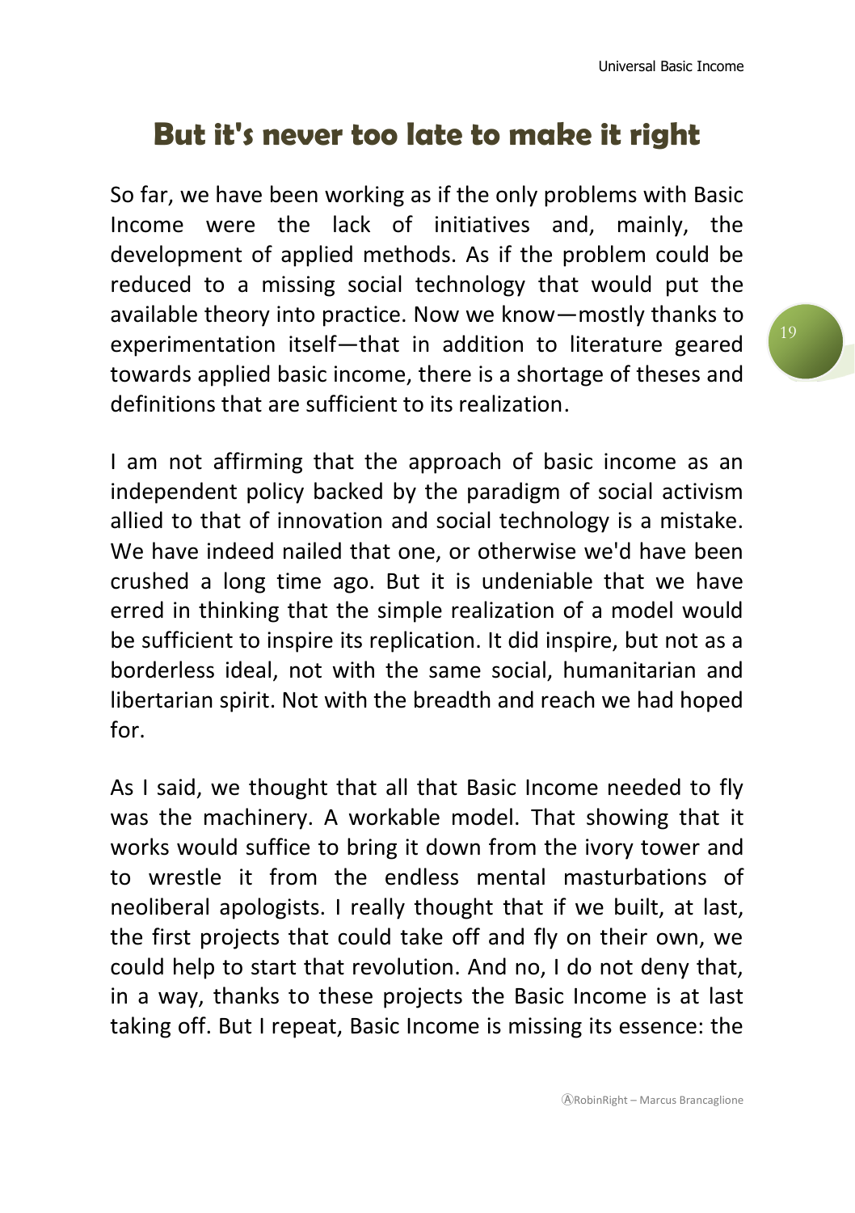## But it's never too late to make it right

So far, we have been working as if the only problems with Basic Income were the lack of initiatives and, mainly, the development of applied methods. As if the problem could be reduced to a missing social technology that would put the available theory into practice. Now we know—mostly thanks to experimentation itself—that in addition to literature geared towards applied basic income, there is a shortage of theses and definitions that are sufficient to its realization.

I am not affirming that the approach of basic income as an independent policy backed by the paradigm of social activism allied to that of innovation and social technology is a mistake. We have indeed nailed that one, or otherwise we'd have been crushed a long time ago. But it is undeniable that we have erred in thinking that the simple realization of a model would be sufficient to inspire its replication. It did inspire, but not as a borderless ideal, not with the same social, humanitarian and libertarian spirit. Not with the breadth and reach we had hoped for.

As I said, we thought that all that Basic Income needed to fly was the machinery. A workable model. That showing that it works would suffice to bring it down from the ivory tower and to wrestle it from the endless mental masturbations of neoliberal apologists. I really thought that if we built, at last, the first projects that could take off and fly on their own, we could help to start that revolution. And no, I do not deny that, in a way, thanks to these projects the Basic Income is at last taking off. But I repeat, Basic Income is missing its essence: the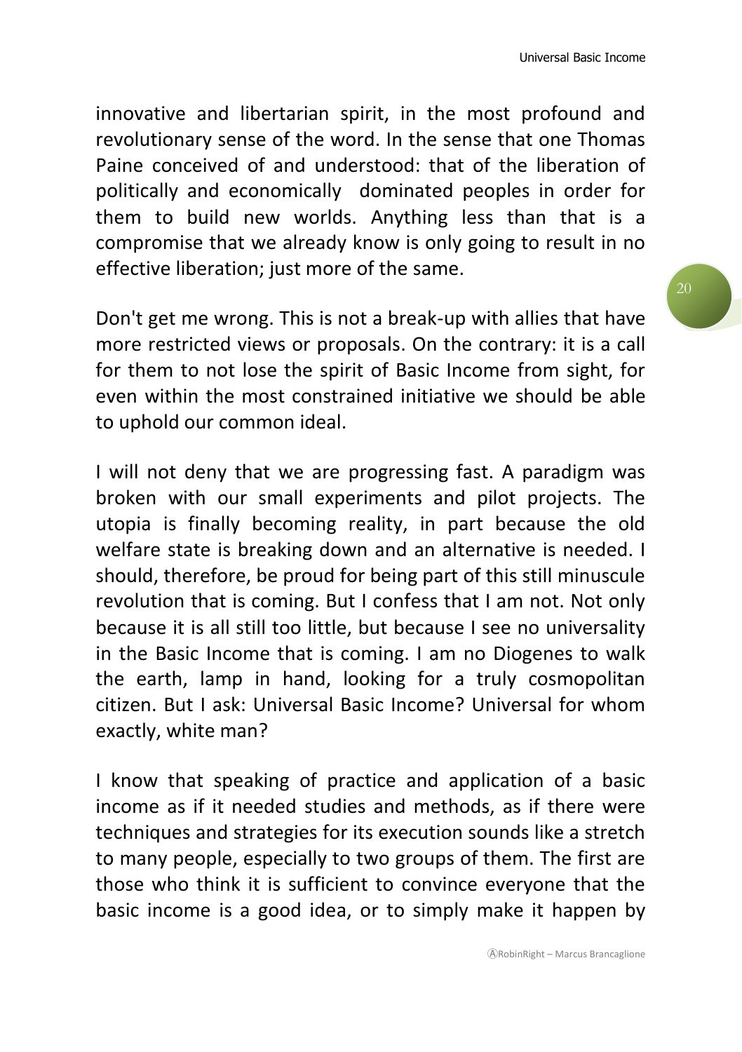innovative and libertarian spirit, in the most profound and revolutionary sense of the word. In the sense that one Thomas Paine conceived of and understood: that of the liberation of politically and economically dominated peoples in order for them to build new worlds. Anything less than that is a compromise that we already know is only going to result in no effective liberation; just more of the same.

Don't get me wrong. This is not a break-up with allies that have more restricted views or proposals. On the contrary: it is a call for them to not lose the spirit of Basic Income from sight, for even within the most constrained initiative we should be able to uphold our common ideal.

I will not deny that we are progressing fast. A paradigm was broken with our small experiments and pilot projects. The utopia is finally becoming reality, in part because the old welfare state is breaking down and an alternative is needed. I should, therefore, be proud for being part of this still minuscule revolution that is coming. But I confess that I am not. Not only because it is all still too little, but because I see no universality in the Basic Income that is coming. I am no Diogenes to walk the earth, lamp in hand, looking for a truly cosmopolitan citizen. But I ask: Universal Basic Income? Universal for whom exactly, white man?

I know that speaking of practice and application of a basic income as if it needed studies and methods, as if there were techniques and strategies for its execution sounds like a stretch to many people, especially to two groups of them. The first are those who think it is sufficient to convince everyone that the basic income is a good idea, or to simply make it happen by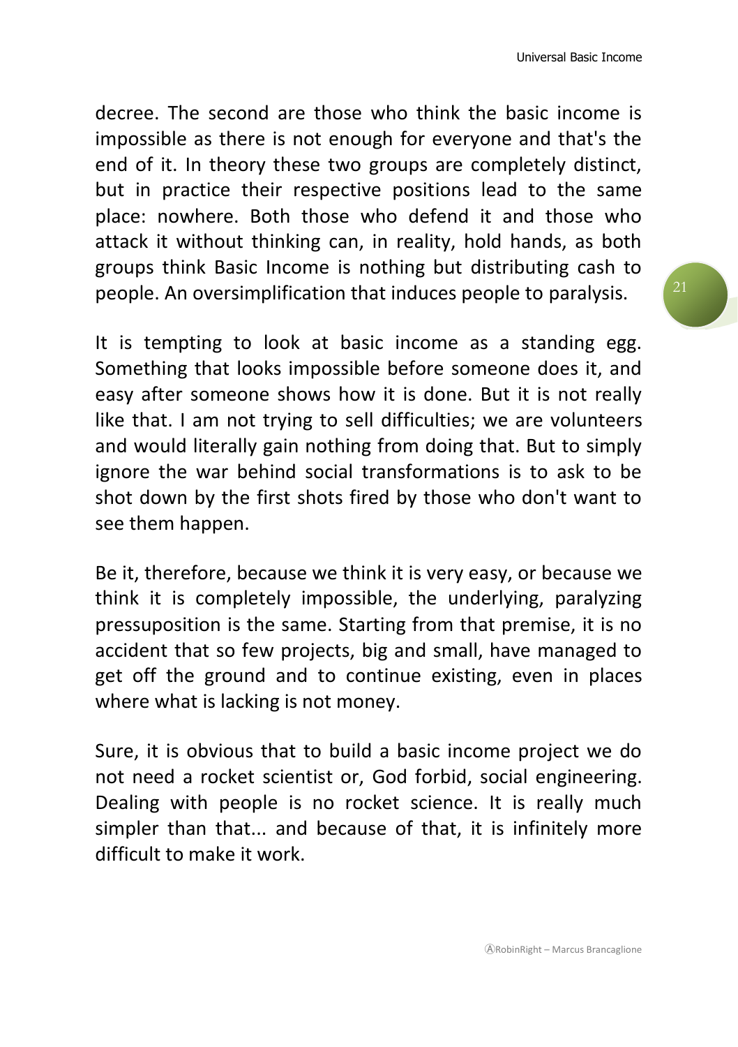decree. The second are those who think the basic income is impossible as there is not enough for everyone and that's the end of it. In theory these two groups are completely distinct, but in practice their respective positions lead to the same place: nowhere. Both those who defend it and those who attack it without thinking can, in reality, hold hands, as both groups think Basic Income is nothing but distributing cash to people. An oversimplification that induces people to paralysis.

It is tempting to look at basic income as a standing egg. Something that looks impossible before someone does it, and easy after someone shows how it is done. But it is not really like that. I am not trying to sell difficulties; we are volunteers and would literally gain nothing from doing that. But to simply ignore the war behind social transformations is to ask to be shot down by the first shots fired by those who don't want to see them happen.

Be it, therefore, because we think it is very easy, or because we think it is completely impossible, the underlying, paralyzing pressuposition is the same. Starting from that premise, it is no accident that so few projects, big and small, have managed to get off the ground and to continue existing, even in places where what is lacking is not money.

Sure, it is obvious that to build a basic income project we do not need a rocket scientist or, God forbid, social engineering. Dealing with people is no rocket science. It is really much simpler than that... and because of that, it is infinitely more difficult to make it work.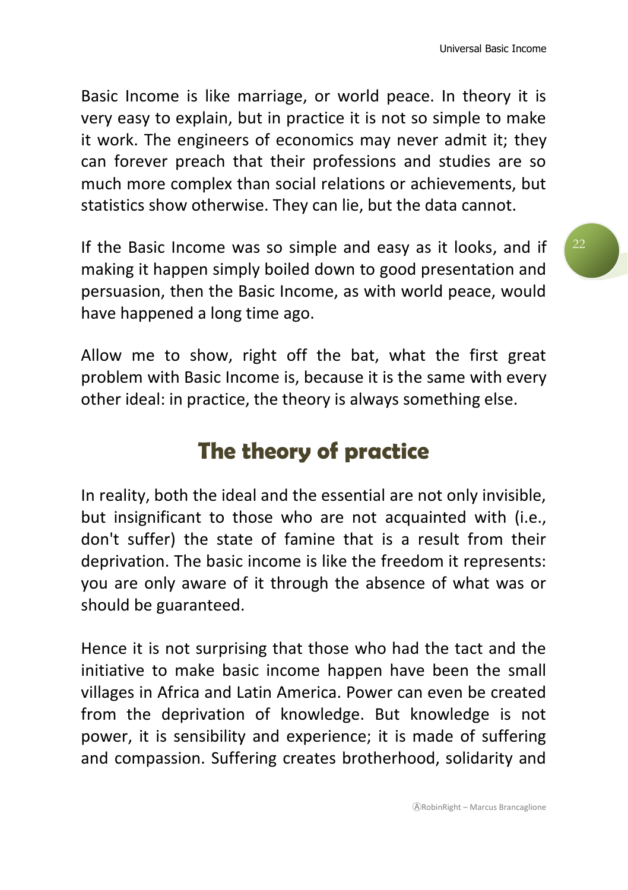Basic Income is like marriage, or world peace. In theory it is very easy to explain, but in practice it is not so simple to make it work. The engineers of economics may never admit it; they can forever preach that their professions and studies are so much more complex than social relations or achievements, but statistics show otherwise. They can lie, but the data cannot.

If the Basic Income was so simple and easy as it looks, and if making it happen simply boiled down to good presentation and persuasion, then the Basic Income, as with world peace, would have happened a long time ago.

Allow me to show, right off the bat, what the first great problem with Basic Income is, because it is the same with every other ideal: in practice, the theory is always something else.

## The theory of practice

In reality, both the ideal and the essential are not only invisible, but insignificant to those who are not acquainted with (i.e., don't suffer) the state of famine that is a result from their deprivation. The basic income is like the freedom it represents: you are only aware of it through the absence of what was or should be guaranteed.

Hence it is not surprising that those who had the tact and the initiative to make basic income happen have been the small villages in Africa and Latin America. Power can even be created from the deprivation of knowledge. But knowledge is not power, it is sensibility and experience; it is made of suffering and compassion. Suffering creates brotherhood, solidarity and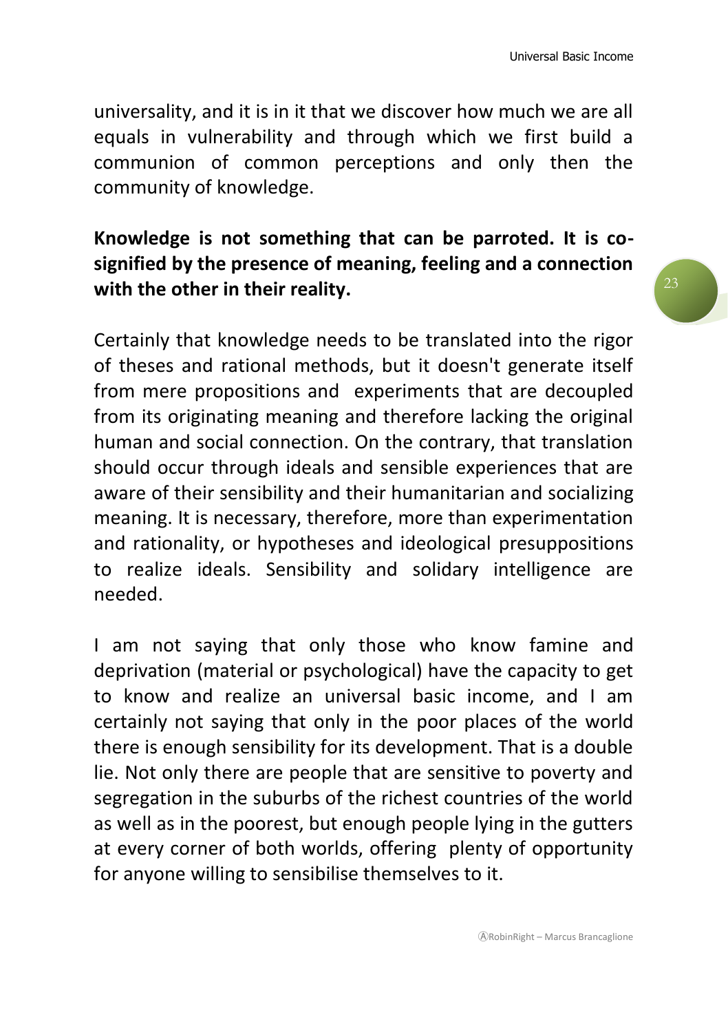universality, and it is in it that we discover how much we are all equals in vulnerability and through which we first build a communion of common perceptions and only then the community of knowledge.

**Knowledge is not something that can be parroted. It is co-signified by the presence of meaning, feeling and a connection with the other in their reality.**

Certainly that knowledge needs to be translated into the rigor of theses and rational methods, but it doesn't generate itself from mere propositions and experiments that are decoupled from its originating meaning and therefore lacking the original human and social connection. On the contrary, that translation should occur through ideals and sensible experiences that are aware of their sensibility and their humanitarian and socializing meaning. It is necessary, therefore, more than experimentation and rationality, or hypotheses and ideological presuppositions to realize ideals. Sensibility and solidary intelligence are needed.

I am not saying that only those who know famine and deprivation (material or psychological) have the capacity to get to know and realize an universal basic income, and I am certainly not saying that only in the poor places of the world there is enough sensibility for its development. That is a double lie. Not only there are people that are sensitive to poverty and segregation in the suburbs of the richest countries of the world as well as in the poorest, but enough people lying in the gutters at every corner of both worlds, offering plenty of opportunity for anyone willing to sensibilise themselves to it.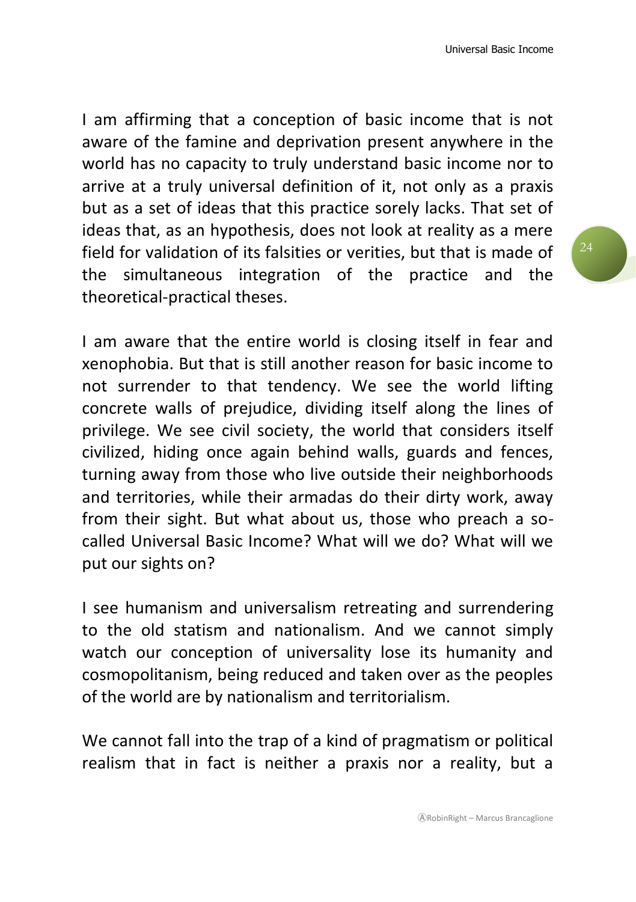I am affirming that a conception of basic income that is not aware of the famine and deprivation present anywhere in the world has no capacity to truly understand basic income nor to arrive at a truly universal definition of it, not only as a praxis but as a set of ideas that this practice sorely lacks. That set of ideas that, as an hypothesis, does not look at reality as a mere field for validation of its falsities or verities, but that is made of the simultaneous integration of the practice and the theoretical-practical theses.

I am aware that the entire world is closing itself in fear and xenophobia. But that is still another reason for basic income to not surrender to that tendency. We see the world lifting concrete walls of prejudice, dividing itself along the lines of privilege. We see civil society, the world that considers itself civilized, hiding once again behind walls, guards and fences, turning away from those who live outside their neighborhoods and territories, while their armadas do their dirty work, away from their sight. But what about us, those who preach a so-called Universal Basic Income? What will we do? What will we put our sights on?

I see humanism and universalism retreating and surrendering to the old statism and nationalism. And we cannot simply watch our conception of universality lose its humanity and cosmopolitanism, being reduced and taken over as the peoples of the world are by nationalism and territorialism.

We cannot fall into the trap of a kind of pragmatism or political realism that in fact is neither a praxis nor a reality, but a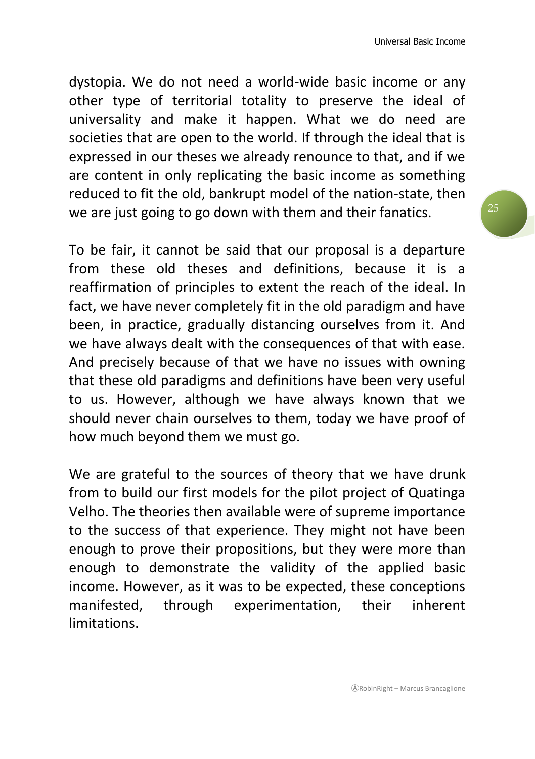dystopia. We do not need a world-wide basic income or any other type of territorial totality to preserve the ideal of universality and make it happen. What we do need are societies that are open to the world. If through the ideal that is expressed in our theses we already renounce to that, and if we are content in only replicating the basic income as something reduced to fit the old, bankrupt model of the nation-state, then we are just going to go down with them and their fanatics.

To be fair, it cannot be said that our proposal is a departure from these old theses and definitions, because it is a reaffirmation of principles to extent the reach of the ideal. In fact, we have never completely fit in the old paradigm and have been, in practice, gradually distancing ourselves from it. And we have always dealt with the consequences of that with ease. And precisely because of that we have no issues with owning that these old paradigms and definitions have been very useful to us. However, although we have always known that we should never chain ourselves to them, today we have proof of how much beyond them we must go.

We are grateful to the sources of theory that we have drunk from to build our first models for the pilot project of Quatinga Velho. The theories then available were of supreme importance to the success of that experience. They might not have been enough to prove their propositions, but they were more than enough to demonstrate the validity of the applied basic income. However, as it was to be expected, these conceptions manifested, through experimentation, their inherent limitations.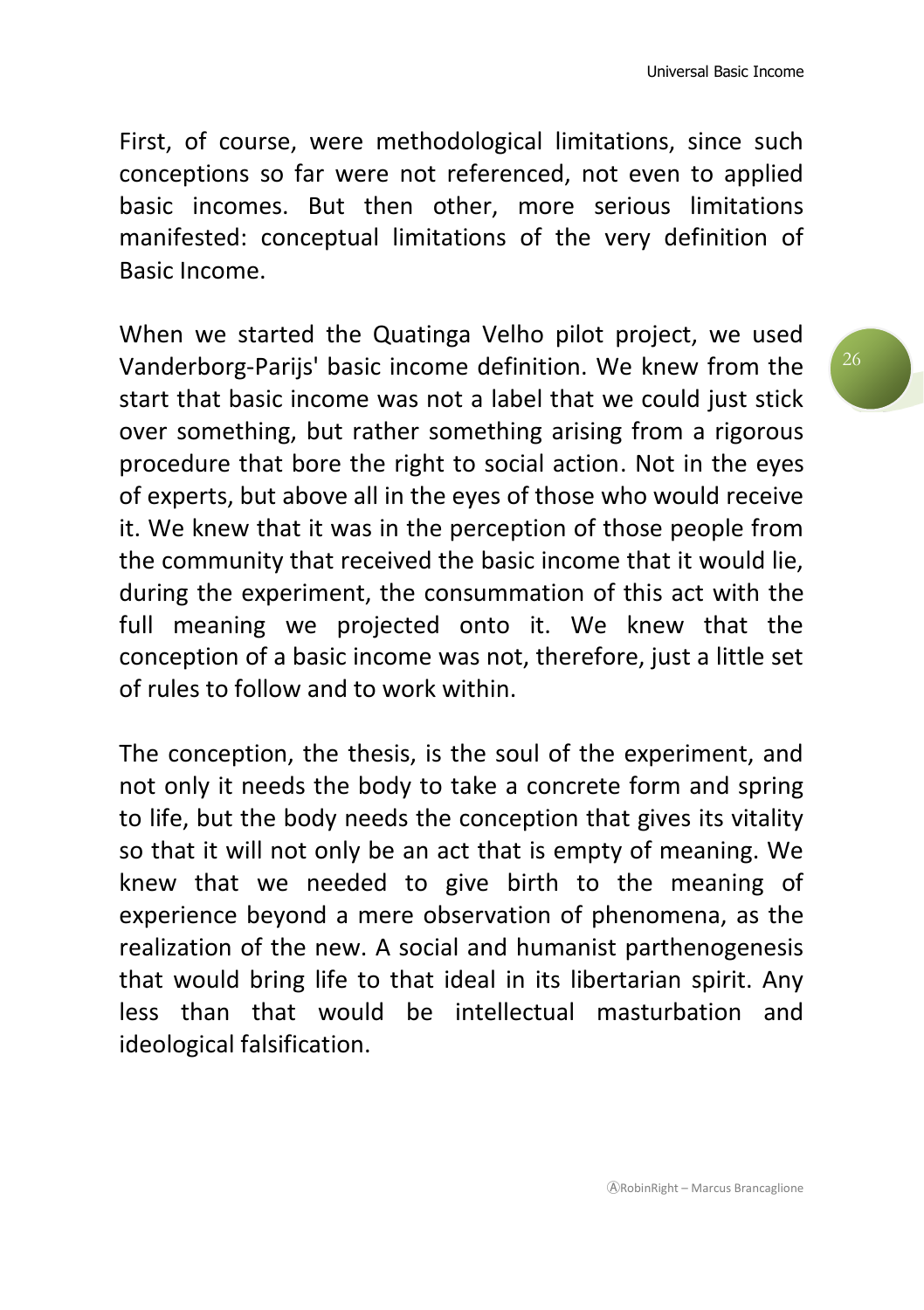First, of course, were methodological limitations, since such conceptions so far were not referenced, not even to applied basic incomes. But then other, more serious limitations manifested: conceptual limitations of the very definition of Basic Income.

When we started the Quatinga Velho pilot project, we used Vanderborg-Parijs' basic income definition. We knew from the start that basic income was not a label that we could just stick over something, but rather something arising from a rigorous procedure that bore the right to social action. Not in the eyes of experts, but above all in the eyes of those who would receive it. We knew that it was in the perception of those people from the community that received the basic income that it would lie, during the experiment, the consummation of this act with the full meaning we projected onto it. We knew that the conception of a basic income was not, therefore, just a little set of rules to follow and to work within.

The conception, the thesis, is the soul of the experiment, and not only it needs the body to take a concrete form and spring to life, but the body needs the conception that gives its vitality so that it will not only be an act that is empty of meaning. We knew that we needed to give birth to the meaning of experience beyond a mere observation of phenomena, as the realization of the new. A social and humanist parthenogenesis that would bring life to that ideal in its libertarian spirit. Any less than that would be intellectual masturbation and ideological falsification.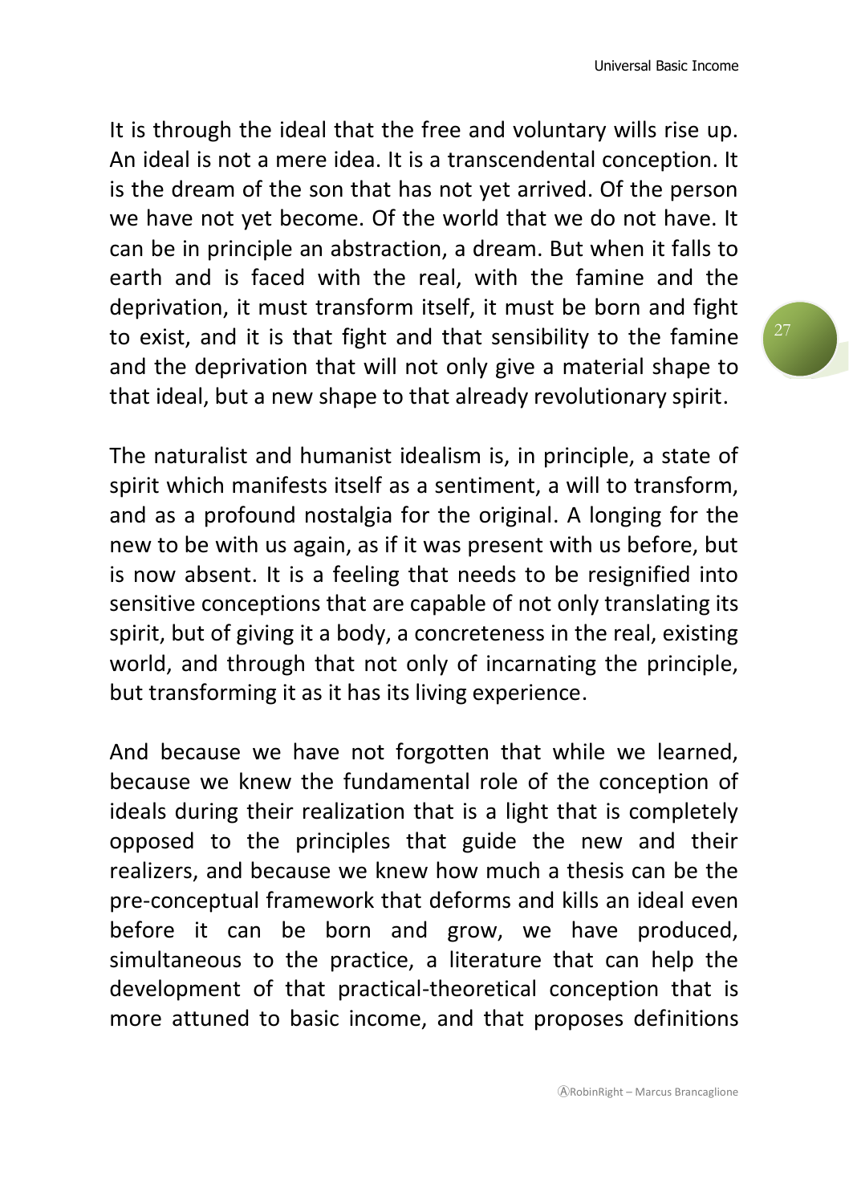It is through the ideal that the free and voluntary wills rise up. An ideal is not a mere idea. It is a transcendental conception. It is the dream of the son that has not yet arrived. Of the person we have not yet become. Of the world that we do not have. It can be in principle an abstraction, a dream. But when it falls to earth and is faced with the real, with the famine and the deprivation, it must transform itself, it must be born and fight to exist, and it is that fight and that sensibility to the famine and the deprivation that will not only give a material shape to that ideal, but a new shape to that already revolutionary spirit.

The naturalist and humanist idealism is, in principle, a state of spirit which manifests itself as a sentiment, a will to transform, and as a profound nostalgia for the original. A longing for the new to be with us again, as if it was present with us before, but is now absent. It is a feeling that needs to be resignified into sensitive conceptions that are capable of not only translating its spirit, but of giving it a body, a concreteness in the real, existing world, and through that not only of incarnating the principle, but transforming it as it has its living experience.

And because we have not forgotten that while we learned, because we knew the fundamental role of the conception of ideals during their realization that is a light that is completely opposed to the principles that guide the new and their realizers, and because we knew how much a thesis can be the pre-conceptual framework that deforms and kills an ideal even before it can be born and grow, we have produced, simultaneous to the practice, a literature that can help the development of that practical-theoretical conception that is more attuned to basic income, and that proposes definitions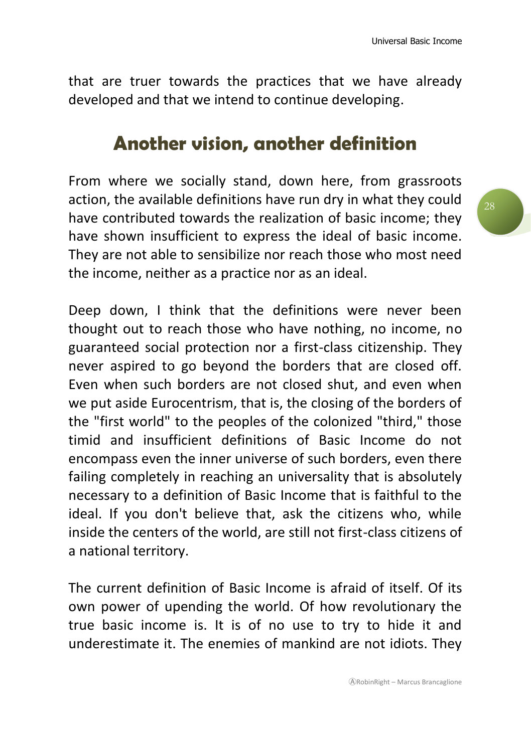that are truer towards the practices that we have already developed and that we intend to continue developing.

## Another vision, another definition

From where we socially stand, down here, from grassroots action, the available definitions have run dry in what they could have contributed towards the realization of basic income; they have shown insufficient to express the ideal of basic income. They are not able to sensibilize nor reach those who most need the income, neither as a practice nor as an ideal.

Deep down, I think that the definitions were never been thought out to reach those who have nothing, no income, no guaranteed social protection nor a first-class citizenship. They never aspired to go beyond the borders that are closed off. Even when such borders are not closed shut, and even when we put aside Eurocentrism, that is, the closing of the borders of the "first world" to the peoples of the colonized "third," those timid and insufficient definitions of Basic Income do not encompass even the inner universe of such borders, even there failing completely in reaching an universality that is absolutely necessary to a definition of Basic Income that is faithful to the ideal. If you don't believe that, ask the citizens who, while inside the centers of the world, are still not first-class citizens of a national territory.

The current definition of Basic Income is afraid of itself. Of its own power of upending the world. Of how revolutionary the true basic income is. It is of no use to try to hide it and underestimate it. The enemies of mankind are not idiots. They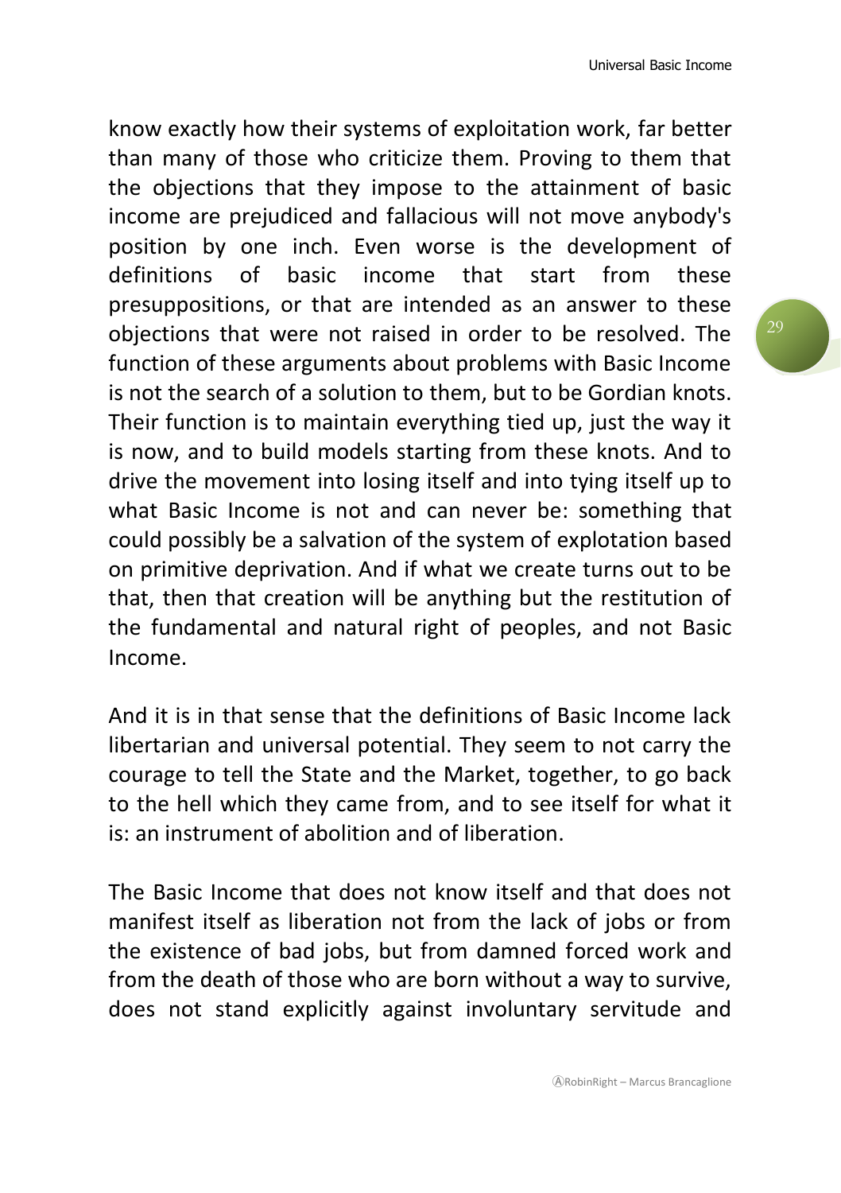know exactly how their systems of exploitation work, far better than many of those who criticize them. Proving to them that the objections that they impose to the attainment of basic income are prejudiced and fallacious will not move anybody's position by one inch. Even worse is the development of definitions of basic income that start from these presuppositions, or that are intended as an answer to these objections that were not raised in order to be resolved. The function of these arguments about problems with Basic Income is not the search of a solution to them, but to be Gordian knots. Their function is to maintain everything tied up, just the way it is now, and to build models starting from these knots. And to drive the movement into losing itself and into tying itself up to what Basic Income is not and can never be: something that could possibly be a salvation of the system of explotation based on primitive deprivation. And if what we create turns out to be that, then that creation will be anything but the restitution of the fundamental and natural right of peoples, and not Basic Income.

And it is in that sense that the definitions of Basic Income lack libertarian and universal potential. They seem to not carry the courage to tell the State and the Market, together, to go back to the hell which they came from, and to see itself for what it is: an instrument of abolition and of liberation.

The Basic Income that does not know itself and that does not manifest itself as liberation not from the lack of jobs or from the existence of bad jobs, but from damned forced work and from the death of those who are born without a way to survive, does not stand explicitly against involuntary servitude and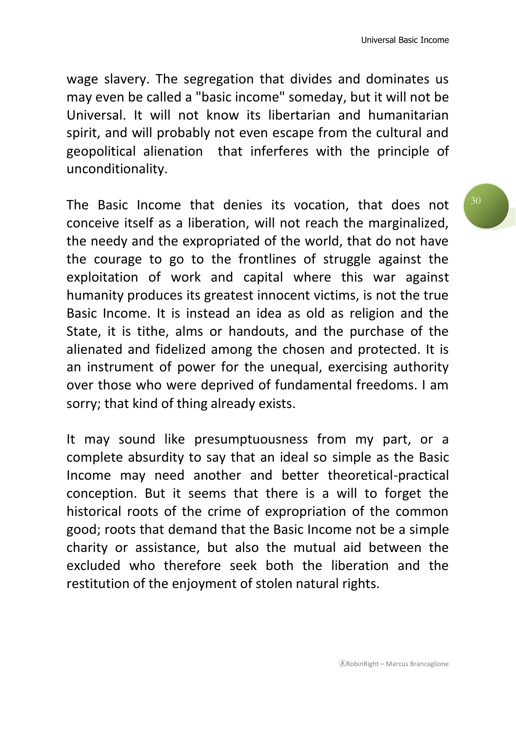wage slavery. The segregation that divides and dominates us may even be called a "basic income" someday, but it will not be Universal. It will not know its libertarian and humanitarian spirit, and will probably not even escape from the cultural and geopolitical alienation that inferferes with the principle of unconditionality.

The Basic Income that denies its vocation, that does not conceive itself as a liberation, will not reach the marginalized, the needy and the expropriated of the world, that do not have the courage to go to the frontlines of struggle against the exploitation of work and capital where this war against humanity produces its greatest innocent victims, is not the true Basic Income. It is instead an idea as old as religion and the State, it is tithe, alms or handouts, and the purchase of the alienated and fidelized among the chosen and protected. It is an instrument of power for the unequal, exercising authority over those who were deprived of fundamental freedoms. I am sorry; that kind of thing already exists.

It may sound like presumptuousness from my part, or a complete absurdity to say that an ideal so simple as the Basic Income may need another and better theoretical-practical conception. But it seems that there is a will to forget the historical roots of the crime of expropriation of the common good; roots that demand that the Basic Income not be a simple charity or assistance, but also the mutual aid between the excluded who therefore seek both the liberation and the restitution of the enjoyment of stolen natural rights.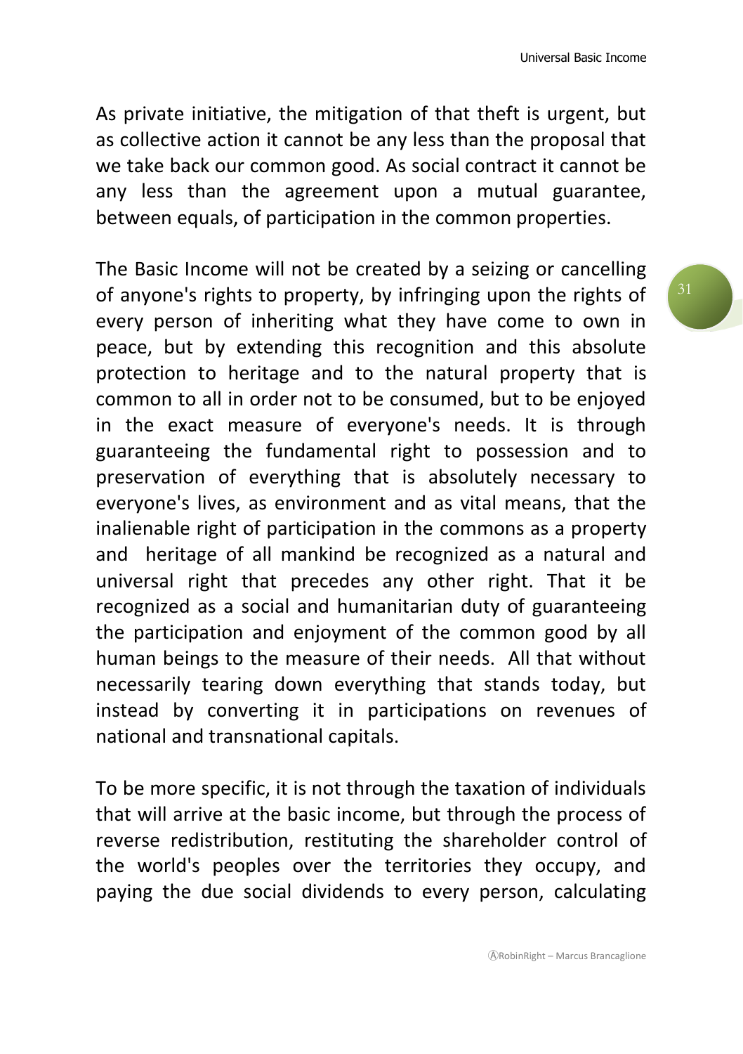As private initiative, the mitigation of that theft is urgent, but as collective action it cannot be any less than the proposal that we take back our common good. As social contract it cannot be any less than the agreement upon a mutual guarantee, between equals, of participation in the common properties.

The Basic Income will not be created by a seizing or cancelling of anyone's rights to property, by infringing upon the rights of every person of inheriting what they have come to own in peace, but by extending this recognition and this absolute protection to heritage and to the natural property that is common to all in order not to be consumed, but to be enjoyed in the exact measure of everyone's needs. It is through guaranteeing the fundamental right to possession and to preservation of everything that is absolutely necessary to everyone's lives, as environment and as vital means, that the inalienable right of participation in the commons as a property and heritage of all mankind be recognized as a natural and universal right that precedes any other right. That it be recognized as a social and humanitarian duty of guaranteeing the participation and enjoyment of the common good by all human beings to the measure of their needs. All that without necessarily tearing down everything that stands today, but instead by converting it in participations on revenues of national and transnational capitals.

To be more specific, it is not through the taxation of individuals that will arrive at the basic income, but through the process of reverse redistribution, restituting the shareholder control of the world's peoples over the territories they occupy, and paying the due social dividends to every person, calculating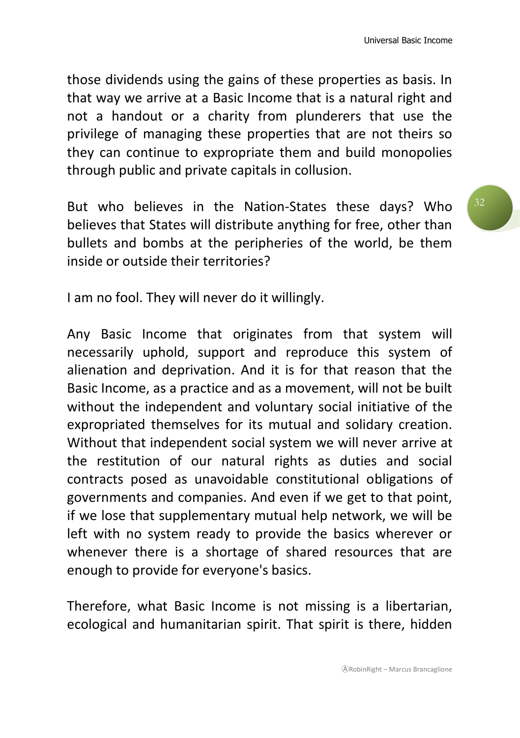those dividends using the gains of these properties as basis. In that way we arrive at a Basic Income that is a natural right and not a handout or a charity from plunderers that use the privilege of managing these properties that are not theirs so they can continue to expropriate them and build monopolies through public and private capitals in collusion.

But who believes in the Nation-States these days? Who believes that States will distribute anything for free, other than bullets and bombs at the peripheries of the world, be them inside or outside their territories?

I am no fool. They will never do it willingly.

Any Basic Income that originates from that system will necessarily uphold, support and reproduce this system of alienation and deprivation. And it is for that reason that the Basic Income, as a practice and as a movement, will not be built without the independent and voluntary social initiative of the expropriated themselves for its mutual and solidary creation. Without that independent social system we will never arrive at the restitution of our natural rights as duties and social contracts posed as unavoidable constitutional obligations of governments and companies. And even if we get to that point, if we lose that supplementary mutual help network, we will be left with no system ready to provide the basics wherever or whenever there is a shortage of shared resources that are enough to provide for everyone's basics.

Therefore, what Basic Income is not missing is a libertarian, ecological and humanitarian spirit. That spirit is there, hidden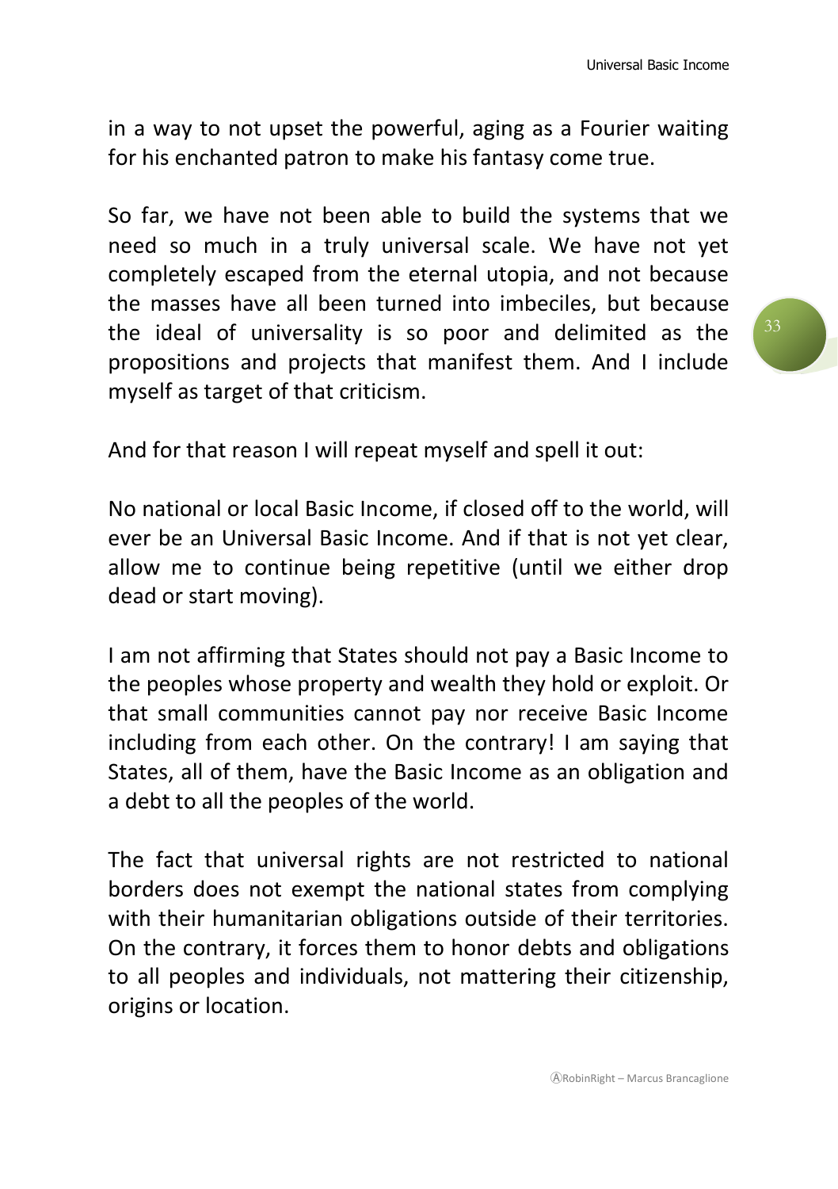in a way to not upset the powerful, aging as a Fourier waiting for his enchanted patron to make his fantasy come true.

So far, we have not been able to build the systems that we need so much in a truly universal scale. We have not yet completely escaped from the eternal utopia, and not because the masses have all been turned into imbeciles, but because the ideal of universality is so poor and delimited as the propositions and projects that manifest them. And I include myself as target of that criticism.

And for that reason I will repeat myself and spell it out:

No national or local Basic Income, if closed off to the world, will ever be an Universal Basic Income. And if that is not yet clear, allow me to continue being repetitive (until we either drop dead or start moving).

I am not affirming that States should not pay a Basic Income to the peoples whose property and wealth they hold or exploit. Or that small communities cannot pay nor receive Basic Income including from each other. On the contrary! I am saying that States, all of them, have the Basic Income as an obligation and a debt to all the peoples of the world.

The fact that universal rights are not restricted to national borders does not exempt the national states from complying with their humanitarian obligations outside of their territories. On the contrary, it forces them to honor debts and obligations to all peoples and individuals, not mattering their citizenship, origins or location.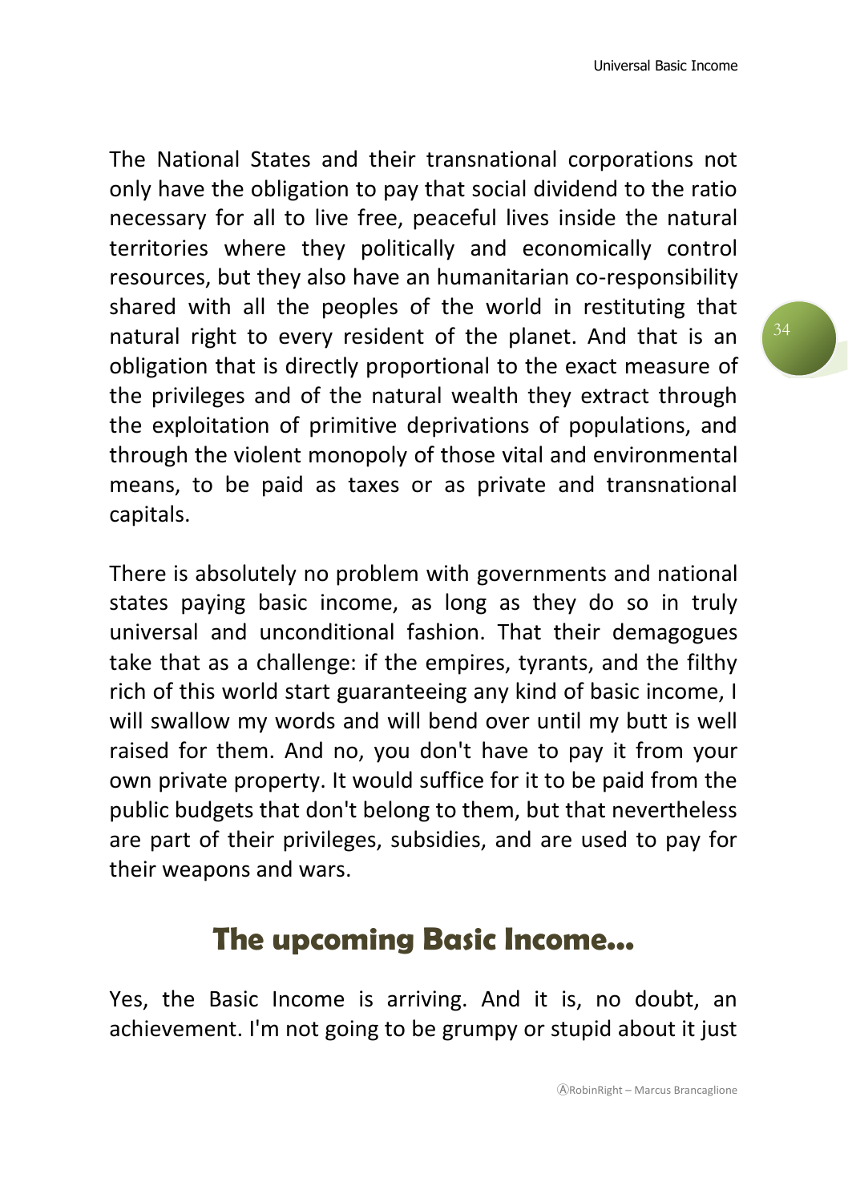The National States and their transnational corporations not only have the obligation to pay that social dividend to the ratio necessary for all to live free, peaceful lives inside the natural territories where they politically and economically control resources, but they also have an humanitarian co-responsibility shared with all the peoples of the world in restituting that natural right to every resident of the planet. And that is an obligation that is directly proportional to the exact measure of the privileges and of the natural wealth they extract through the exploitation of primitive deprivations of populations, and through the violent monopoly of those vital and environmental means, to be paid as taxes or as private and transnational capitals.

There is absolutely no problem with governments and national states paying basic income, as long as they do so in truly universal and unconditional fashion. That their demagogues take that as a challenge: if the empires, tyrants, and the filthy rich of this world start guaranteeing any kind of basic income, I will swallow my words and will bend over until my butt is well raised for them. And no, you don't have to pay it from your own private property. It would suffice for it to be paid from the public budgets that don't belong to them, but that nevertheless are part of their privileges, subsidies, and are used to pay for their weapons and wars.

## The upcoming Basic Income...

Yes, the Basic Income is arriving. And it is, no doubt, an achievement. I'm not going to be grumpy or stupid about it just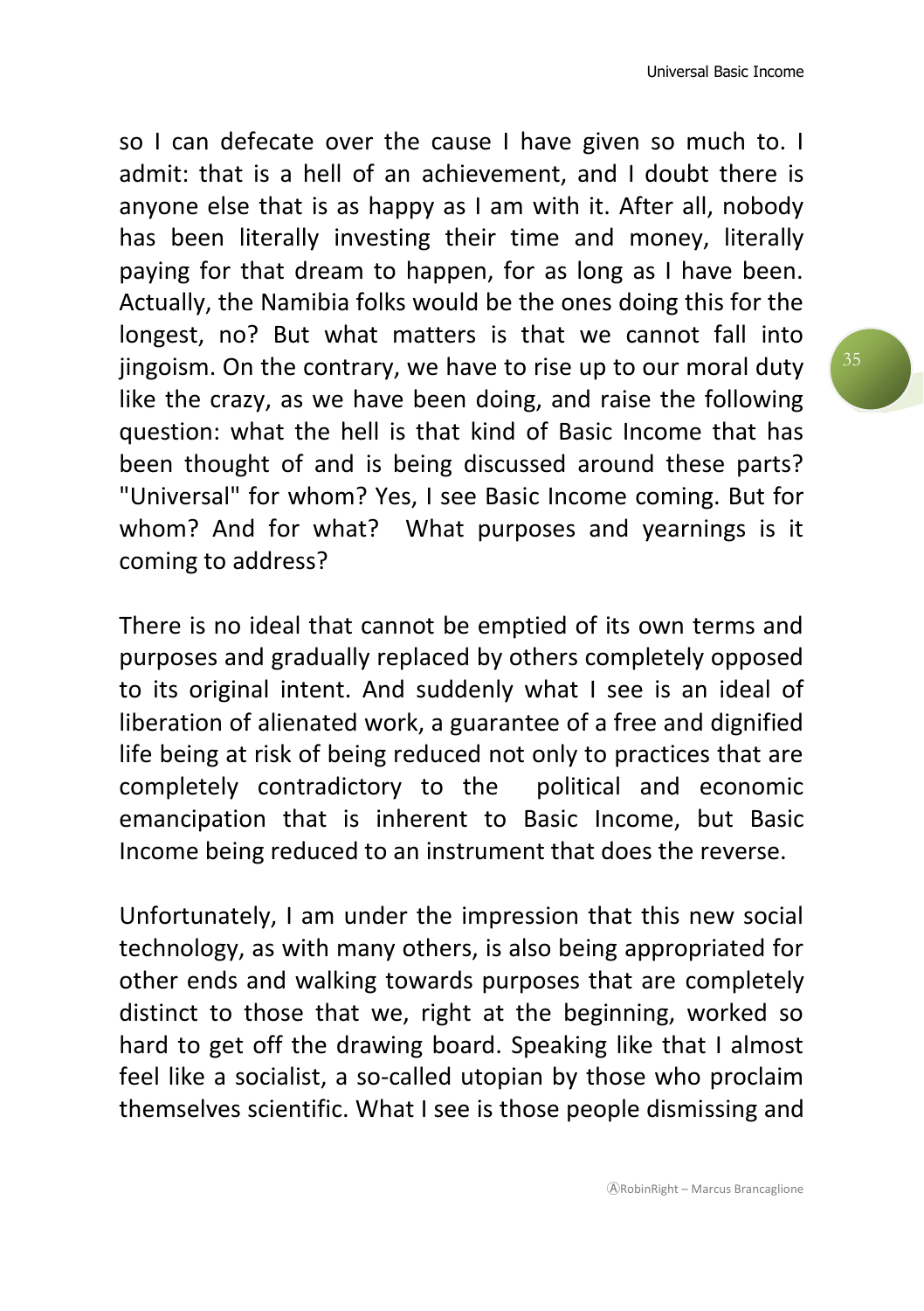so I can defecate over the cause I have given so much to. I admit: that is a hell of an achievement, and I doubt there is anyone else that is as happy as I am with it. After all, nobody has been literally investing their time and money, literally paying for that dream to happen, for as long as I have been. Actually, the Namibia folks would be the ones doing this for the longest, no? But what matters is that we cannot fall into jingoism. On the contrary, we have to rise up to our moral duty like the crazy, as we have been doing, and raise the following question: what the hell is that kind of Basic Income that has been thought of and is being discussed around these parts? "Universal" for whom? Yes, I see Basic Income coming. But for whom? And for what? What purposes and yearnings is it coming to address?

There is no ideal that cannot be emptied of its own terms and purposes and gradually replaced by others completely opposed to its original intent. And suddenly what I see is an ideal of liberation of alienated work, a guarantee of a free and dignified life being at risk of being reduced not only to practices that are completely contradictory to the political and economic emancipation that is inherent to Basic Income, but Basic Income being reduced to an instrument that does the reverse.

Unfortunately, I am under the impression that this new social technology, as with many others, is also being appropriated for other ends and walking towards purposes that are completely distinct to those that we, right at the beginning, worked so hard to get off the drawing board. Speaking like that I almost feel like a socialist, a so-called utopian by those who proclaim themselves scientific. What I see is those people dismissing and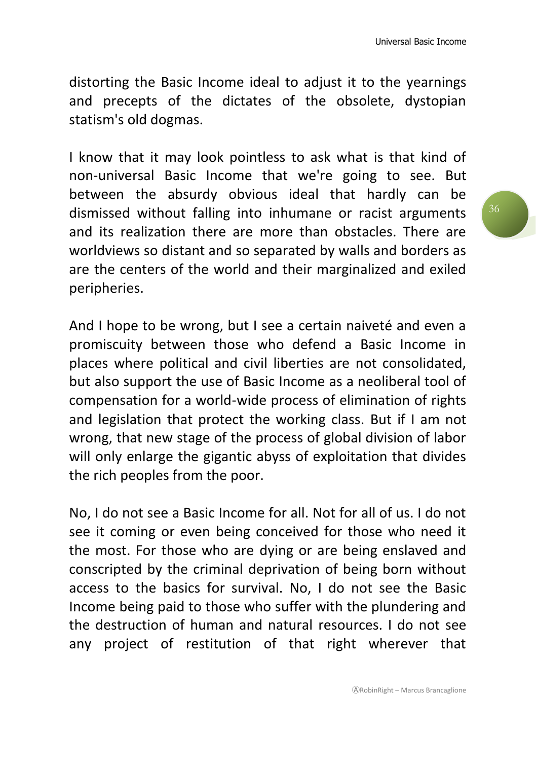distorting the Basic Income ideal to adjust it to the yearnings and precepts of the dictates of the obsolete, dystopian statism's old dogmas.

I know that it may look pointless to ask what is that kind of non-universal Basic Income that we're going to see. But between the absurdy obvious ideal that hardly can be dismissed without falling into inhumane or racist arguments and its realization there are more than obstacles. There are worldviews so distant and so separated by walls and borders as are the centers of the world and their marginalized and exiled peripheries.

And I hope to be wrong, but I see a certain naiveté and even a promiscuity between those who defend a Basic Income in places where political and civil liberties are not consolidated, but also support the use of Basic Income as a neoliberal tool of compensation for a world-wide process of elimination of rights and legislation that protect the working class. But if I am not wrong, that new stage of the process of global division of labor will only enlarge the gigantic abyss of exploitation that divides the rich peoples from the poor.

No, I do not see a Basic Income for all. Not for all of us. I do not see it coming or even being conceived for those who need it the most. For those who are dying or are being enslaved and conscripted by the criminal deprivation of being born without access to the basics for survival. No, I do not see the Basic Income being paid to those who suffer with the plundering and the destruction of human and natural resources. I do not see any project of restitution of that right wherever that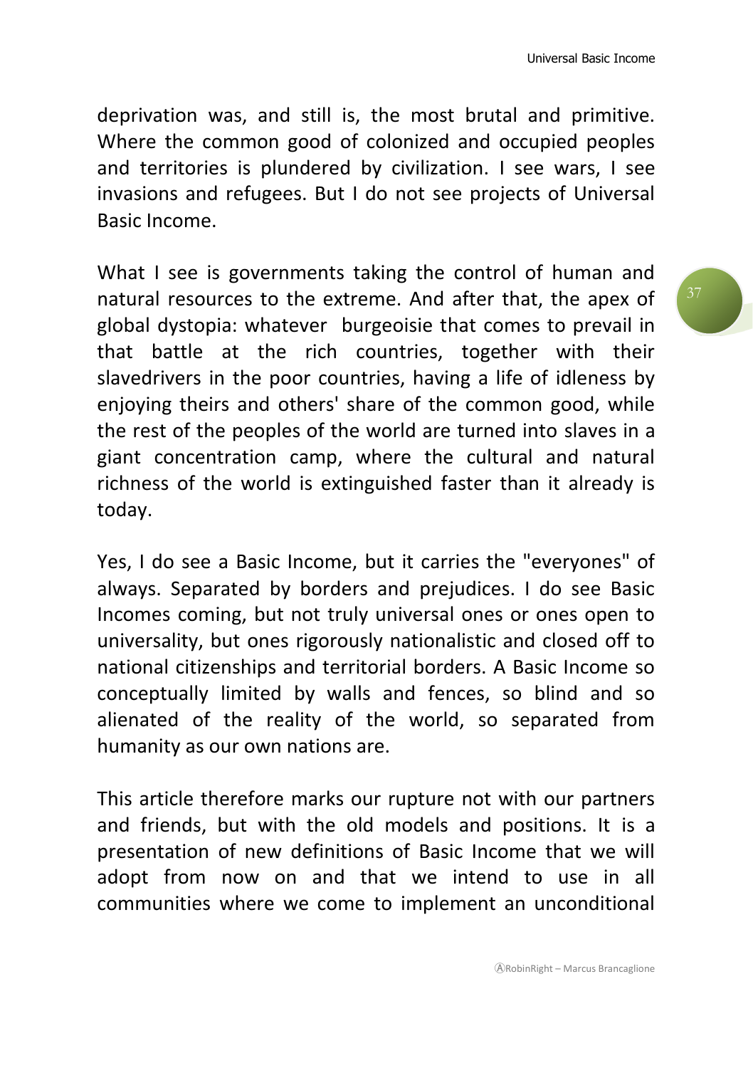deprivation was, and still is, the most brutal and primitive. Where the common good of colonized and occupied peoples and territories is plundered by civilization. I see wars, I see invasions and refugees. But I do not see projects of Universal Basic Income.

What I see is governments taking the control of human and natural resources to the extreme. And after that, the apex of global dystopia: whatever burgeoisie that comes to prevail in that battle at the rich countries, together with their slavedrivers in the poor countries, having a life of idleness by enjoying theirs and others' share of the common good, while the rest of the peoples of the world are turned into slaves in a giant concentration camp, where the cultural and natural richness of the world is extinguished faster than it already is today.

Yes, I do see a Basic Income, but it carries the "everyones" of always. Separated by borders and prejudices. I do see Basic Incomes coming, but not truly universal ones or ones open to universality, but ones rigorously nationalistic and closed off to national citizenships and territorial borders. A Basic Income so conceptually limited by walls and fences, so blind and so alienated of the reality of the world, so separated from humanity as our own nations are.

This article therefore marks our rupture not with our partners and friends, but with the old models and positions. It is a presentation of new definitions of Basic Income that we will adopt from now on and that we intend to use in all communities where we come to implement an unconditional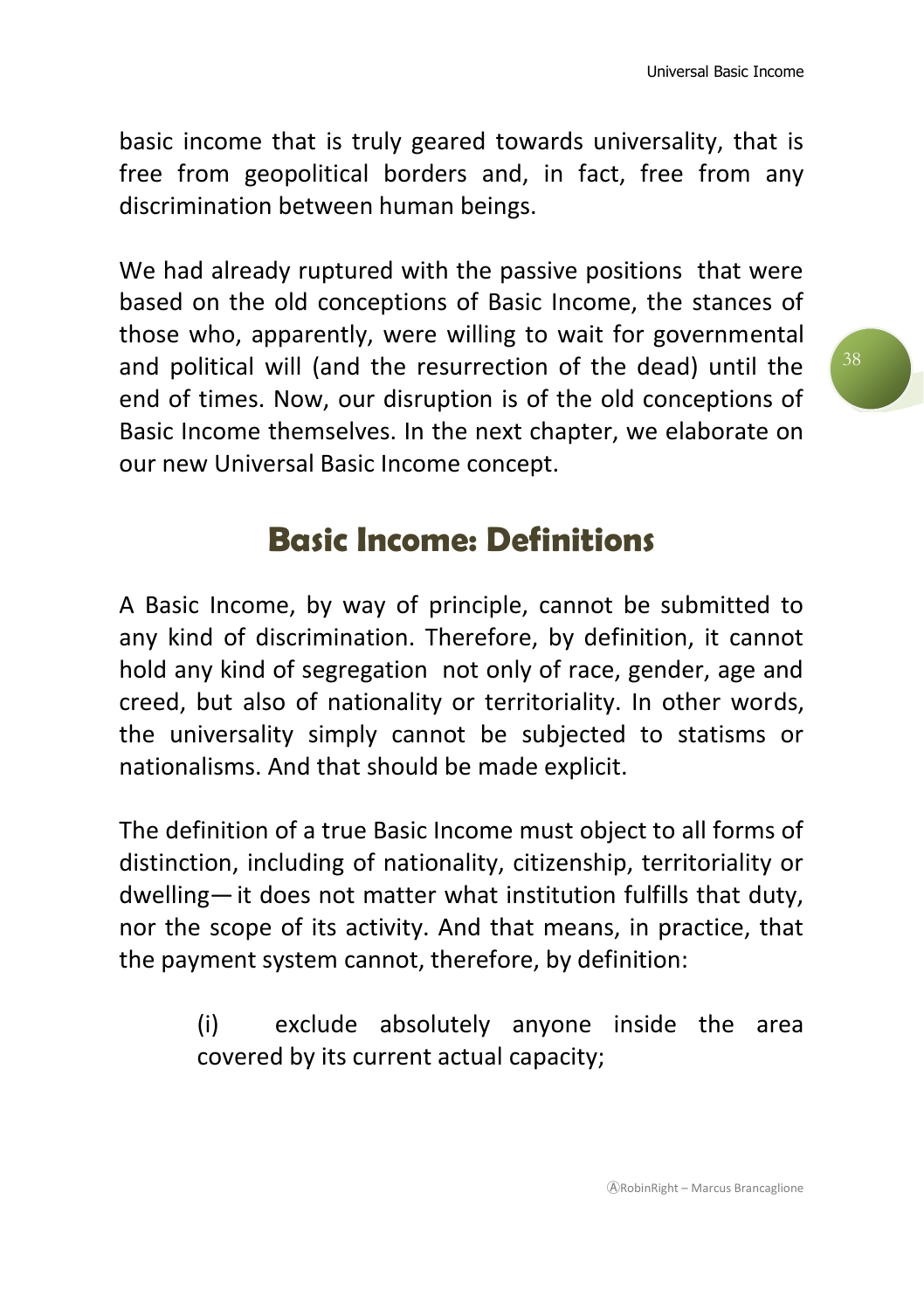basic income that is truly geared towards universality, that is free from geopolitical borders and, in fact, free from any discrimination between human beings.

We had already ruptured with the passive positions that were based on the old conceptions of Basic Income, the stances of those who, apparently, were willing to wait for governmental and political will (and the resurrection of the dead) until the end of times. Now, our disruption is of the old conceptions of Basic Income themselves. In the next chapter, we elaborate on our new Universal Basic Income concept.

## Basic Income: Definitions

A Basic Income, by way of principle, cannot be submitted to any kind of discrimination. Therefore, by definition, it cannot hold any kind of segregation not only of race, gender, age and creed, but also of nationality or territoriality. In other words, the universality simply cannot be subjected to statisms or nationalisms. And that should be made explicit.

The definition of a true Basic Income must object to all forms of distinction, including of nationality, citizenship, territoriality or dwelling— it does not matter what institution fulfills that duty, nor the scope of its activity. And that means, in practice, that the payment system cannot, therefore, by definition:

> (i) exclude absolutely anyone inside the area covered by its current actual capacity;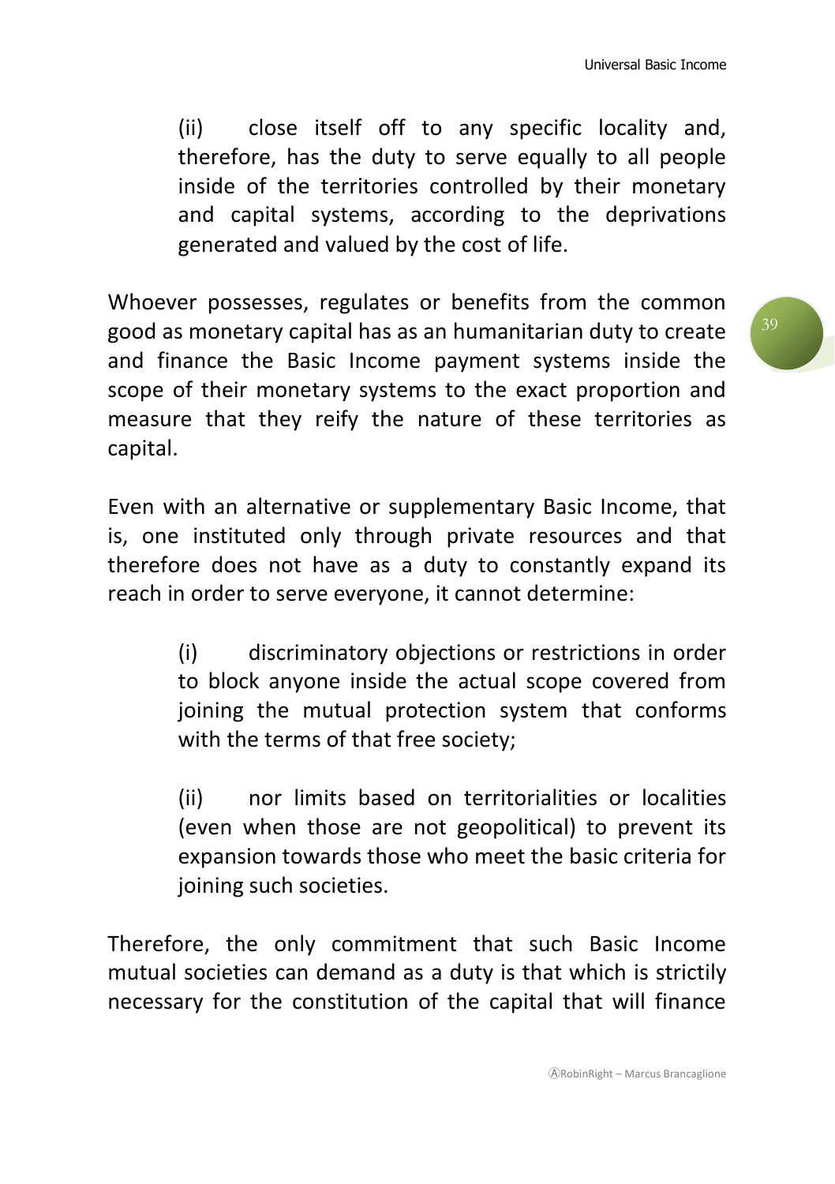(ii) close itself off to any specific locality and, therefore, has the duty to serve equally to all people inside of the territories controlled by their monetary and capital systems, according to the deprivations generated and valued by the cost of life.

Whoever possesses, regulates or benefits from the common good as monetary capital has as an humanitarian duty to create and finance the Basic Income payment systems inside the scope of their monetary systems to the exact proportion and measure that they reify the nature of these territories as capital.

Even with an alternative or supplementary Basic Income, that is, one instituted only through private resources and that therefore does not have as a duty to constantly expand its reach in order to serve everyone, it cannot determine:

(i) discriminatory objections or restrictions in order to block anyone inside the actual scope covered from joining the mutual protection system that conforms with the terms of that free society;

(ii) nor limits based on territorialities or localities (even when those are not geopolitical) to prevent its expansion towards those who meet the basic criteria for joining such societies.

Therefore, the only commitment that such Basic Income mutual societies can demand as a duty is that which is strictly necessary for the constitution of the capital that will finance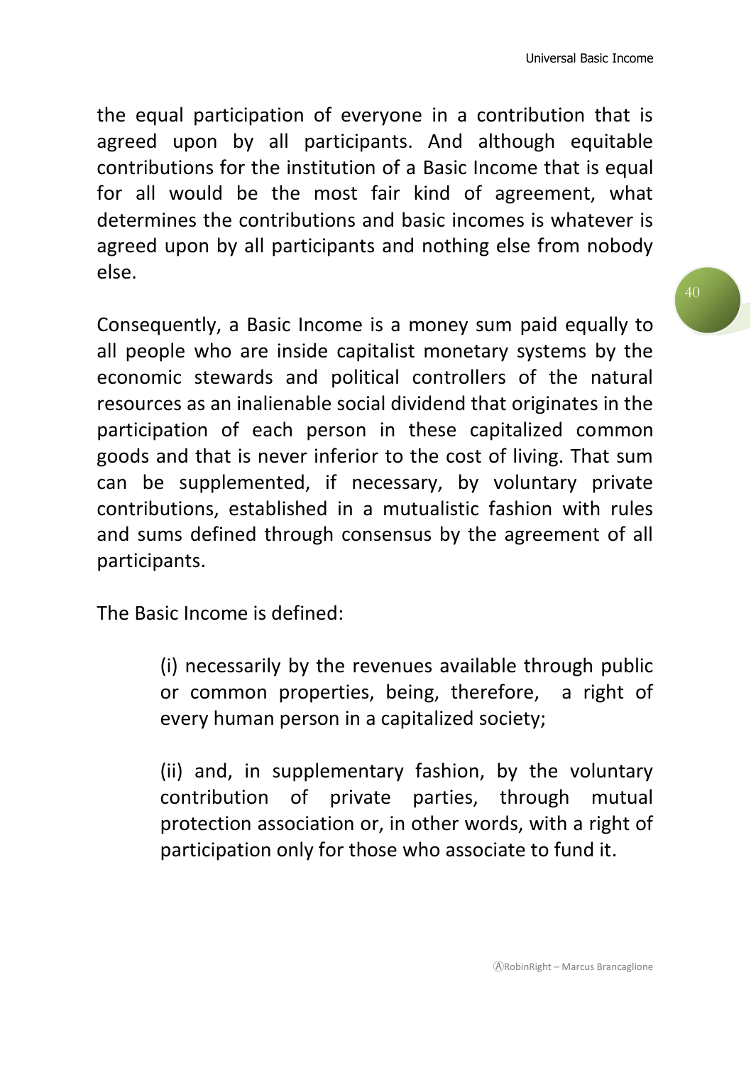the equal participation of everyone in a contribution that is agreed upon by all participants. And although equitable contributions for the institution of a Basic Income that is equal for all would be the most fair kind of agreement, what determines the contributions and basic incomes is whatever is agreed upon by all participants and nothing else from nobody else.

Consequently, a Basic Income is a money sum paid equally to all people who are inside capitalist monetary systems by the economic stewards and political controllers of the natural resources as an inalienable social dividend that originates in the participation of each person in these capitalized common goods and that is never inferior to the cost of living. That sum can be supplemented, if necessary, by voluntary private contributions, established in a mutualistic fashion with rules and sums defined through consensus by the agreement of all participants.

The Basic Income is defined:

> (i) necessarily by the revenues available through public or common properties, being, therefore, a right of every human person in a capitalized society;
>
> (ii) and, in supplementary fashion, by the voluntary contribution of private parties, through mutual protection association or, in other words, with a right of participation only for those who associate to fund it.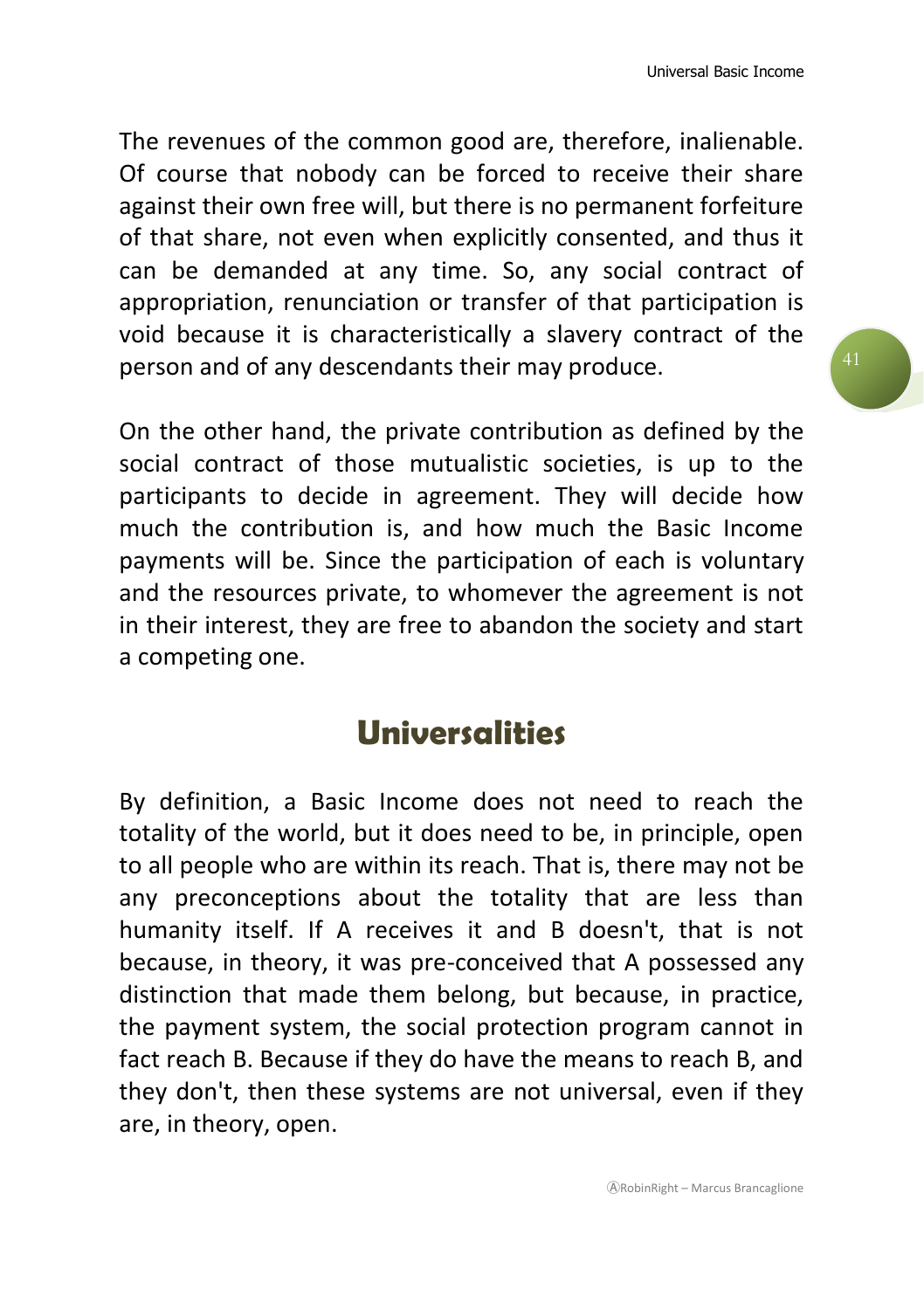The revenues of the common good are, therefore, inalienable. Of course that nobody can be forced to receive their share against their own free will, but there is no permanent forfeiture of that share, not even when explicitly consented, and thus it can be demanded at any time. So, any social contract of appropriation, renunciation or transfer of that participation is void because it is characteristically a slavery contract of the person and of any descendants their may produce.

On the other hand, the private contribution as defined by the social contract of those mutualistic societies, is up to the participants to decide in agreement. They will decide how much the contribution is, and how much the Basic Income payments will be. Since the participation of each is voluntary and the resources private, to whomever the agreement is not in their interest, they are free to abandon the society and start a competing one.

## Universalities

By definition, a Basic Income does not need to reach the totality of the world, but it does need to be, in principle, open to all people who are within its reach. That is, there may not be any preconceptions about the totality that are less than humanity itself. If A receives it and B doesn't, that is not because, in theory, it was pre-conceived that A possessed any distinction that made them belong, but because, in practice, the payment system, the social protection program cannot in fact reach B. Because if they do have the means to reach B, and they don't, then these systems are not universal, even if they are, in theory, open.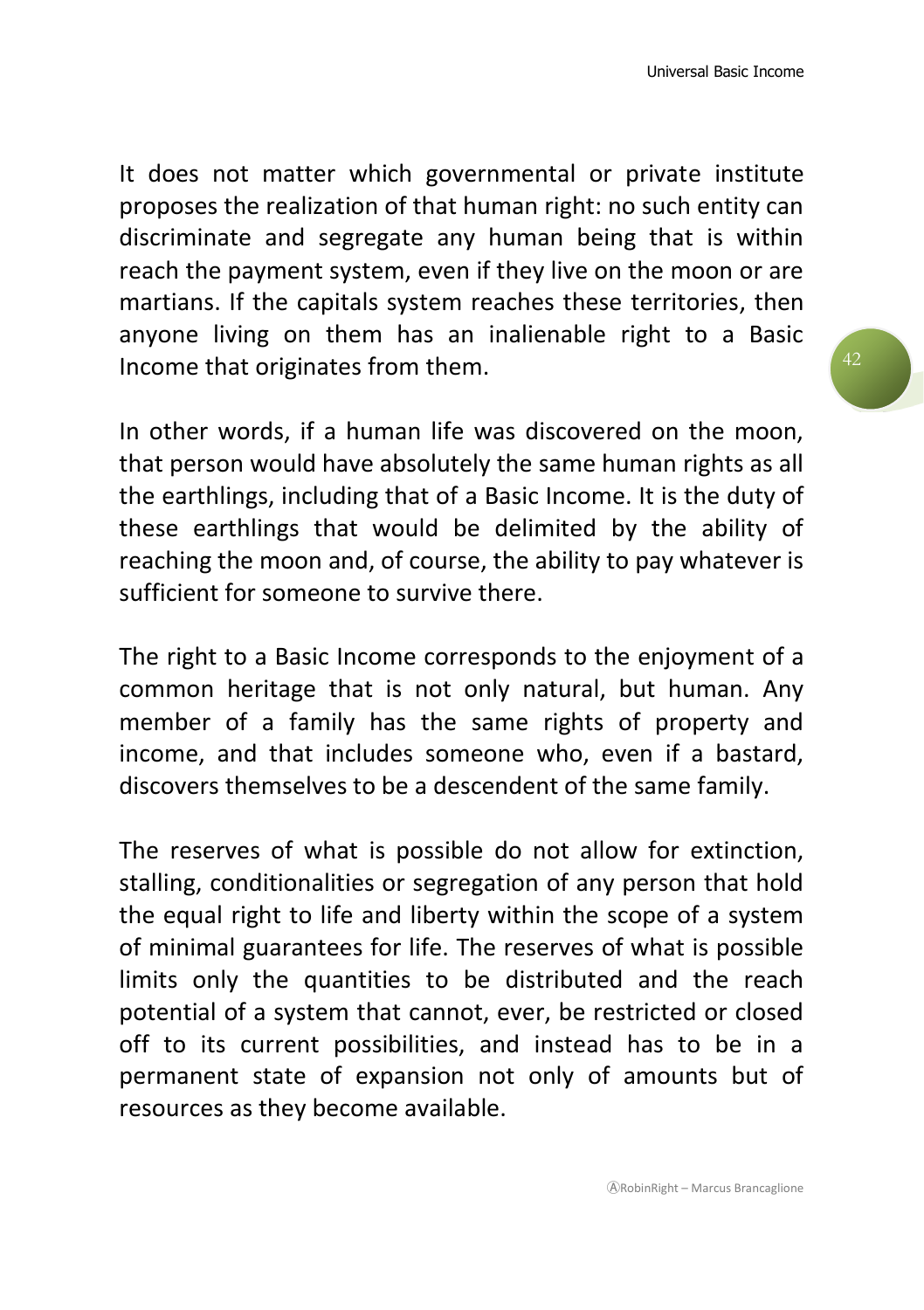It does not matter which governmental or private institute proposes the realization of that human right: no such entity can discriminate and segregate any human being that is within reach the payment system, even if they live on the moon or are martians. If the capitals system reaches these territories, then anyone living on them has an inalienable right to a Basic Income that originates from them.

In other words, if a human life was discovered on the moon, that person would have absolutely the same human rights as all the earthlings, including that of a Basic Income. It is the duty of these earthlings that would be delimited by the ability of reaching the moon and, of course, the ability to pay whatever is sufficient for someone to survive there.

The right to a Basic Income corresponds to the enjoyment of a common heritage that is not only natural, but human. Any member of a family has the same rights of property and income, and that includes someone who, even if a bastard, discovers themselves to be a descendent of the same family.

The reserves of what is possible do not allow for extinction, stalling, conditionalities or segregation of any person that hold the equal right to life and liberty within the scope of a system of minimal guarantees for life. The reserves of what is possible limits only the quantities to be distributed and the reach potential of a system that cannot, ever, be restricted or closed off to its current possibilities, and instead has to be in a permanent state of expansion not only of amounts but of resources as they become available.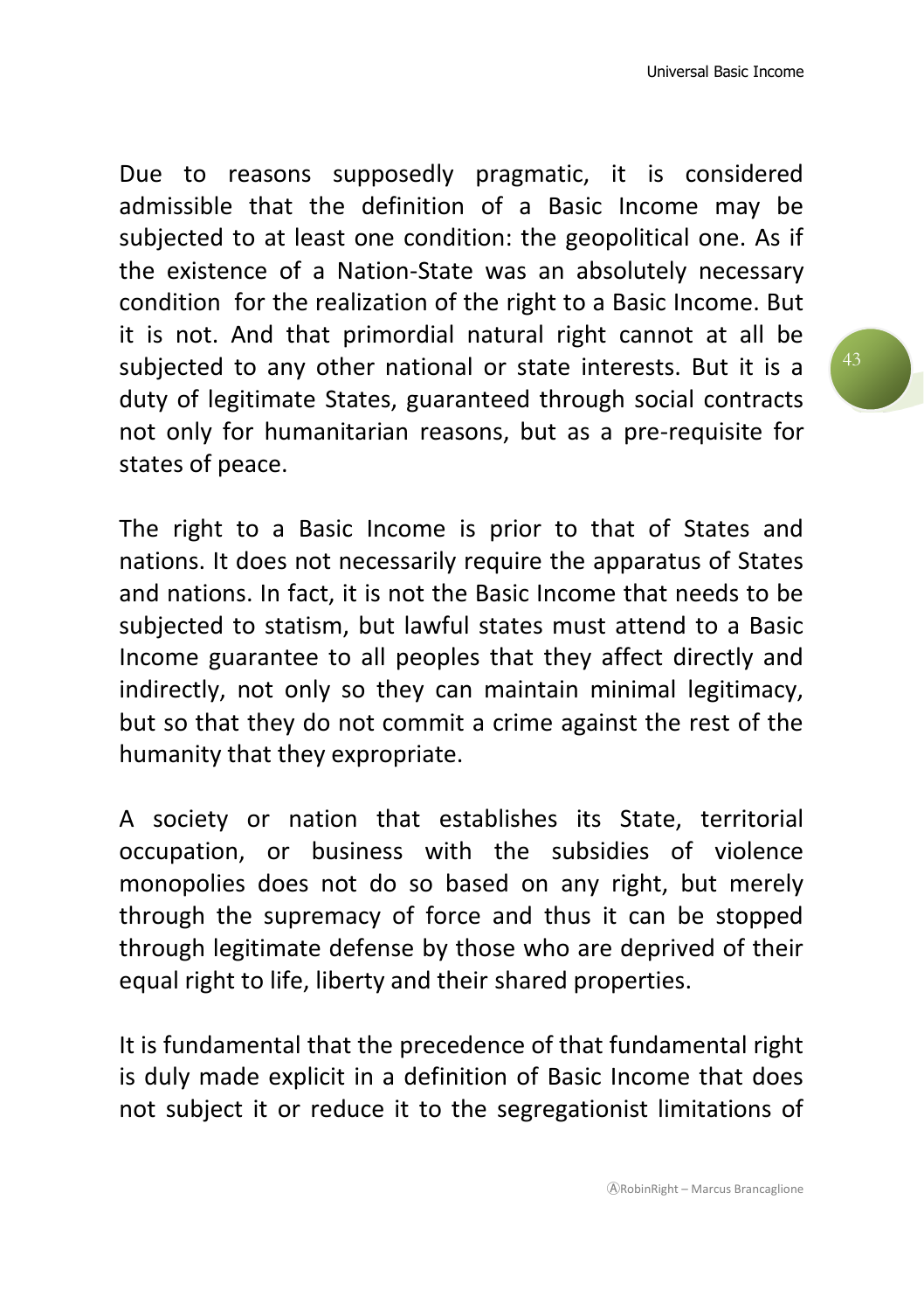Due to reasons supposedly pragmatic, it is considered admissible that the definition of a Basic Income may be subjected to at least one condition: the geopolitical one. As if the existence of a Nation-State was an absolutely necessary condition for the realization of the right to a Basic Income. But it is not. And that primordial natural right cannot at all be subjected to any other national or state interests. But it is a duty of legitimate States, guaranteed through social contracts not only for humanitarian reasons, but as a pre-requisite for states of peace.

The right to a Basic Income is prior to that of States and nations. It does not necessarily require the apparatus of States and nations. In fact, it is not the Basic Income that needs to be subjected to statism, but lawful states must attend to a Basic Income guarantee to all peoples that they affect directly and indirectly, not only so they can maintain minimal legitimacy, but so that they do not commit a crime against the rest of the humanity that they expropriate.

A society or nation that establishes its State, territorial occupation, or business with the subsidies of violence monopolies does not do so based on any right, but merely through the supremacy of force and thus it can be stopped through legitimate defense by those who are deprived of their equal right to life, liberty and their shared properties.

It is fundamental that the precedence of that fundamental right is duly made explicit in a definition of Basic Income that does not subject it or reduce it to the segregationist limitations of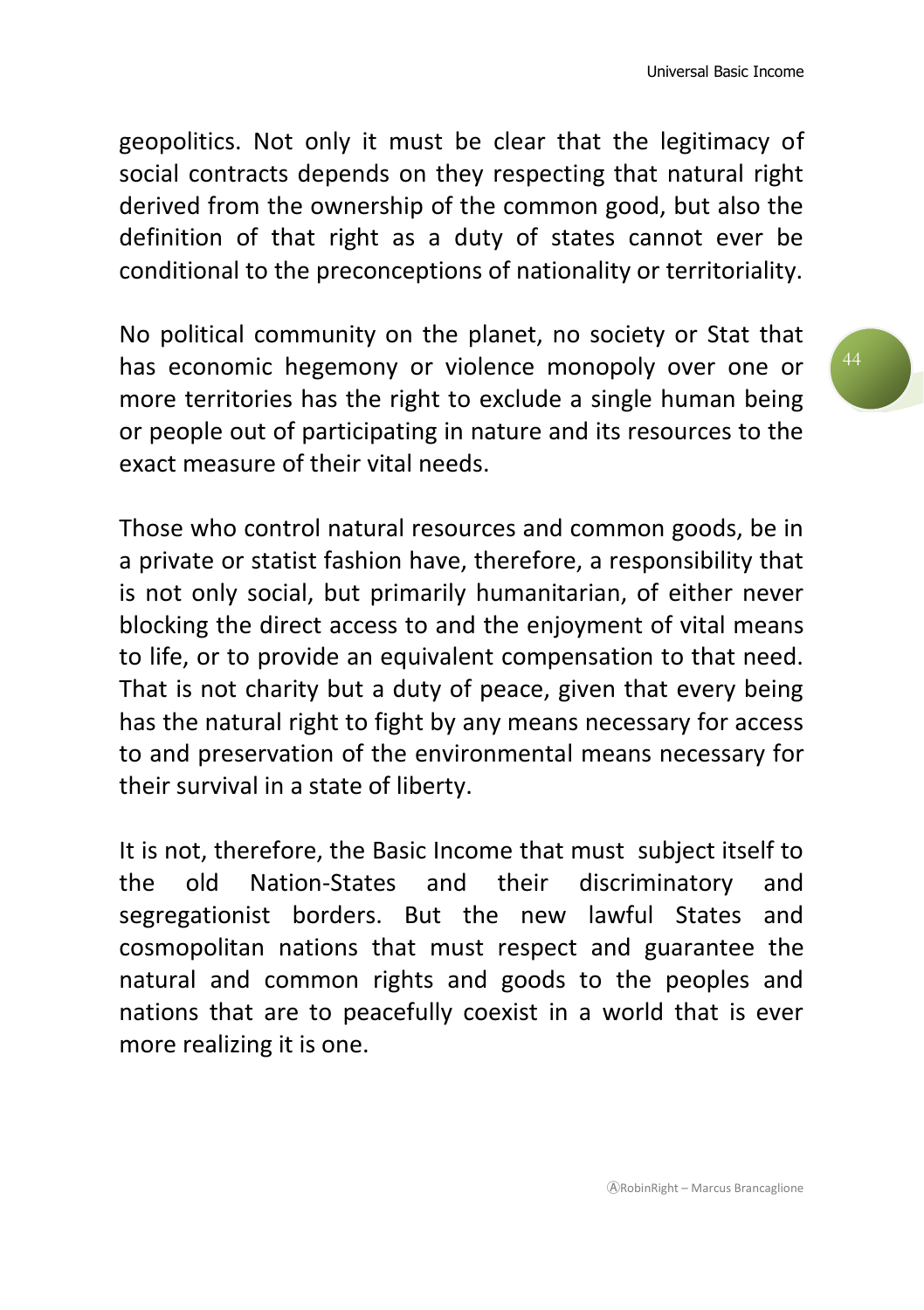geopolitics. Not only it must be clear that the legitimacy of social contracts depends on they respecting that natural right derived from the ownership of the common good, but also the definition of that right as a duty of states cannot ever be conditional to the preconceptions of nationality or territoriality.

No political community on the planet, no society or Stat that has economic hegemony or violence monopoly over one or more territories has the right to exclude a single human being or people out of participating in nature and its resources to the exact measure of their vital needs.

Those who control natural resources and common goods, be in a private or statist fashion have, therefore, a responsibility that is not only social, but primarily humanitarian, of either never blocking the direct access to and the enjoyment of vital means to life, or to provide an equivalent compensation to that need. That is not charity but a duty of peace, given that every being has the natural right to fight by any means necessary for access to and preservation of the environmental means necessary for their survival in a state of liberty.

It is not, therefore, the Basic Income that must subject itself to the old Nation-States and their discriminatory and segregationist borders. But the new lawful States and cosmopolitan nations that must respect and guarantee the natural and common rights and goods to the peoples and nations that are to peacefully coexist in a world that is ever more realizing it is one.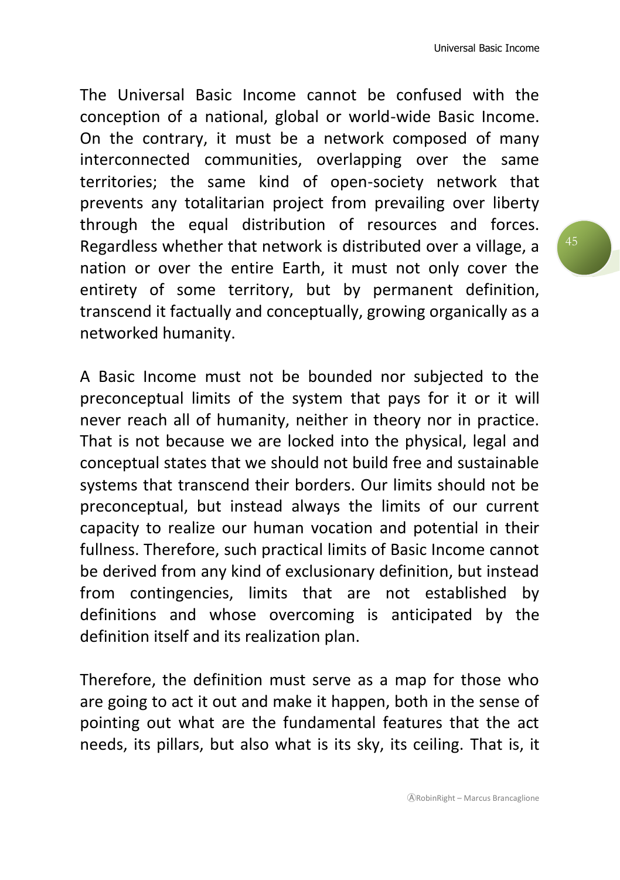The Universal Basic Income cannot be confused with the conception of a national, global or world-wide Basic Income. On the contrary, it must be a network composed of many interconnected communities, overlapping over the same territories; the same kind of open-society network that prevents any totalitarian project from prevailing over liberty through the equal distribution of resources and forces. Regardless whether that network is distributed over a village, a nation or over the entire Earth, it must not only cover the entirety of some territory, but by permanent definition, transcend it factually and conceptually, growing organically as a networked humanity.

A Basic Income must not be bounded nor subjected to the preconceptual limits of the system that pays for it or it will never reach all of humanity, neither in theory nor in practice. That is not because we are locked into the physical, legal and conceptual states that we should not build free and sustainable systems that transcend their borders. Our limits should not be preconceptual, but instead always the limits of our current capacity to realize our human vocation and potential in their fullness. Therefore, such practical limits of Basic Income cannot be derived from any kind of exclusionary definition, but instead from contingencies, limits that are not established by definitions and whose overcoming is anticipated by the definition itself and its realization plan.

Therefore, the definition must serve as a map for those who are going to act it out and make it happen, both in the sense of pointing out what are the fundamental features that the act needs, its pillars, but also what is its sky, its ceiling. That is, it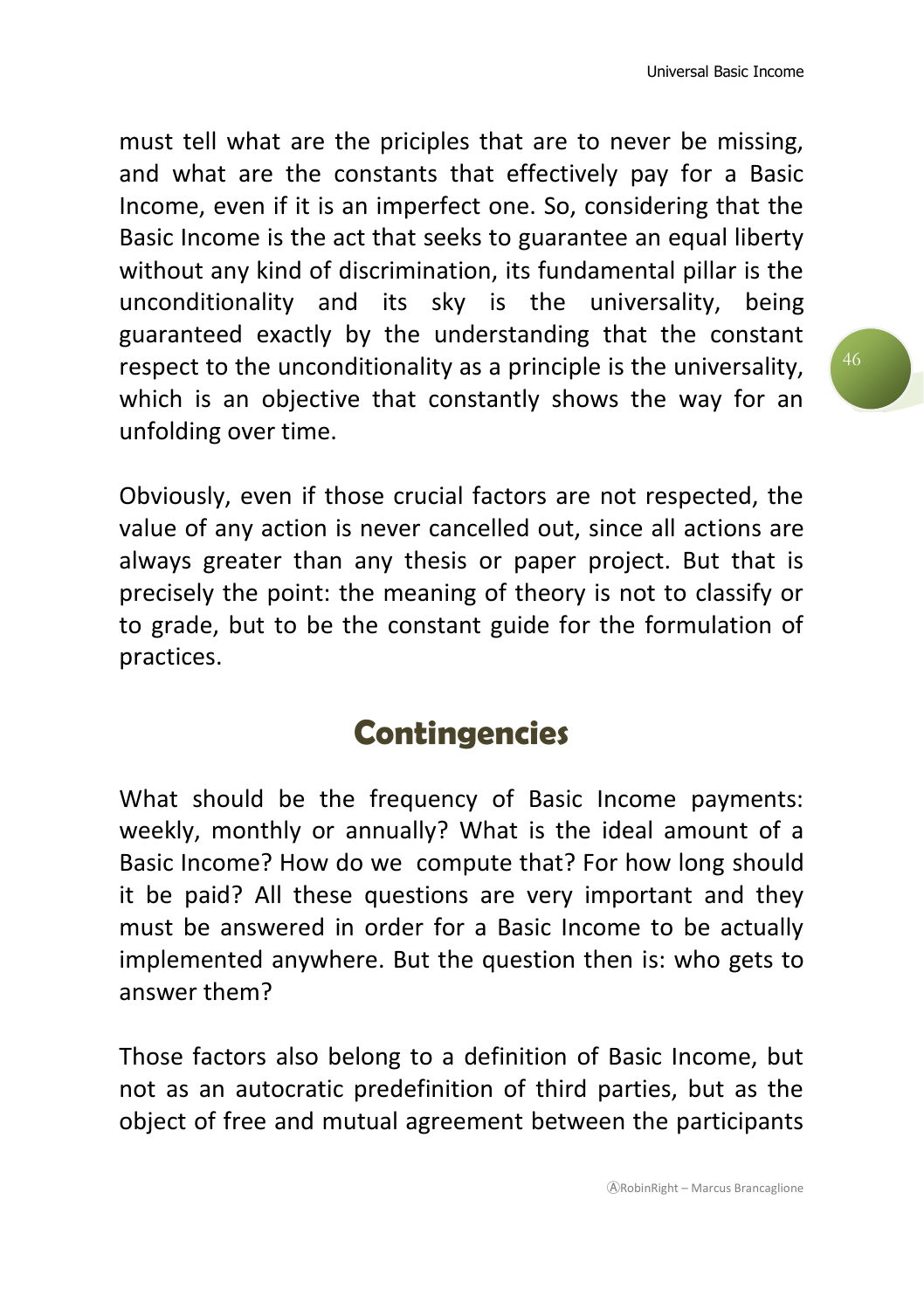must tell what are the priciples that are to never be missing, and what are the constants that effectively pay for a Basic Income, even if it is an imperfect one. So, considering that the Basic Income is the act that seeks to guarantee an equal liberty without any kind of discrimination, its fundamental pillar is the unconditionality and its sky is the universality, being guaranteed exactly by the understanding that the constant respect to the unconditionality as a principle is the universality, which is an objective that constantly shows the way for an unfolding over time.

Obviously, even if those crucial factors are not respected, the value of any action is never cancelled out, since all actions are always greater than any thesis or paper project. But that is precisely the point: the meaning of theory is not to classify or to grade, but to be the constant guide for the formulation of practices.

## Contingencies

What should be the frequency of Basic Income payments: weekly, monthly or annually? What is the ideal amount of a Basic Income? How do we compute that? For how long should it be paid? All these questions are very important and they must be answered in order for a Basic Income to be actually implemented anywhere. But the question then is: who gets to answer them?

Those factors also belong to a definition of Basic Income, but not as an autocratic predefinition of third parties, but as the object of free and mutual agreement between the participants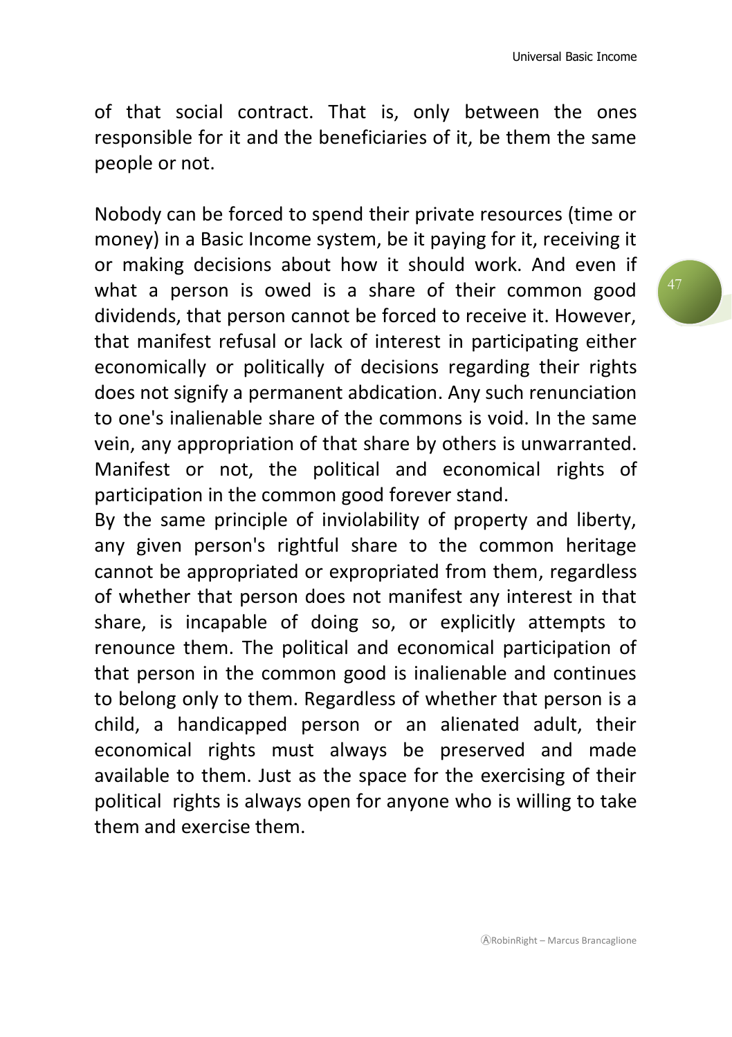of that social contract. That is, only between the ones responsible for it and the beneficiaries of it, be them the same people or not.

Nobody can be forced to spend their private resources (time or money) in a Basic Income system, be it paying for it, receiving it or making decisions about how it should work. And even if what a person is owed is a share of their common good dividends, that person cannot be forced to receive it. However, that manifest refusal or lack of interest in participating either economically or politically of decisions regarding their rights does not signify a permanent abdication. Any such renunciation to one's inalienable share of the commons is void. In the same vein, any appropriation of that share by others is unwarranted. Manifest or not, the political and economical rights of participation in the common good forever stand.

By the same principle of inviolability of property and liberty, any given person's rightful share to the common heritage cannot be appropriated or expropriated from them, regardless of whether that person does not manifest any interest in that share, is incapable of doing so, or explicitly attempts to renounce them. The political and economical participation of that person in the common good is inalienable and continues to belong only to them. Regardless of whether that person is a child, a handicapped person or an alienated adult, their economical rights must always be preserved and made available to them. Just as the space for the exercising of their political rights is always open for anyone who is willing to take them and exercise them.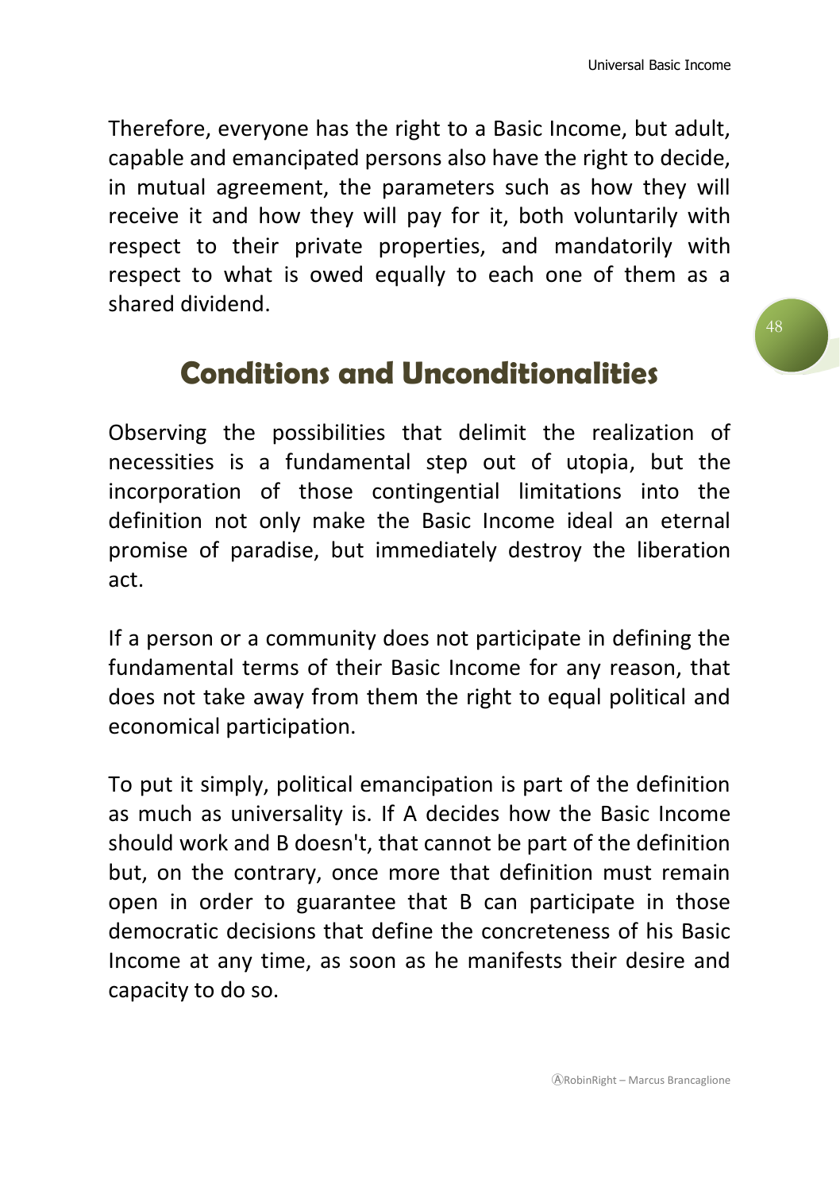Therefore, everyone has the right to a Basic Income, but adult, capable and emancipated persons also have the right to decide, in mutual agreement, the parameters such as how they will receive it and how they will pay for it, both voluntarily with respect to their private properties, and mandatorily with respect to what is owed equally to each one of them as a shared dividend.

## Conditions and Unconditionalities

Observing the possibilities that delimit the realization of necessities is a fundamental step out of utopia, but the incorporation of those contingential limitations into the definition not only make the Basic Income ideal an eternal promise of paradise, but immediately destroy the liberation act.

If a person or a community does not participate in defining the fundamental terms of their Basic Income for any reason, that does not take away from them the right to equal political and economical participation.

To put it simply, political emancipation is part of the definition as much as universality is. If A decides how the Basic Income should work and B doesn't, that cannot be part of the definition but, on the contrary, once more that definition must remain open in order to guarantee that B can participate in those democratic decisions that define the concreteness of his Basic Income at any time, as soon as he manifests their desire and capacity to do so.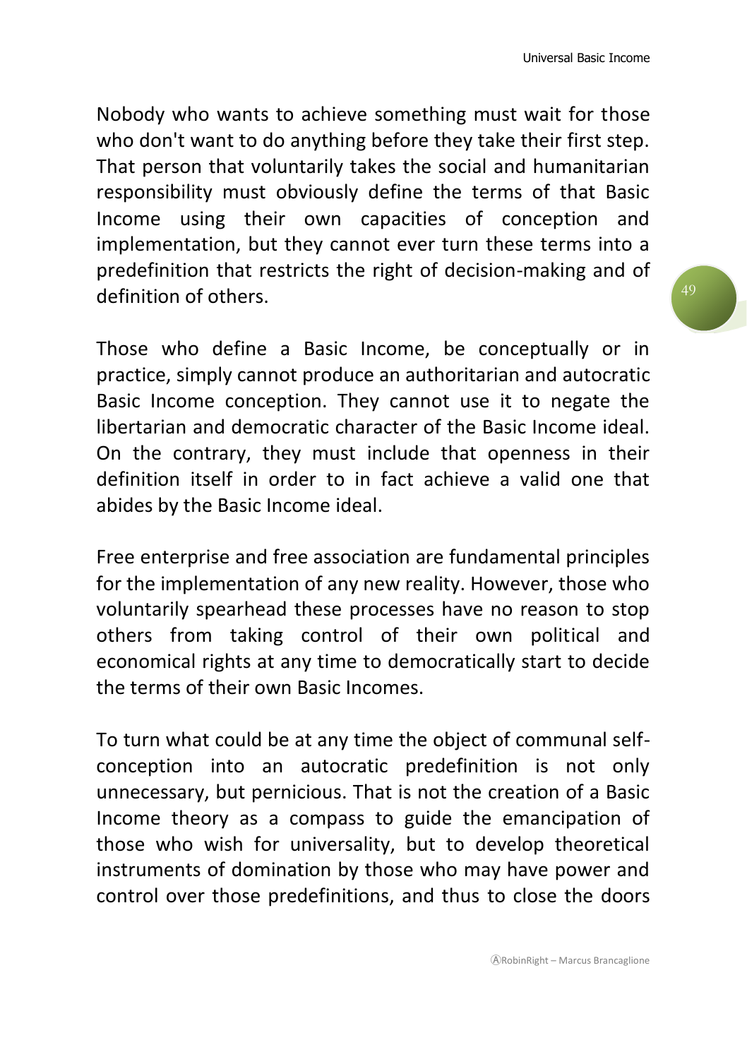Nobody who wants to achieve something must wait for those who don't want to do anything before they take their first step. That person that voluntarily takes the social and humanitarian responsibility must obviously define the terms of that Basic Income using their own capacities of conception and implementation, but they cannot ever turn these terms into a predefinition that restricts the right of decision-making and of definition of others.

Those who define a Basic Income, be conceptually or in practice, simply cannot produce an authoritarian and autocratic Basic Income conception. They cannot use it to negate the libertarian and democratic character of the Basic Income ideal. On the contrary, they must include that openness in their definition itself in order to in fact achieve a valid one that abides by the Basic Income ideal.

Free enterprise and free association are fundamental principles for the implementation of any new reality. However, those who voluntarily spearhead these processes have no reason to stop others from taking control of their own political and economical rights at any time to democratically start to decide the terms of their own Basic Incomes.

To turn what could be at any time the object of communal self-conception into an autocratic predefinition is not only unnecessary, but pernicious. That is not the creation of a Basic Income theory as a compass to guide the emancipation of those who wish for universality, but to develop theoretical instruments of domination by those who may have power and control over those predefinitions, and thus to close the doors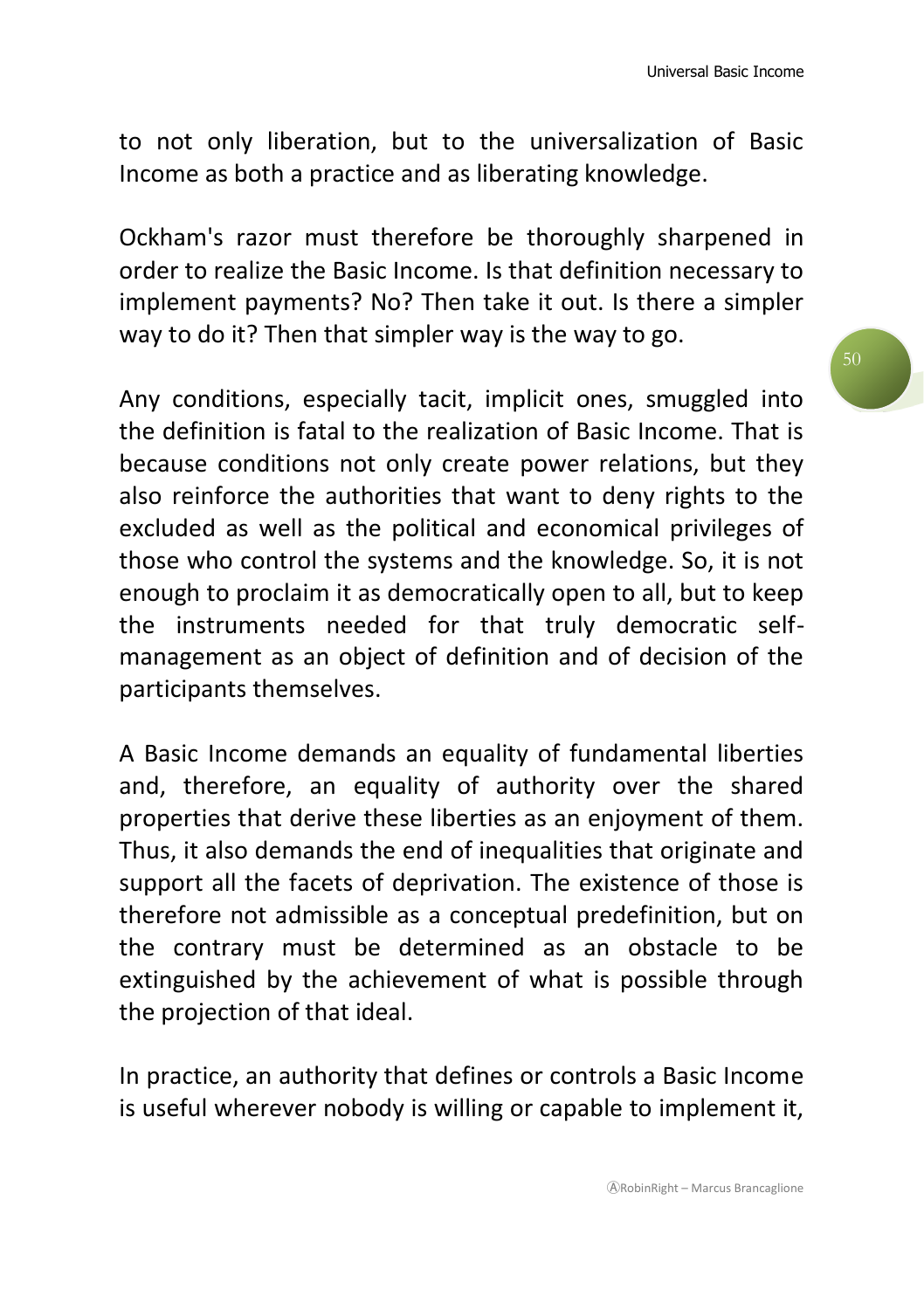to not only liberation, but to the universalization of Basic Income as both a practice and as liberating knowledge.

Ockham's razor must therefore be thoroughly sharpened in order to realize the Basic Income. Is that definition necessary to implement payments? No? Then take it out. Is there a simpler way to do it? Then that simpler way is the way to go.

Any conditions, especially tacit, implicit ones, smuggled into the definition is fatal to the realization of Basic Income. That is because conditions not only create power relations, but they also reinforce the authorities that want to deny rights to the excluded as well as the political and economical privileges of those who control the systems and the knowledge. So, it is not enough to proclaim it as democratically open to all, but to keep the instruments needed for that truly democratic self-management as an object of definition and of decision of the participants themselves.

A Basic Income demands an equality of fundamental liberties and, therefore, an equality of authority over the shared properties that derive these liberties as an enjoyment of them. Thus, it also demands the end of inequalities that originate and support all the facets of deprivation. The existence of those is therefore not admissible as a conceptual predefinition, but on the contrary must be determined as an obstacle to be extinguished by the achievement of what is possible through the projection of that ideal.

In practice, an authority that defines or controls a Basic Income is useful wherever nobody is willing or capable to implement it,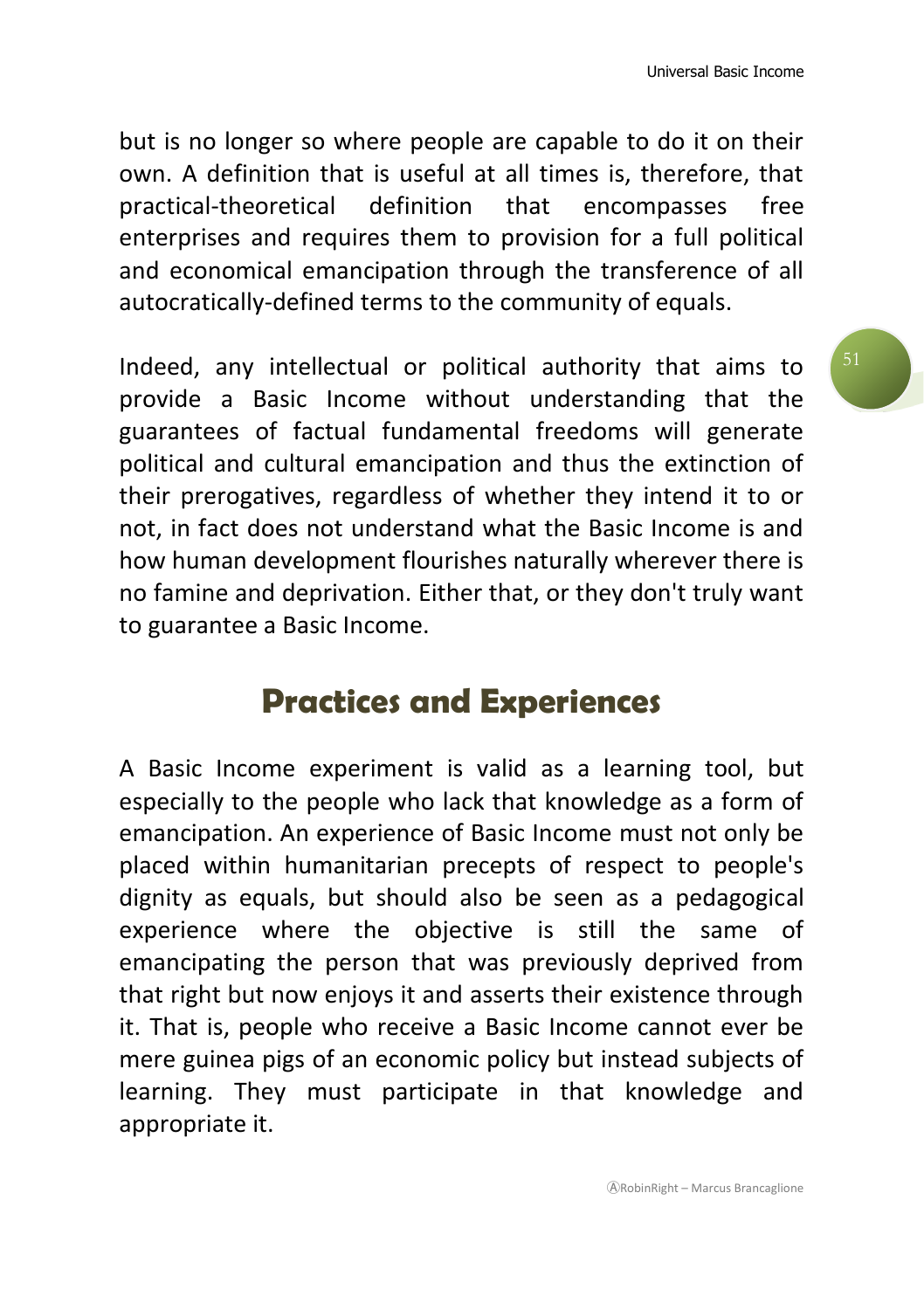but is no longer so where people are capable to do it on their own. A definition that is useful at all times is, therefore, that practical-theoretical definition that encompasses free enterprises and requires them to provision for a full political and economical emancipation through the transference of all autocratically-defined terms to the community of equals.

Indeed, any intellectual or political authority that aims to provide a Basic Income without understanding that the guarantees of factual fundamental freedoms will generate political and cultural emancipation and thus the extinction of their prerogatives, regardless of whether they intend it to or not, in fact does not understand what the Basic Income is and how human development flourishes naturally wherever there is no famine and deprivation. Either that, or they don't truly want to guarantee a Basic Income.

## Practices and Experiences

A Basic Income experiment is valid as a learning tool, but especially to the people who lack that knowledge as a form of emancipation. An experience of Basic Income must not only be placed within humanitarian precepts of respect to people's dignity as equals, but should also be seen as a pedagogical experience where the objective is still the same of emancipating the person that was previously deprived from that right but now enjoys it and asserts their existence through it. That is, people who receive a Basic Income cannot ever be mere guinea pigs of an economic policy but instead subjects of learning. They must participate in that knowledge and appropriate it.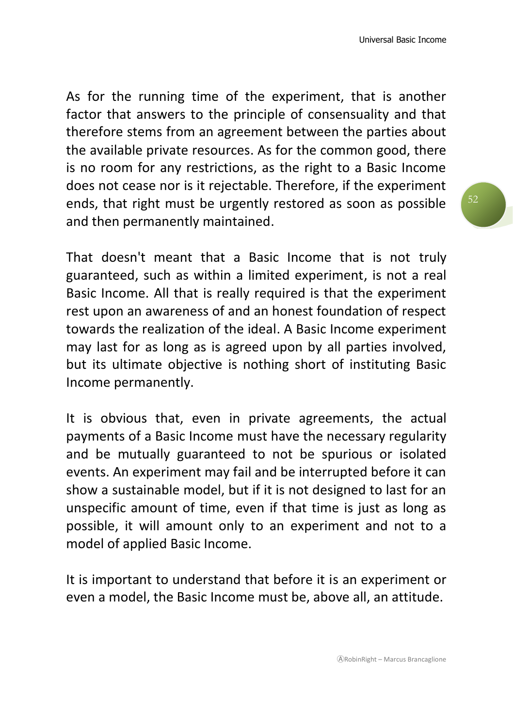As for the running time of the experiment, that is another factor that answers to the principle of consensuality and that therefore stems from an agreement between the parties about the available private resources. As for the common good, there is no room for any restrictions, as the right to a Basic Income does not cease nor is it rejectable. Therefore, if the experiment ends, that right must be urgently restored as soon as possible and then permanently maintained.

That doesn't meant that a Basic Income that is not truly guaranteed, such as within a limited experiment, is not a real Basic Income. All that is really required is that the experiment rest upon an awareness of and an honest foundation of respect towards the realization of the ideal. A Basic Income experiment may last for as long as is agreed upon by all parties involved, but its ultimate objective is nothing short of instituting Basic Income permanently.

It is obvious that, even in private agreements, the actual payments of a Basic Income must have the necessary regularity and be mutually guaranteed to not be spurious or isolated events. An experiment may fail and be interrupted before it can show a sustainable model, but if it is not designed to last for an unspecific amount of time, even if that time is just as long as possible, it will amount only to an experiment and not to a model of applied Basic Income.

It is important to understand that before it is an experiment or even a model, the Basic Income must be, above all, an attitude.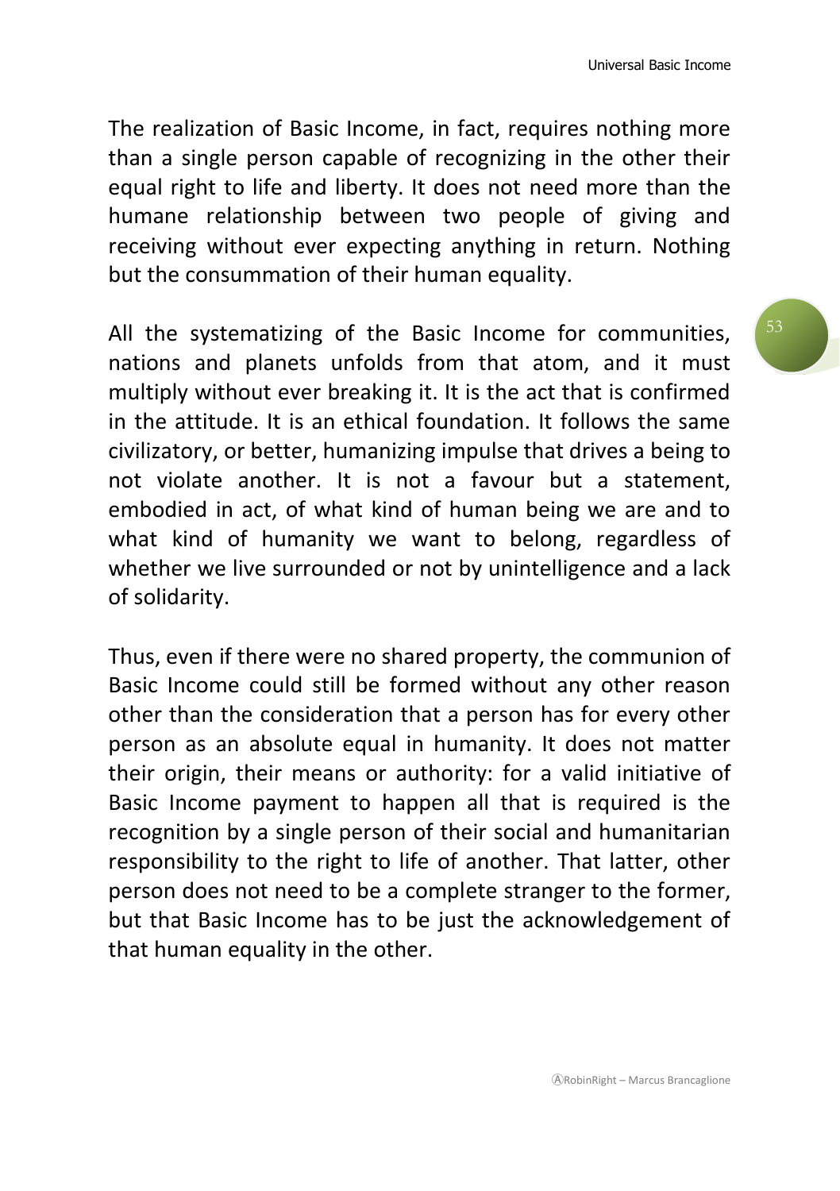The realization of Basic Income, in fact, requires nothing more than a single person capable of recognizing in the other their equal right to life and liberty. It does not need more than the humane relationship between two people of giving and receiving without ever expecting anything in return. Nothing but the consummation of their human equality.

All the systematizing of the Basic Income for communities, nations and planets unfolds from that atom, and it must multiply without ever breaking it. It is the act that is confirmed in the attitude. It is an ethical foundation. It follows the same civilizatory, or better, humanizing impulse that drives a being to not violate another. It is not a favour but a statement, embodied in act, of what kind of human being we are and to what kind of humanity we want to belong, regardless of whether we live surrounded or not by unintelligence and a lack of solidarity.

Thus, even if there were no shared property, the communion of Basic Income could still be formed without any other reason other than the consideration that a person has for every other person as an absolute equal in humanity. It does not matter their origin, their means or authority: for a valid initiative of Basic Income payment to happen all that is required is the recognition by a single person of their social and humanitarian responsibility to the right to life of another. That latter, other person does not need to be a complete stranger to the former, but that Basic Income has to be just the acknowledgement of that human equality in the other.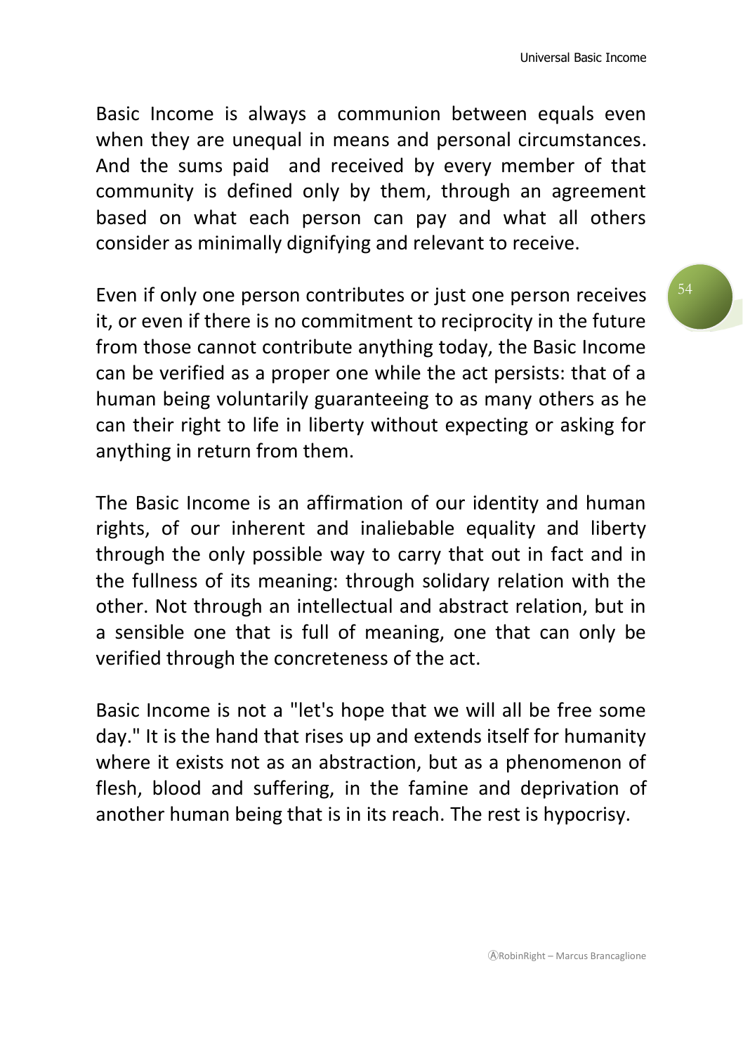Basic Income is always a communion between equals even when they are unequal in means and personal circumstances. And the sums paid and received by every member of that community is defined only by them, through an agreement based on what each person can pay and what all others consider as minimally dignifying and relevant to receive.

Even if only one person contributes or just one person receives it, or even if there is no commitment to reciprocity in the future from those cannot contribute anything today, the Basic Income can be verified as a proper one while the act persists: that of a human being voluntarily guaranteeing to as many others as he can their right to life in liberty without expecting or asking for anything in return from them.

The Basic Income is an affirmation of our identity and human rights, of our inherent and inaliebable equality and liberty through the only possible way to carry that out in fact and in the fullness of its meaning: through solidary relation with the other. Not through an intellectual and abstract relation, but in a sensible one that is full of meaning, one that can only be verified through the concreteness of the act.

Basic Income is not a "let's hope that we will all be free some day." It is the hand that rises up and extends itself for humanity where it exists not as an abstraction, but as a phenomenon of flesh, blood and suffering, in the famine and deprivation of another human being that is in its reach. The rest is hypocrisy.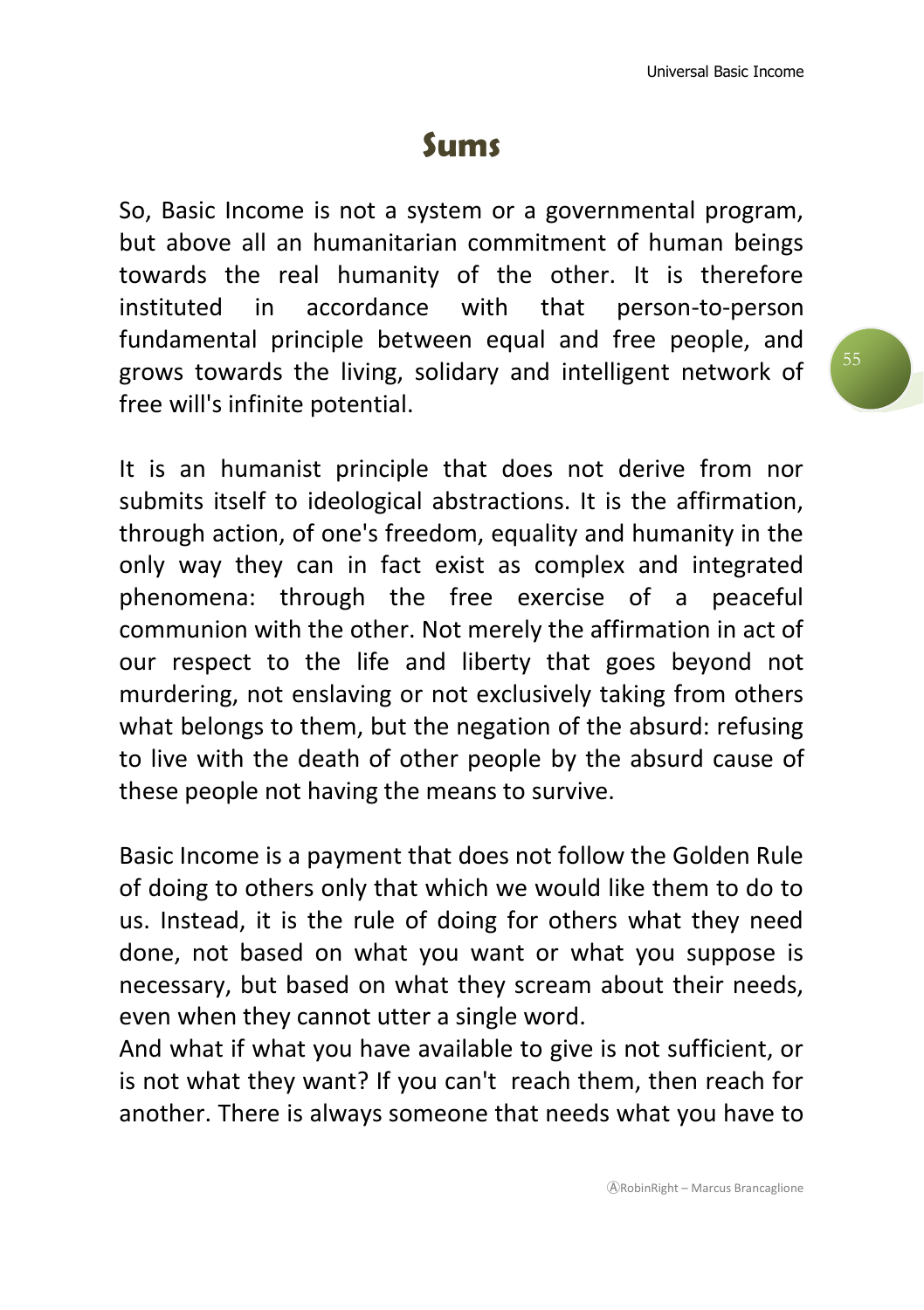# Sums

So, Basic Income is not a system or a governmental program, but above all an humanitarian commitment of human beings towards the real humanity of the other. It is therefore instituted in accordance with that person-to-person fundamental principle between equal and free people, and grows towards the living, solidary and intelligent network of free will's infinite potential.

It is an humanist principle that does not derive from nor submits itself to ideological abstractions. It is the affirmation, through action, of one's freedom, equality and humanity in the only way they can in fact exist as complex and integrated phenomena: through the free exercise of a peaceful communion with the other. Not merely the affirmation in act of our respect to the life and liberty that goes beyond not murdering, not enslaving or not exclusively taking from others what belongs to them, but the negation of the absurd: refusing to live with the death of other people by the absurd cause of these people not having the means to survive.

Basic Income is a payment that does not follow the Golden Rule of doing to others only that which we would like them to do to us. Instead, it is the rule of doing for others what they need done, not based on what you want or what you suppose is necessary, but based on what they scream about their needs, even when they cannot utter a single word.
And what if what you have available to give is not sufficient, or is not what they want? If you can't reach them, then reach for another. There is always someone that needs what you have to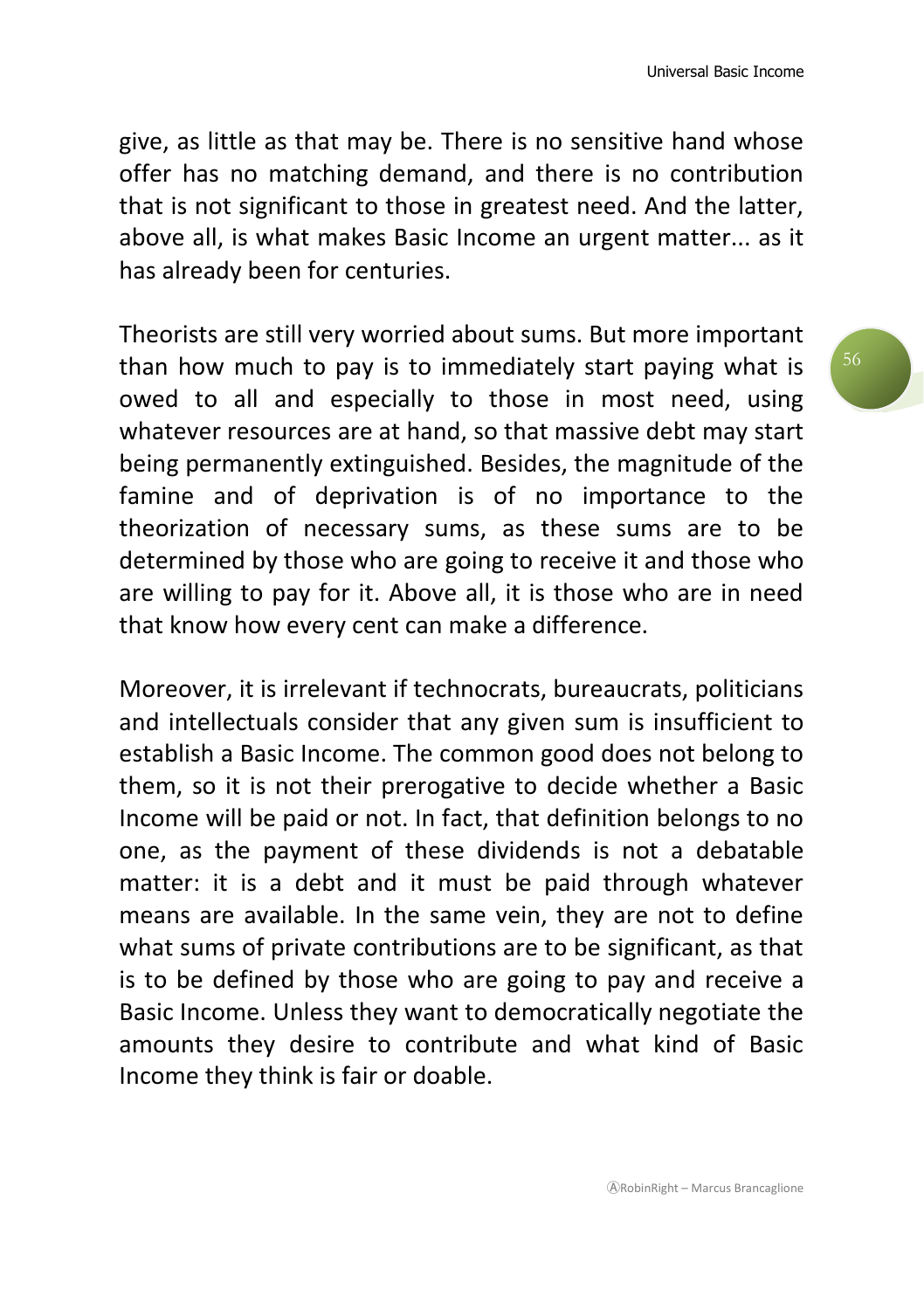give, as little as that may be. There is no sensitive hand whose offer has no matching demand, and there is no contribution that is not significant to those in greatest need. And the latter, above all, is what makes Basic Income an urgent matter... as it has already been for centuries.

Theorists are still very worried about sums. But more important than how much to pay is to immediately start paying what is owed to all and especially to those in most need, using whatever resources are at hand, so that massive debt may start being permanently extinguished. Besides, the magnitude of the famine and of deprivation is of no importance to the theorization of necessary sums, as these sums are to be determined by those who are going to receive it and those who are willing to pay for it. Above all, it is those who are in need that know how every cent can make a difference.

Moreover, it is irrelevant if technocrats, bureaucrats, politicians and intellectuals consider that any given sum is insufficient to establish a Basic Income. The common good does not belong to them, so it is not their prerogative to decide whether a Basic Income will be paid or not. In fact, that definition belongs to no one, as the payment of these dividends is not a debatable matter: it is a debt and it must be paid through whatever means are available. In the same vein, they are not to define what sums of private contributions are to be significant, as that is to be defined by those who are going to pay and receive a Basic Income. Unless they want to democratically negotiate the amounts they desire to contribute and what kind of Basic Income they think is fair or doable.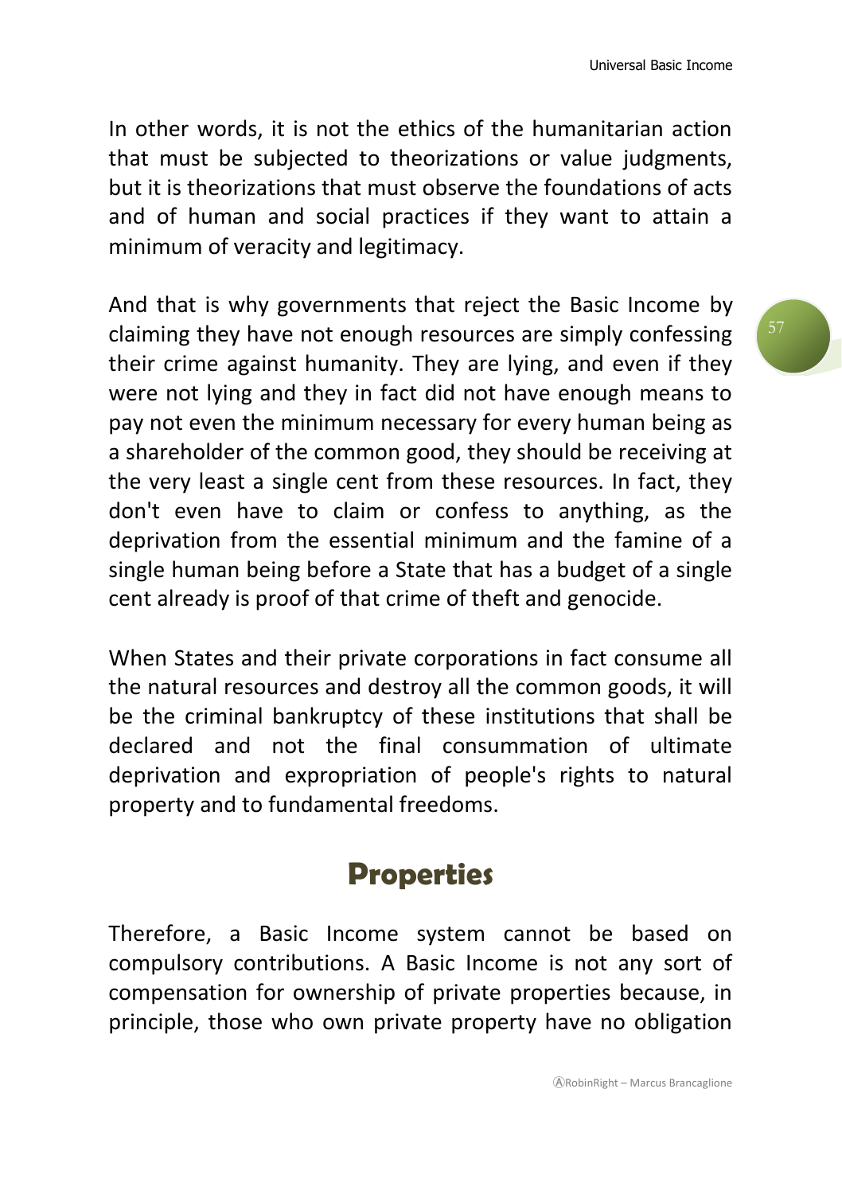In other words, it is not the ethics of the humanitarian action that must be subjected to theorizations or value judgments, but it is theorizations that must observe the foundations of acts and of human and social practices if they want to attain a minimum of veracity and legitimacy.

And that is why governments that reject the Basic Income by claiming they have not enough resources are simply confessing their crime against humanity. They are lying, and even if they were not lying and they in fact did not have enough means to pay not even the minimum necessary for every human being as a shareholder of the common good, they should be receiving at the very least a single cent from these resources. In fact, they don't even have to claim or confess to anything, as the deprivation from the essential minimum and the famine of a single human being before a State that has a budget of a single cent already is proof of that crime of theft and genocide.

When States and their private corporations in fact consume all the natural resources and destroy all the common goods, it will be the criminal bankruptcy of these institutions that shall be declared and not the final consummation of ultimate deprivation and expropriation of people's rights to natural property and to fundamental freedoms.

## Properties

Therefore, a Basic Income system cannot be based on compulsory contributions. A Basic Income is not any sort of compensation for ownership of private properties because, in principle, those who own private property have no obligation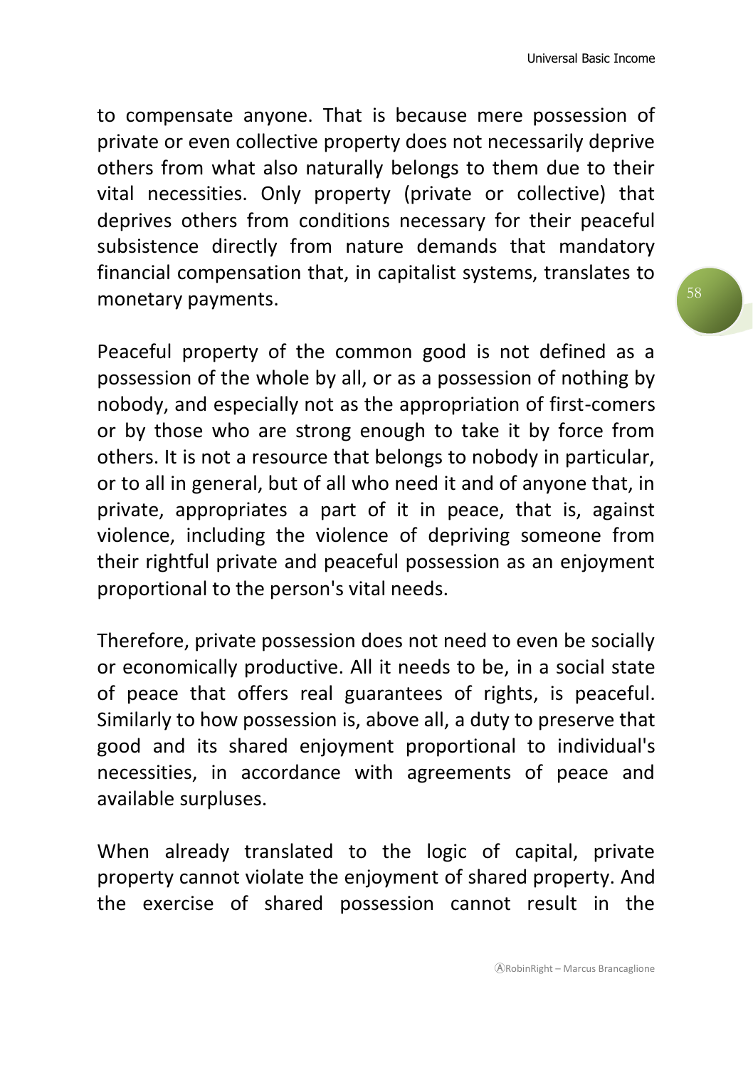to compensate anyone. That is because mere possession of private or even collective property does not necessarily deprive others from what also naturally belongs to them due to their vital necessities. Only property (private or collective) that deprives others from conditions necessary for their peaceful subsistence directly from nature demands that mandatory financial compensation that, in capitalist systems, translates to monetary payments.

Peaceful property of the common good is not defined as a possession of the whole by all, or as a possession of nothing by nobody, and especially not as the appropriation of first-comers or by those who are strong enough to take it by force from others. It is not a resource that belongs to nobody in particular, or to all in general, but of all who need it and of anyone that, in private, appropriates a part of it in peace, that is, against violence, including the violence of depriving someone from their rightful private and peaceful possession as an enjoyment proportional to the person's vital needs.

Therefore, private possession does not need to even be socially or economically productive. All it needs to be, in a social state of peace that offers real guarantees of rights, is peaceful. Similarly to how possession is, above all, a duty to preserve that good and its shared enjoyment proportional to individual's necessities, in accordance with agreements of peace and available surpluses.

When already translated to the logic of capital, private property cannot violate the enjoyment of shared property. And the exercise of shared possession cannot result in the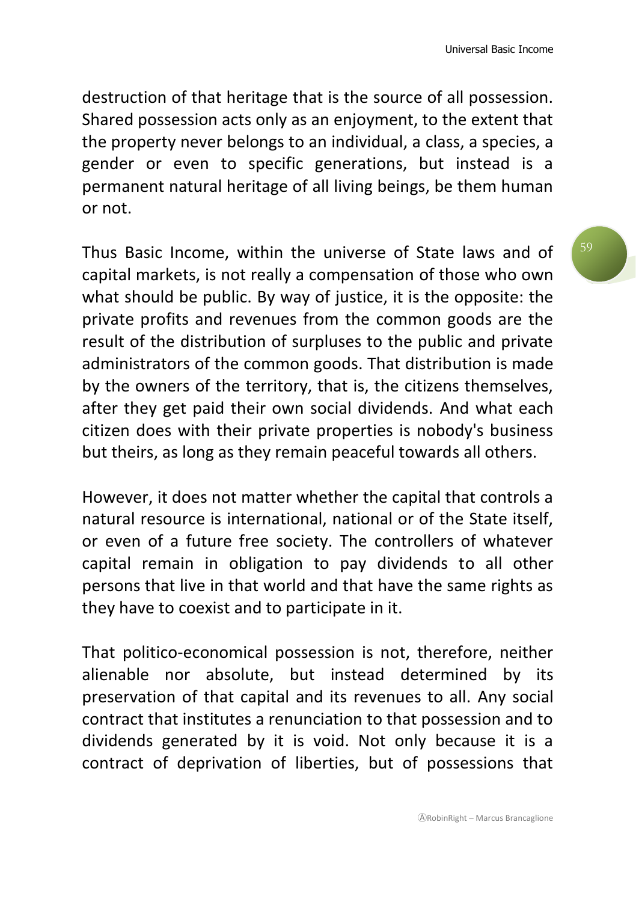destruction of that heritage that is the source of all possession. Shared possession acts only as an enjoyment, to the extent that the property never belongs to an individual, a class, a species, a gender or even to specific generations, but instead is a permanent natural heritage of all living beings, be them human or not.

Thus Basic Income, within the universe of State laws and of capital markets, is not really a compensation of those who own what should be public. By way of justice, it is the opposite: the private profits and revenues from the common goods are the result of the distribution of surpluses to the public and private administrators of the common goods. That distribution is made by the owners of the territory, that is, the citizens themselves, after they get paid their own social dividends. And what each citizen does with their private properties is nobody's business but theirs, as long as they remain peaceful towards all others.

However, it does not matter whether the capital that controls a natural resource is international, national or of the State itself, or even of a future free society. The controllers of whatever capital remain in obligation to pay dividends to all other persons that live in that world and that have the same rights as they have to coexist and to participate in it.

That politico-economical possession is not, therefore, neither alienable nor absolute, but instead determined by its preservation of that capital and its revenues to all. Any social contract that institutes a renunciation to that possession and to dividends generated by it is void. Not only because it is a contract of deprivation of liberties, but of possessions that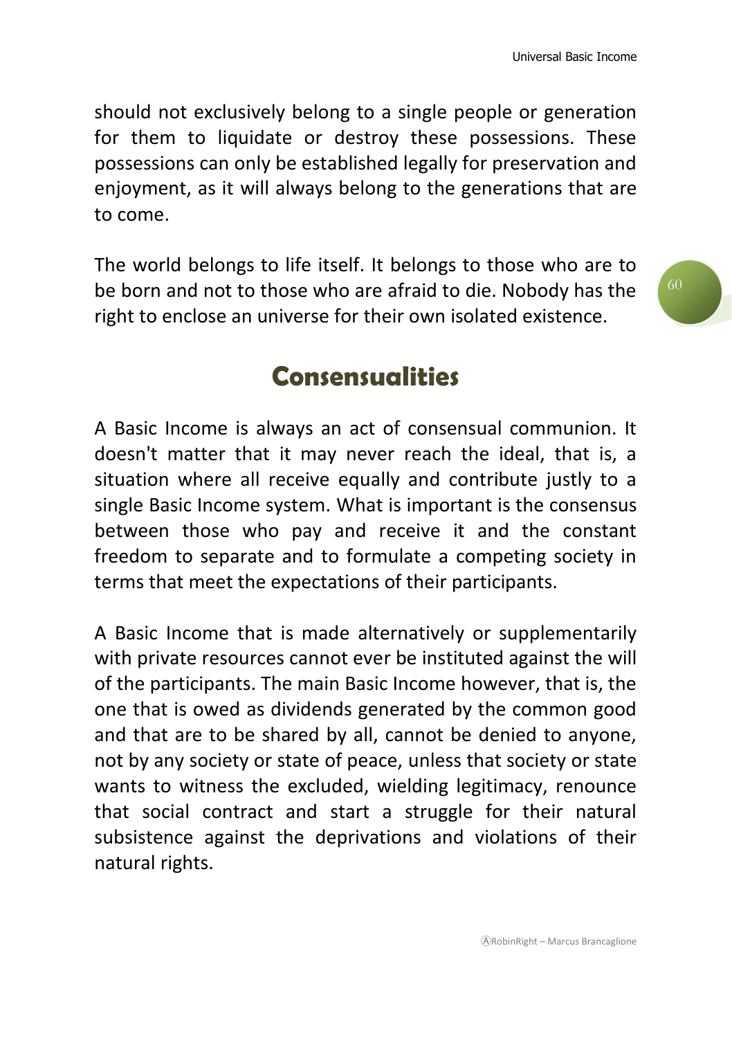should not exclusively belong to a single people or generation for them to liquidate or destroy these possessions. These possessions can only be established legally for preservation and enjoyment, as it will always belong to the generations that are to come.

The world belongs to life itself. It belongs to those who are to be born and not to those who are afraid to die. Nobody has the right to enclose an universe for their own isolated existence.

## Consensualities

A Basic Income is always an act of consensual communion. It doesn't matter that it may never reach the ideal, that is, a situation where all receive equally and contribute justly to a single Basic Income system. What is important is the consensus between those who pay and receive it and the constant freedom to separate and to formulate a competing society in terms that meet the expectations of their participants.

A Basic Income that is made alternatively or supplementarily with private resources cannot ever be instituted against the will of the participants. The main Basic Income however, that is, the one that is owed as dividends generated by the common good and that are to be shared by all, cannot be denied to anyone, not by any society or state of peace, unless that society or state wants to witness the excluded, wielding legitimacy, renounce that social contract and start a struggle for their natural subsistence against the deprivations and violations of their natural rights.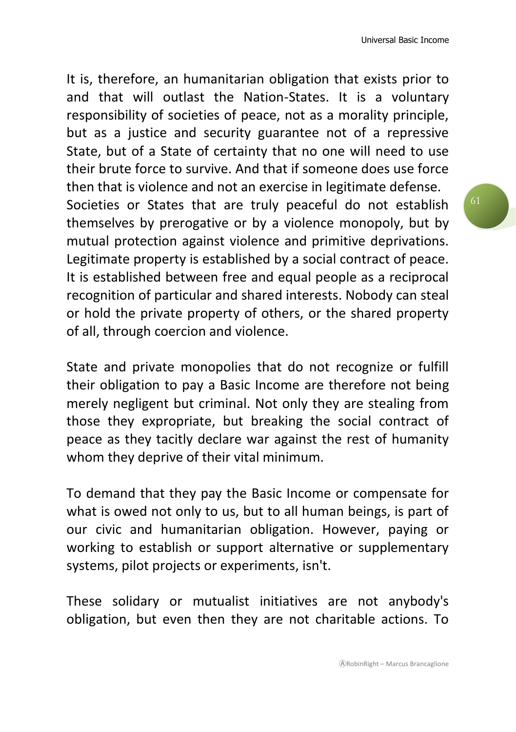It is, therefore, an humanitarian obligation that exists prior to and that will outlast the Nation-States. It is a voluntary responsibility of societies of peace, not as a morality principle, but as a justice and security guarantee not of a repressive State, but of a State of certainty that no one will need to use their brute force to survive. And that if someone does use force then that is violence and not an exercise in legitimate defense.
Societies or States that are truly peaceful do not establish themselves by prerogative or by a violence monopoly, but by mutual protection against violence and primitive deprivations. Legitimate property is established by a social contract of peace. It is established between free and equal people as a reciprocal recognition of particular and shared interests. Nobody can steal or hold the private property of others, or the shared property of all, through coercion and violence.

State and private monopolies that do not recognize or fulfill their obligation to pay a Basic Income are therefore not being merely negligent but criminal. Not only they are stealing from those they expropriate, but breaking the social contract of peace as they tacitly declare war against the rest of humanity whom they deprive of their vital minimum.

To demand that they pay the Basic Income or compensate for what is owed not only to us, but to all human beings, is part of our civic and humanitarian obligation. However, paying or working to establish or support alternative or supplementary systems, pilot projects or experiments, isn't.

These solidary or mutualist initiatives are not anybody's obligation, but even then they are not charitable actions. To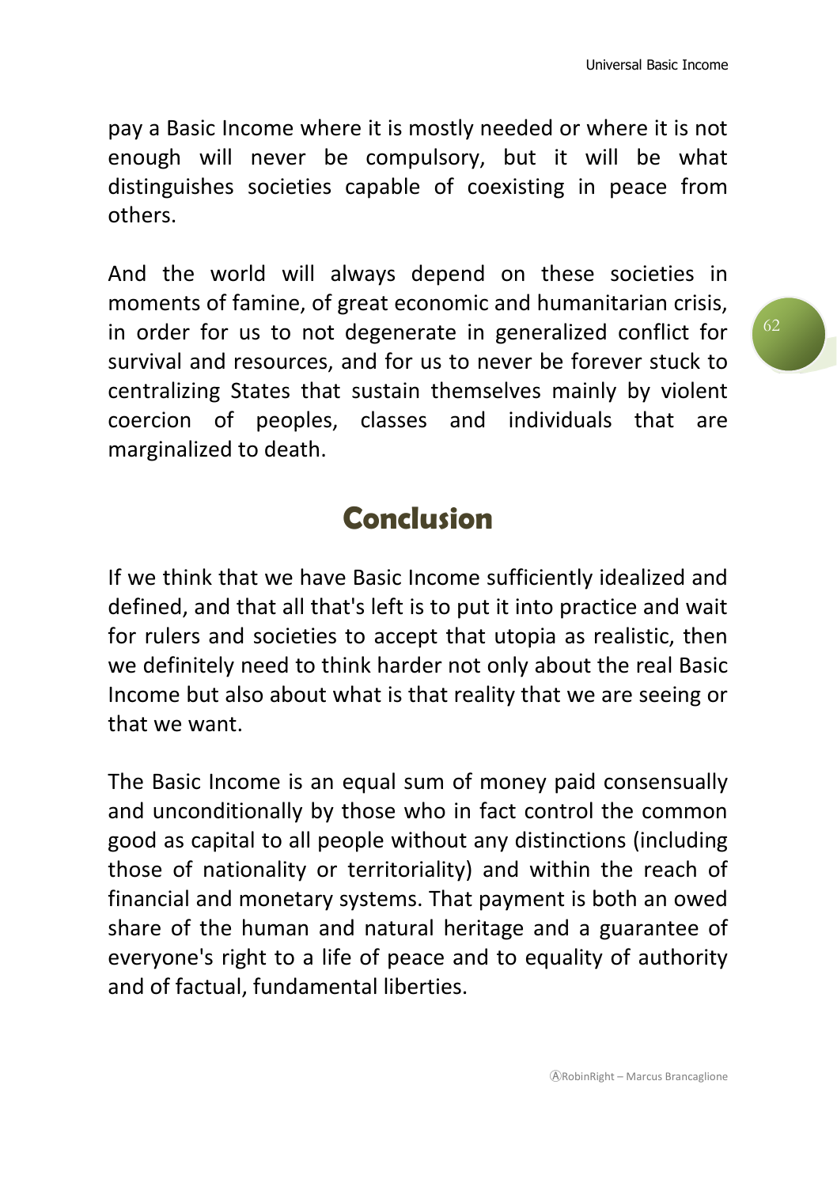pay a Basic Income where it is mostly needed or where it is not enough will never be compulsory, but it will be what distinguishes societies capable of coexisting in peace from others.

And the world will always depend on these societies in moments of famine, of great economic and humanitarian crisis, in order for us to not degenerate in generalized conflict for survival and resources, and for us to never be forever stuck to centralizing States that sustain themselves mainly by violent coercion of peoples, classes and individuals that are marginalized to death.

## Conclusion

If we think that we have Basic Income sufficiently idealized and defined, and that all that's left is to put it into practice and wait for rulers and societies to accept that utopia as realistic, then we definitely need to think harder not only about the real Basic Income but also about what is that reality that we are seeing or that we want.

The Basic Income is an equal sum of money paid consensually and unconditionally by those who in fact control the common good as capital to all people without any distinctions (including those of nationality or territoriality) and within the reach of financial and monetary systems. That payment is both an owed share of the human and natural heritage and a guarantee of everyone's right to a life of peace and to equality of authority and of factual, fundamental liberties.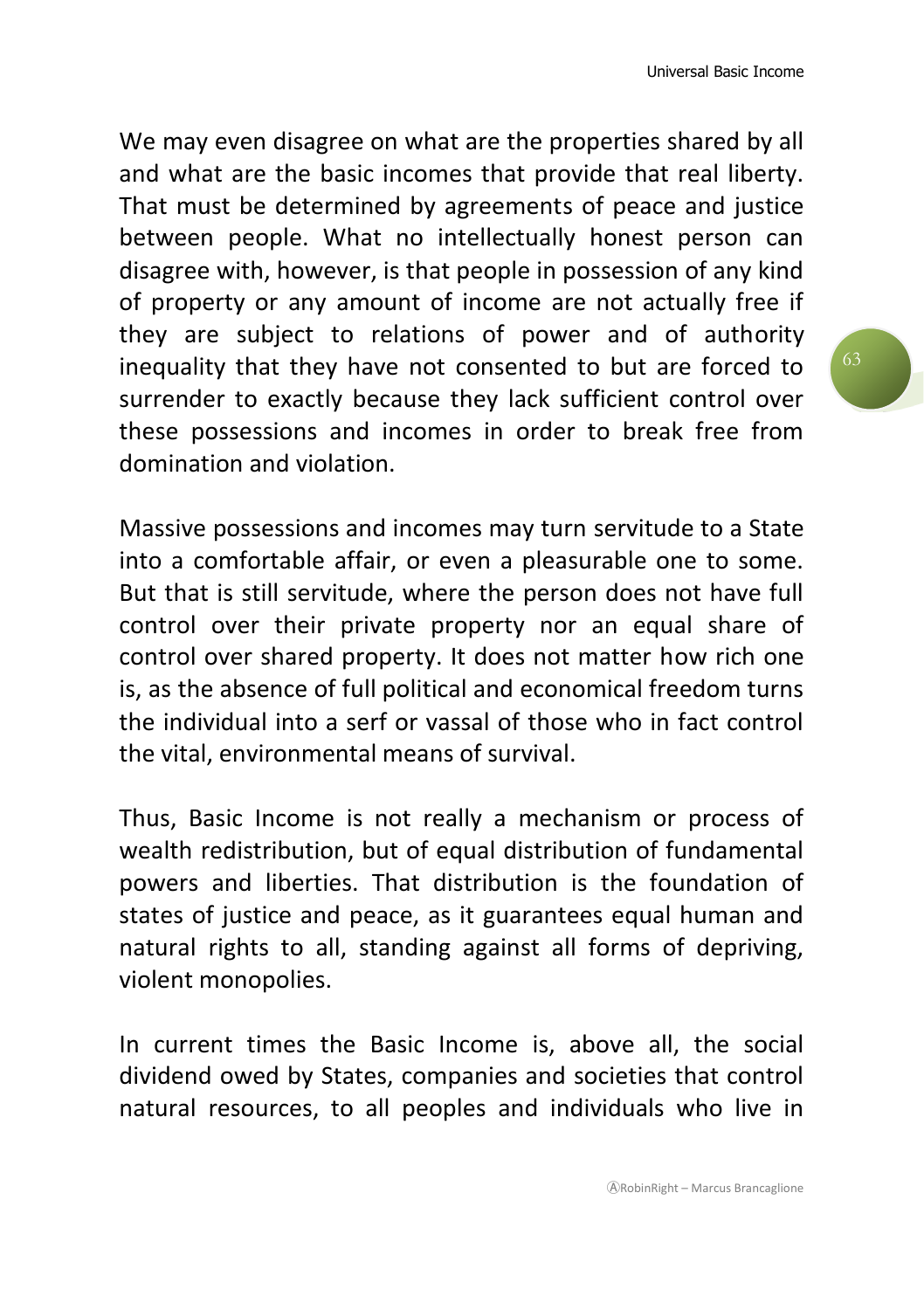We may even disagree on what are the properties shared by all and what are the basic incomes that provide that real liberty. That must be determined by agreements of peace and justice between people. What no intellectually honest person can disagree with, however, is that people in possession of any kind of property or any amount of income are not actually free if they are subject to relations of power and of authority inequality that they have not consented to but are forced to surrender to exactly because they lack sufficient control over these possessions and incomes in order to break free from domination and violation.

Massive possessions and incomes may turn servitude to a State into a comfortable affair, or even a pleasurable one to some. But that is still servitude, where the person does not have full control over their private property nor an equal share of control over shared property. It does not matter how rich one is, as the absence of full political and economical freedom turns the individual into a serf or vassal of those who in fact control the vital, environmental means of survival.

Thus, Basic Income is not really a mechanism or process of wealth redistribution, but of equal distribution of fundamental powers and liberties. That distribution is the foundation of states of justice and peace, as it guarantees equal human and natural rights to all, standing against all forms of depriving, violent monopolies.

In current times the Basic Income is, above all, the social dividend owed by States, companies and societies that control natural resources, to all peoples and individuals who live in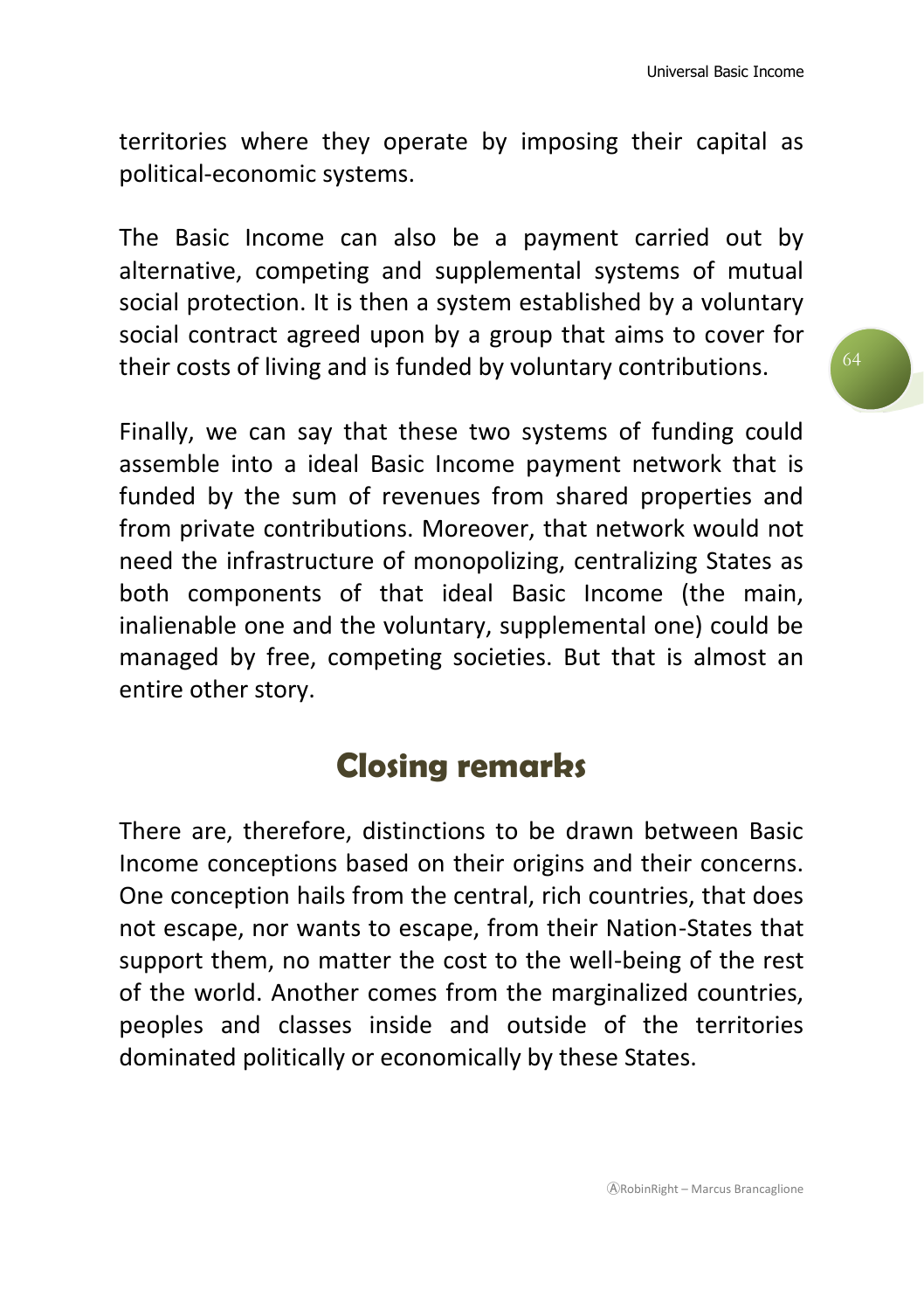territories where they operate by imposing their capital as political-economic systems.

The Basic Income can also be a payment carried out by alternative, competing and supplemental systems of mutual social protection. It is then a system established by a voluntary social contract agreed upon by a group that aims to cover for their costs of living and is funded by voluntary contributions.

Finally, we can say that these two systems of funding could assemble into a ideal Basic Income payment network that is funded by the sum of revenues from shared properties and from private contributions. Moreover, that network would not need the infrastructure of monopolizing, centralizing States as both components of that ideal Basic Income (the main, inalienable one and the voluntary, supplemental one) could be managed by free, competing societies. But that is almost an entire other story.

## Closing remarks

There are, therefore, distinctions to be drawn between Basic Income conceptions based on their origins and their concerns. One conception hails from the central, rich countries, that does not escape, nor wants to escape, from their Nation-States that support them, no matter the cost to the well-being of the rest of the world. Another comes from the marginalized countries, peoples and classes inside and outside of the territories dominated politically or economically by these States.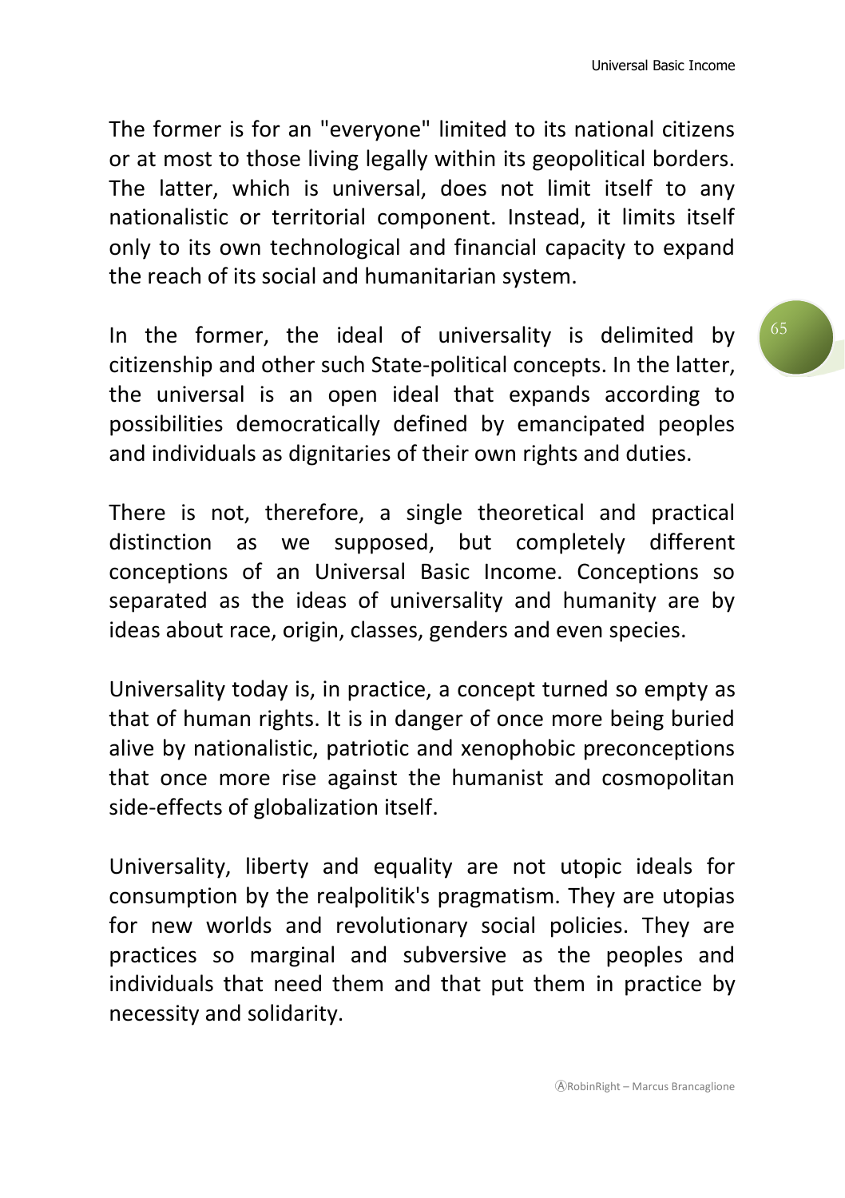The former is for an "everyone" limited to its national citizens or at most to those living legally within its geopolitical borders. The latter, which is universal, does not limit itself to any nationalistic or territorial component. Instead, it limits itself only to its own technological and financial capacity to expand the reach of its social and humanitarian system.

In the former, the ideal of universality is delimited by citizenship and other such State-political concepts. In the latter, the universal is an open ideal that expands according to possibilities democratically defined by emancipated peoples and individuals as dignitaries of their own rights and duties.

There is not, therefore, a single theoretical and practical distinction as we supposed, but completely different conceptions of an Universal Basic Income. Conceptions so separated as the ideas of universality and humanity are by ideas about race, origin, classes, genders and even species.

Universality today is, in practice, a concept turned so empty as that of human rights. It is in danger of once more being buried alive by nationalistic, patriotic and xenophobic preconceptions that once more rise against the humanist and cosmopolitan side-effects of globalization itself.

Universality, liberty and equality are not utopic ideals for consumption by the realpolitik's pragmatism. They are utopias for new worlds and revolutionary social policies. They are practices so marginal and subversive as the peoples and individuals that need them and that put them in practice by necessity and solidarity.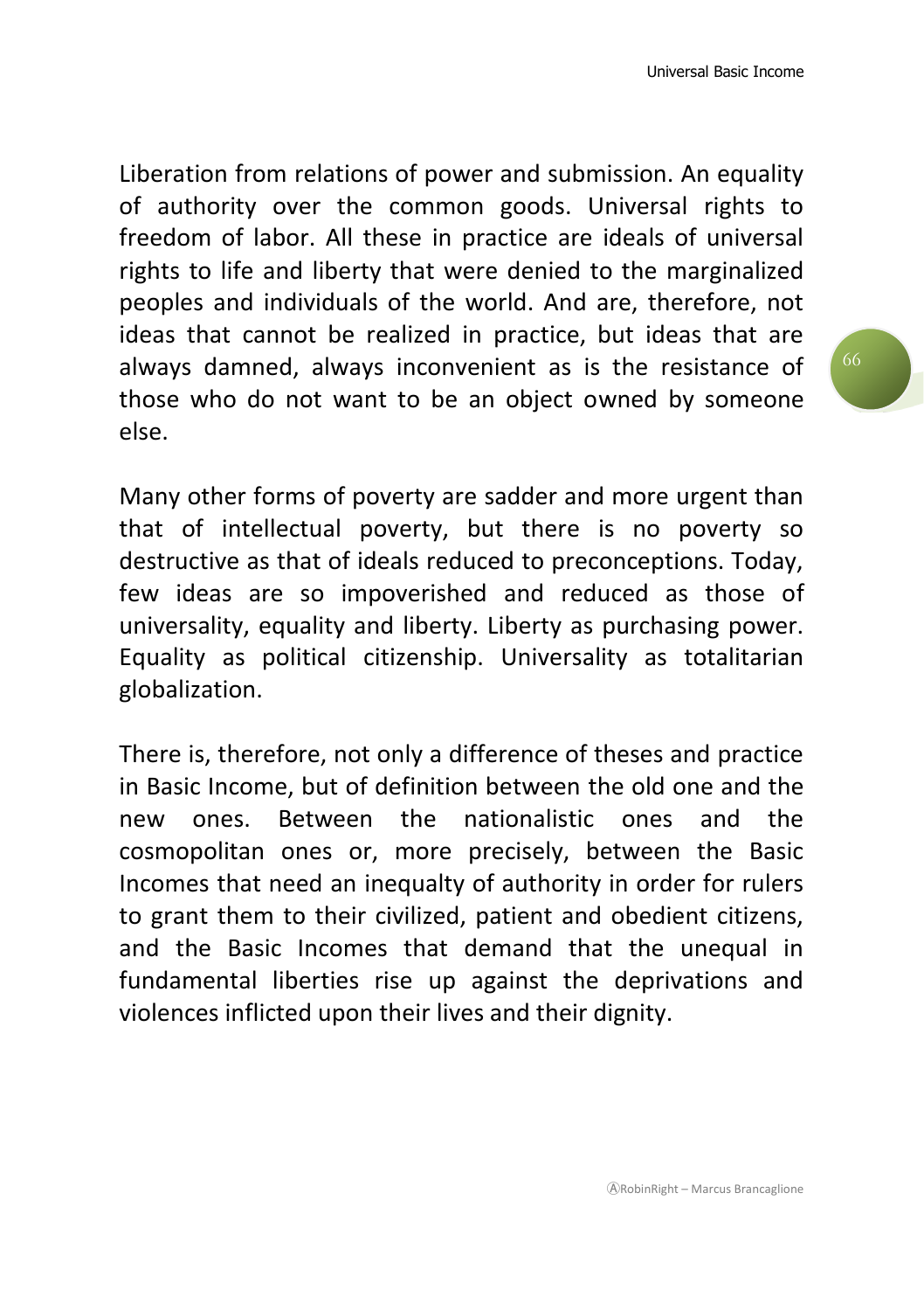Liberation from relations of power and submission. An equality of authority over the common goods. Universal rights to freedom of labor. All these in practice are ideals of universal rights to life and liberty that were denied to the marginalized peoples and individuals of the world. And are, therefore, not ideas that cannot be realized in practice, but ideas that are always damned, always inconvenient as is the resistance of those who do not want to be an object owned by someone else.

Many other forms of poverty are sadder and more urgent than that of intellectual poverty, but there is no poverty so destructive as that of ideals reduced to preconceptions. Today, few ideas are so impoverished and reduced as those of universality, equality and liberty. Liberty as purchasing power. Equality as political citizenship. Universality as totalitarian globalization.

There is, therefore, not only a difference of theses and practice in Basic Income, but of definition between the old one and the new ones. Between the nationalistic ones and the cosmopolitan ones or, more precisely, between the Basic Incomes that need an inequalty of authority in order for rulers to grant them to their civilized, patient and obedient citizens, and the Basic Incomes that demand that the unequal in fundamental liberties rise up against the deprivations and violences inflicted upon their lives and their dignity.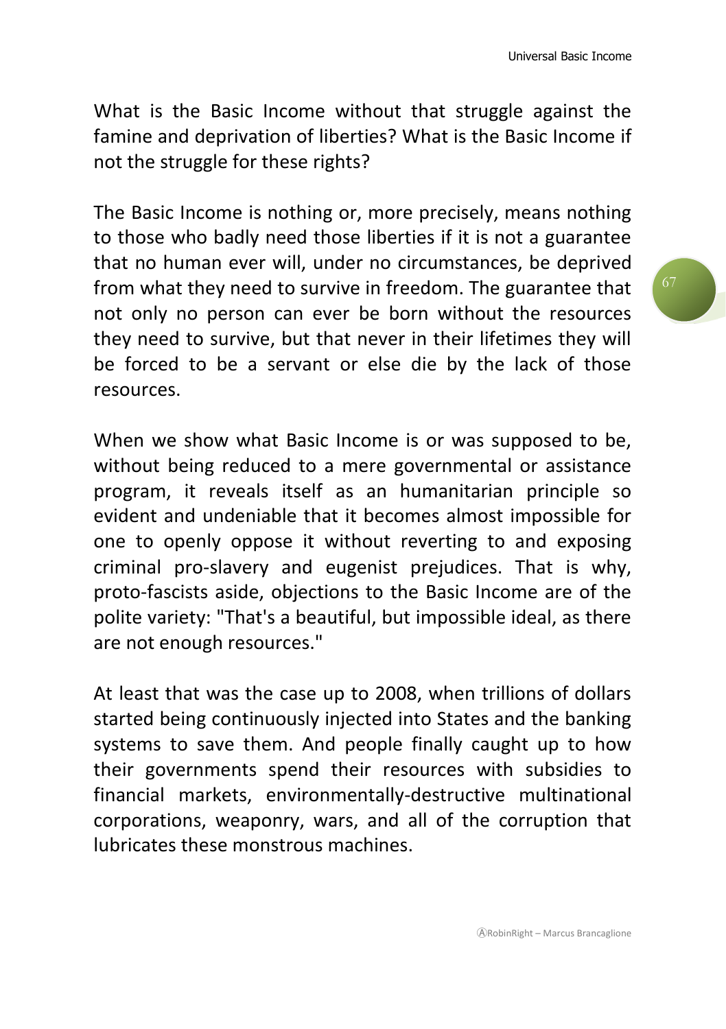What is the Basic Income without that struggle against the famine and deprivation of liberties? What is the Basic Income if not the struggle for these rights?

The Basic Income is nothing or, more precisely, means nothing to those who badly need those liberties if it is not a guarantee that no human ever will, under no circumstances, be deprived from what they need to survive in freedom. The guarantee that not only no person can ever be born without the resources they need to survive, but that never in their lifetimes they will be forced to be a servant or else die by the lack of those resources.

When we show what Basic Income is or was supposed to be, without being reduced to a mere governmental or assistance program, it reveals itself as an humanitarian principle so evident and undeniable that it becomes almost impossible for one to openly oppose it without reverting to and exposing criminal pro-slavery and eugenist prejudices. That is why, proto-fascists aside, objections to the Basic Income are of the polite variety: "That's a beautiful, but impossible ideal, as there are not enough resources."

At least that was the case up to 2008, when trillions of dollars started being continuously injected into States and the banking systems to save them. And people finally caught up to how their governments spend their resources with subsidies to financial markets, environmentally-destructive multinational corporations, weaponry, wars, and all of the corruption that lubricates these monstrous machines.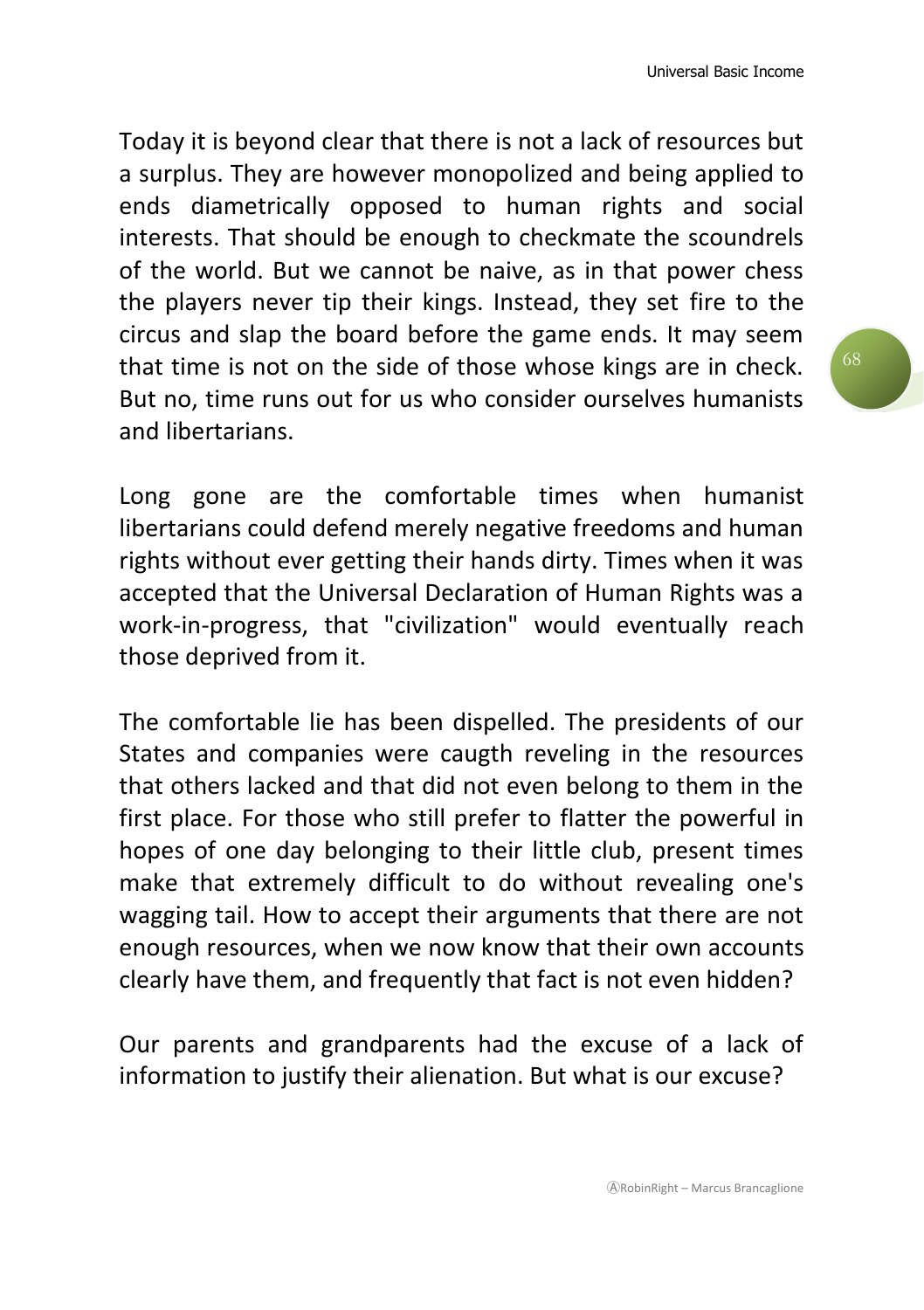Today it is beyond clear that there is not a lack of resources but a surplus. They are however monopolized and being applied to ends diametrically opposed to human rights and social interests. That should be enough to checkmate the scoundrels of the world. But we cannot be naive, as in that power chess the players never tip their kings. Instead, they set fire to the circus and slap the board before the game ends. It may seem that time is not on the side of those whose kings are in check. But no, time runs out for us who consider ourselves humanists and libertarians.

Long gone are the comfortable times when humanist libertarians could defend merely negative freedoms and human rights without ever getting their hands dirty. Times when it was accepted that the Universal Declaration of Human Rights was a work-in-progress, that "civilization" would eventually reach those deprived from it.

The comfortable lie has been dispelled. The presidents of our States and companies were caugth reveling in the resources that others lacked and that did not even belong to them in the first place. For those who still prefer to flatter the powerful in hopes of one day belonging to their little club, present times make that extremely difficult to do without revealing one's wagging tail. How to accept their arguments that there are not enough resources, when we now know that their own accounts clearly have them, and frequently that fact is not even hidden?

Our parents and grandparents had the excuse of a lack of information to justify their alienation. But what is our excuse?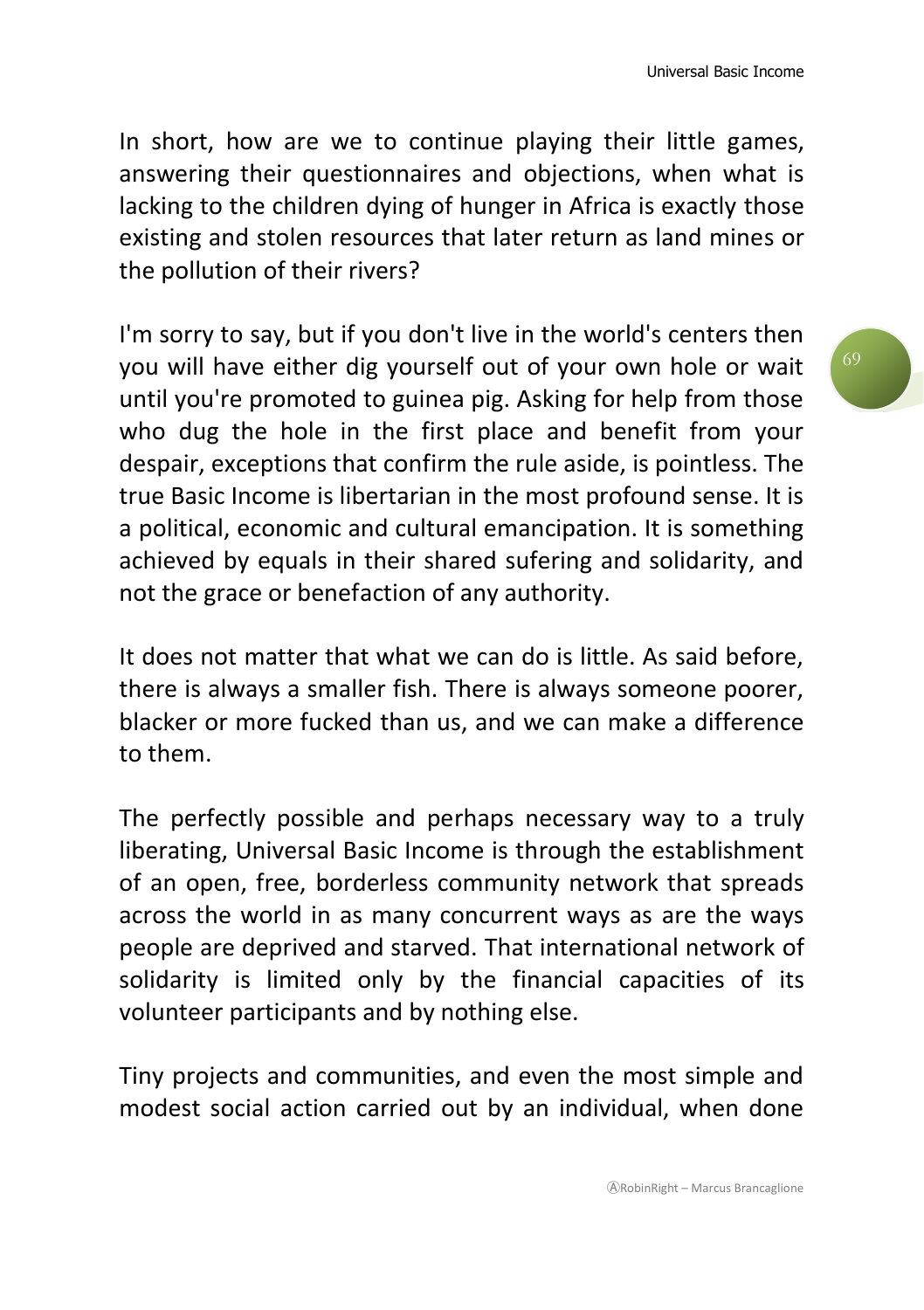In short, how are we to continue playing their little games, answering their questionnaires and objections, when what is lacking to the children dying of hunger in Africa is exactly those existing and stolen resources that later return as land mines or the pollution of their rivers?

I'm sorry to say, but if you don't live in the world's centers then you will have either dig yourself out of your own hole or wait until you're promoted to guinea pig. Asking for help from those who dug the hole in the first place and benefit from your despair, exceptions that confirm the rule aside, is pointless. The true Basic Income is libertarian in the most profound sense. It is a political, economic and cultural emancipation. It is something achieved by equals in their shared sufering and solidarity, and not the grace or benefaction of any authority.

It does not matter that what we can do is little. As said before, there is always a smaller fish. There is always someone poorer, blacker or more fucked than us, and we can make a difference to them.

The perfectly possible and perhaps necessary way to a truly liberating, Universal Basic Income is through the establishment of an open, free, borderless community network that spreads across the world in as many concurrent ways as are the ways people are deprived and starved. That international network of solidarity is limited only by the financial capacities of its volunteer participants and by nothing else.

Tiny projects and communities, and even the most simple and modest social action carried out by an individual, when done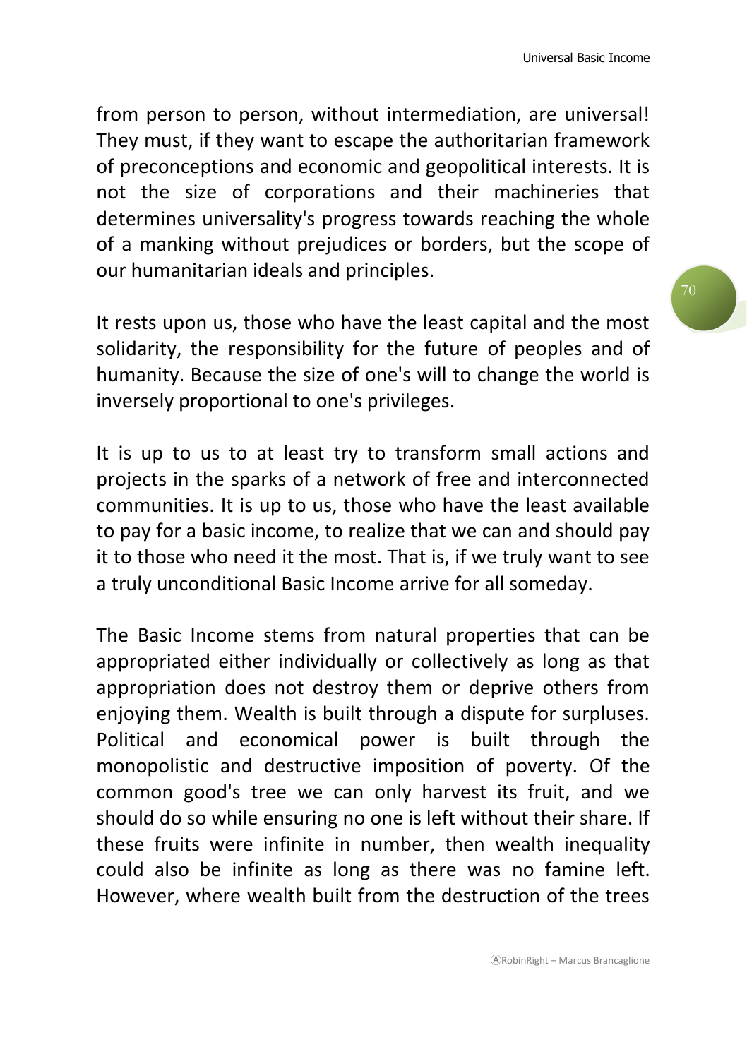from person to person, without intermediation, are universal! They must, if they want to escape the authoritarian framework of preconceptions and economic and geopolitical interests. It is not the size of corporations and their machineries that determines universality's progress towards reaching the whole of a manking without prejudices or borders, but the scope of our humanitarian ideals and principles.

It rests upon us, those who have the least capital and the most solidarity, the responsibility for the future of peoples and of humanity. Because the size of one's will to change the world is inversely proportional to one's privileges.

It is up to us to at least try to transform small actions and projects in the sparks of a network of free and interconnected communities. It is up to us, those who have the least available to pay for a basic income, to realize that we can and should pay it to those who need it the most. That is, if we truly want to see a truly unconditional Basic Income arrive for all someday.

The Basic Income stems from natural properties that can be appropriated either individually or collectively as long as that appropriation does not destroy them or deprive others from enjoying them. Wealth is built through a dispute for surpluses. Political and economical power is built through the monopolistic and destructive imposition of poverty. Of the common good's tree we can only harvest its fruit, and we should do so while ensuring no one is left without their share. If these fruits were infinite in number, then wealth inequality could also be infinite as long as there was no famine left. However, where wealth built from the destruction of the trees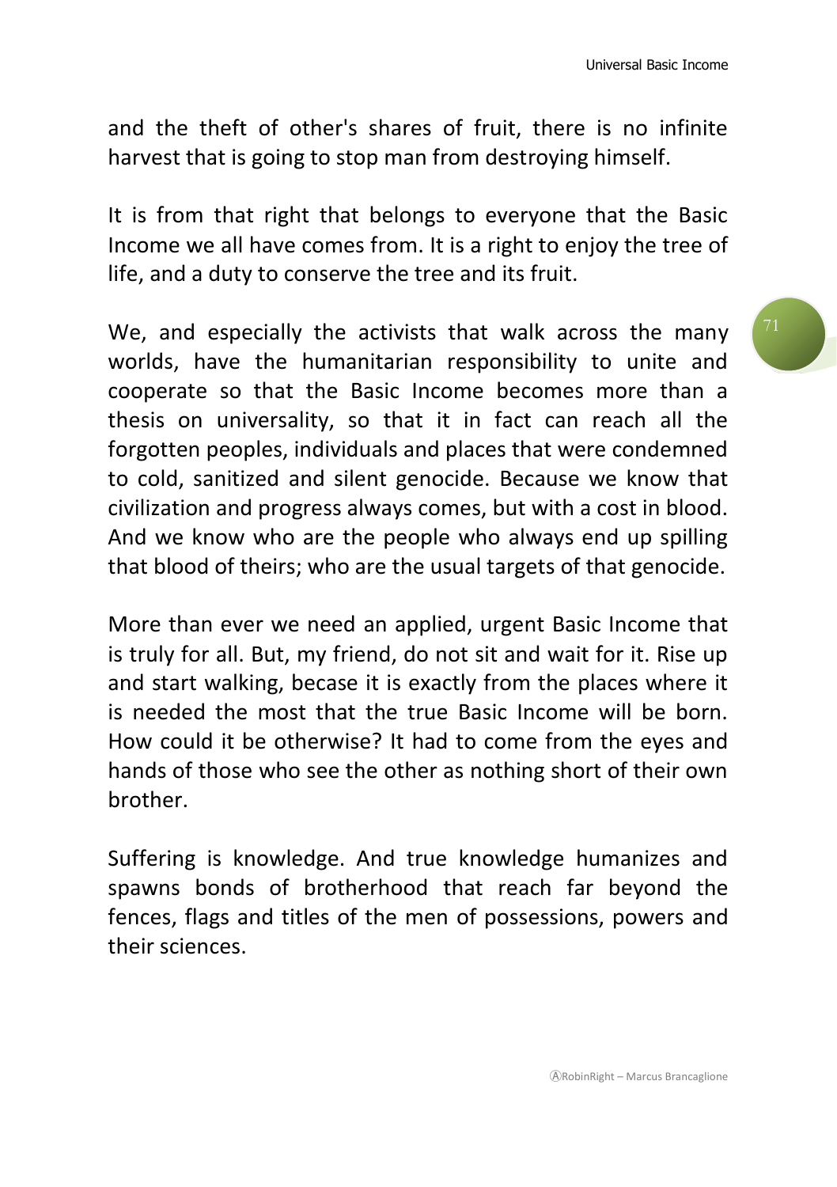and the theft of other's shares of fruit, there is no infinite harvest that is going to stop man from destroying himself.

It is from that right that belongs to everyone that the Basic Income we all have comes from. It is a right to enjoy the tree of life, and a duty to conserve the tree and its fruit.

We, and especially the activists that walk across the many worlds, have the humanitarian responsibility to unite and cooperate so that the Basic Income becomes more than a thesis on universality, so that it in fact can reach all the forgotten peoples, individuals and places that were condemned to cold, sanitized and silent genocide. Because we know that civilization and progress always comes, but with a cost in blood. And we know who are the people who always end up spilling that blood of theirs; who are the usual targets of that genocide.

More than ever we need an applied, urgent Basic Income that is truly for all. But, my friend, do not sit and wait for it. Rise up and start walking, becase it is exactly from the places where it is needed the most that the true Basic Income will be born. How could it be otherwise? It had to come from the eyes and hands of those who see the other as nothing short of their own brother.

Suffering is knowledge. And true knowledge humanizes and spawns bonds of brotherhood that reach far beyond the fences, flags and titles of the men of possessions, powers and their sciences.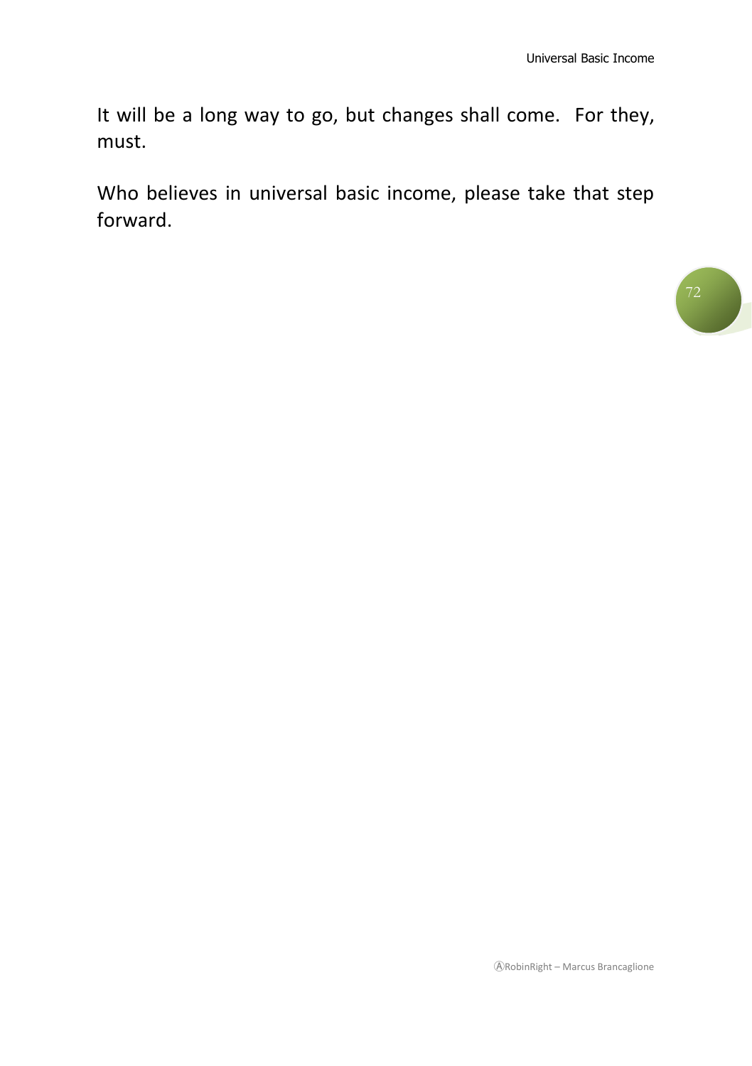It will be a long way to go, but changes shall come. For they, must.

Who believes in universal basic income, please take that step forward.